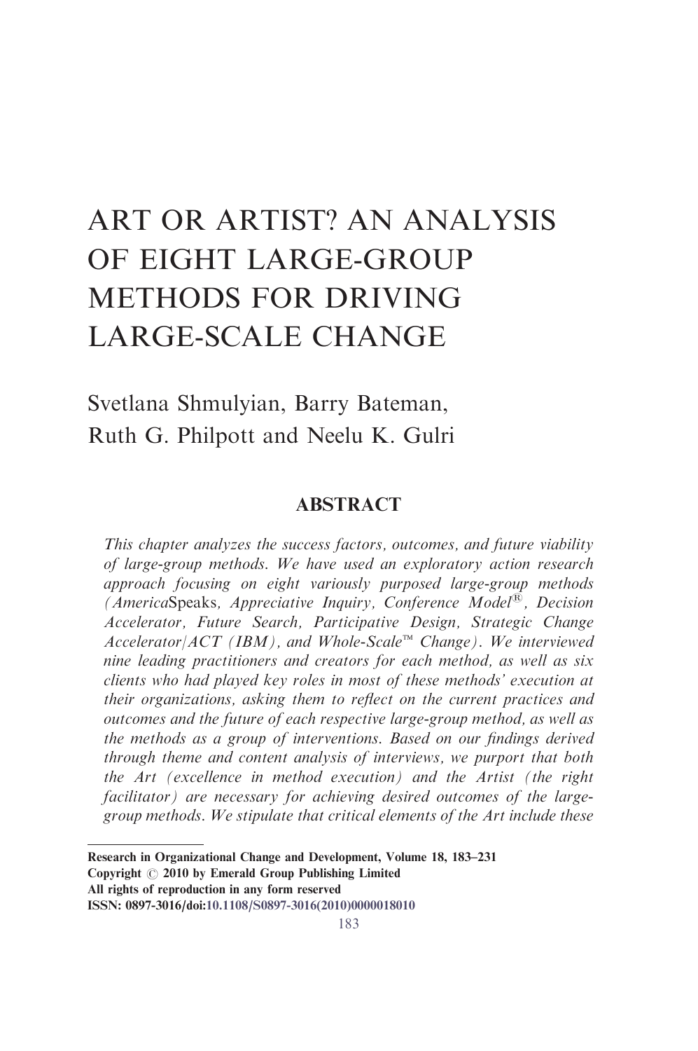# ART OR ARTIST? AN ANALYSIS OF EIGHT LARGE-GROUP METHODS FOR DRIVING LARGE-SCALE CHANGE

Svetlana Shmulyian, Barry Bateman, Ruth G. Philpott and Neelu K. Gulri

## ABSTRACT

*This chapter analyzes the success factors, outcomes, and future viability of large-group methods. We have used an exploratory action research approach focusing on eight variously purposed large-group methods (America*Speaks*, Appreciative Inquiry, Conference Model®, Decision Accelerator, Future Search, Participative Design, Strategic Change Accelerator/ACT (IBM), and Whole-Scale™ Change). We interviewed nine leading practitioners and creators for each method, as well as six clients who had played key roles in most of these methods' execution at their organizations, asking them to reflect on the current practices and outcomes and the future of each respective large-group method, as well as the methods as a group of interventions. Based on our findings derived through theme and content analysis of interviews, we purport that both the Art (excellence in method execution) and the Artist (the right facilitator) are necessary for achieving desired outcomes of the large-group methods. We stipulate that critical elements of the Art include these*

**Research in Organizational Change and Development, Volume 18, 183–231**
**Copyright © 2010 by Emerald Group Publishing Limited**
**All rights of reproduction in any form reserved**
**ISSN: 0897-3016/doi:10.1108/S0897-3016(2010)0000018010**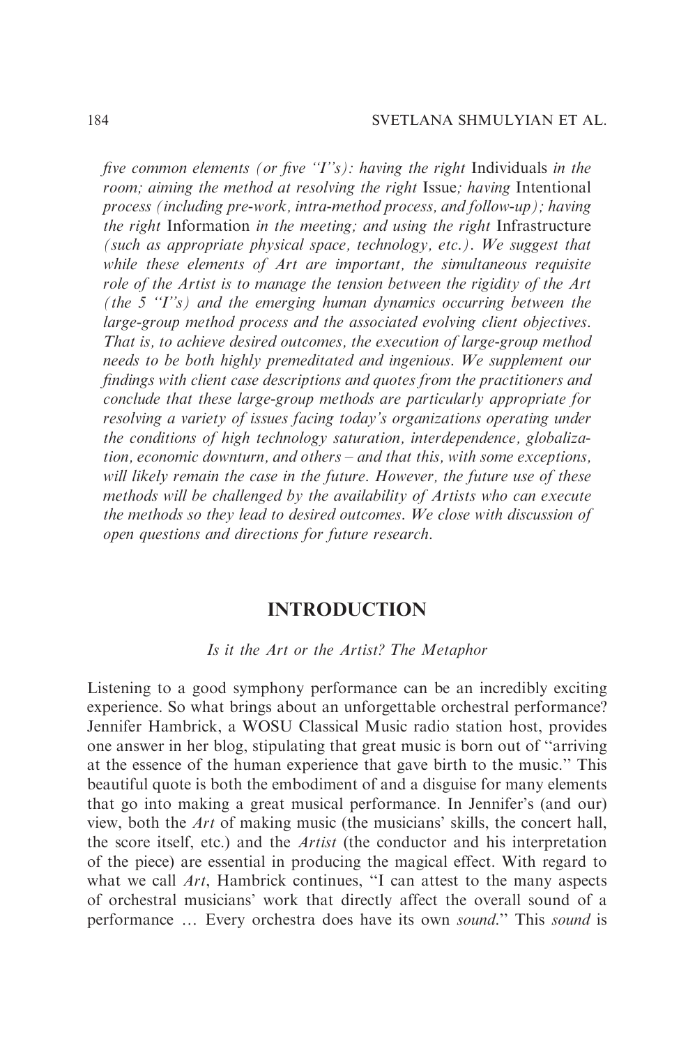*five common elements (or five "I"s): having the right* Individuals *in the room; aiming the method at resolving the right* Issue*; having* Intentional *process (including pre-work, intra-method process, and follow-up); having the right* Information *in the meeting; and using the right* Infrastructure *(such as appropriate physical space, technology, etc.). We suggest that while these elements of Art are important, the simultaneous requisite role of the Artist is to manage the tension between the rigidity of the Art (the 5 "I"s) and the emerging human dynamics occurring between the large-group method process and the associated evolving client objectives. That is, to achieve desired outcomes, the execution of large-group method needs to be both highly premeditated and ingenious. We supplement our findings with client case descriptions and quotes from the practitioners and conclude that these large-group methods are particularly appropriate for resolving a variety of issues facing today's organizations operating under the conditions of high technology saturation, interdependence, globalization, economic downturn, and others – and that this, with some exceptions, will likely remain the case in the future. However, the future use of these methods will be challenged by the availability of Artists who can execute the methods so they lead to desired outcomes. We close with discussion of open questions and directions for future research.*

## INTRODUCTION

*Is it the Art or the Artist? The Metaphor*

Listening to a good symphony performance can be an incredibly exciting experience. So what brings about an unforgettable orchestral performance? Jennifer Hambrick, a WOSU Classical Music radio station host, provides one answer in her blog, stipulating that great music is born out of "arriving at the essence of the human experience that gave birth to the music." This beautiful quote is both the embodiment of and a disguise for many elements that go into making a great musical performance. In Jennifer's (and our) view, both the *Art* of making music (the musicians' skills, the concert hall, the score itself, etc.) and the *Artist* (the conductor and his interpretation of the piece) are essential in producing the magical effect. With regard to what we call *Art*, Hambrick continues, "I can attest to the many aspects of orchestral musicians' work that directly affect the overall sound of a performance … Every orchestra does have its own *sound*." This *sound* is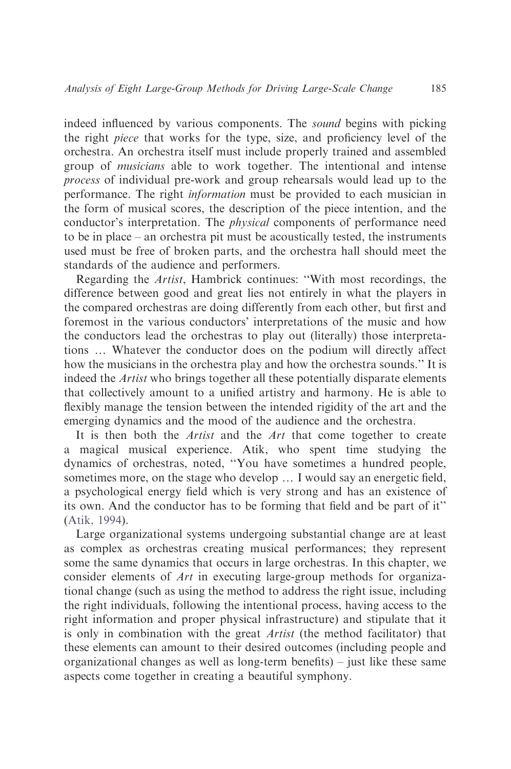indeed influenced by various components. The *sound* begins with picking the right *piece* that works for the type, size, and proficiency level of the orchestra. An orchestra itself must include properly trained and assembled group of *musicians* able to work together. The intentional and intense *process* of individual pre-work and group rehearsals would lead up to the performance. The right *information* must be provided to each musician in the form of musical scores, the description of the piece intention, and the conductor's interpretation. The *physical* components of performance need to be in place – an orchestra pit must be acoustically tested, the instruments used must be free of broken parts, and the orchestra hall should meet the standards of the audience and performers.

Regarding the *Artist*, Hambrick continues: "With most recordings, the difference between good and great lies not entirely in what the players in the compared orchestras are doing differently from each other, but first and foremost in the various conductors' interpretations of the music and how the conductors lead the orchestras to play out (literally) those interpretations … Whatever the conductor does on the podium will directly affect how the musicians in the orchestra play and how the orchestra sounds." It is indeed the *Artist* who brings together all these potentially disparate elements that collectively amount to a unified artistry and harmony. He is able to flexibly manage the tension between the intended rigidity of the art and the emerging dynamics and the mood of the audience and the orchestra.

It is then both the *Artist* and the *Art* that come together to create a magical musical experience. Atik, who spent time studying the dynamics of orchestras, noted, "You have sometimes a hundred people, sometimes more, on the stage who develop … I would say an energetic field, a psychological energy field which is very strong and has an existence of its own. And the conductor has to be forming that field and be part of it" (Atik, 1994).

Large organizational systems undergoing substantial change are at least as complex as orchestras creating musical performances; they represent some the same dynamics that occurs in large orchestras. In this chapter, we consider elements of *Art* in executing large-group methods for organizational change (such as using the method to address the right issue, including the right individuals, following the intentional process, having access to the right information and proper physical infrastructure) and stipulate that it is only in combination with the great *Artist* (the method facilitator) that these elements can amount to their desired outcomes (including people and organizational changes as well as long-term benefits) – just like these same aspects come together in creating a beautiful symphony.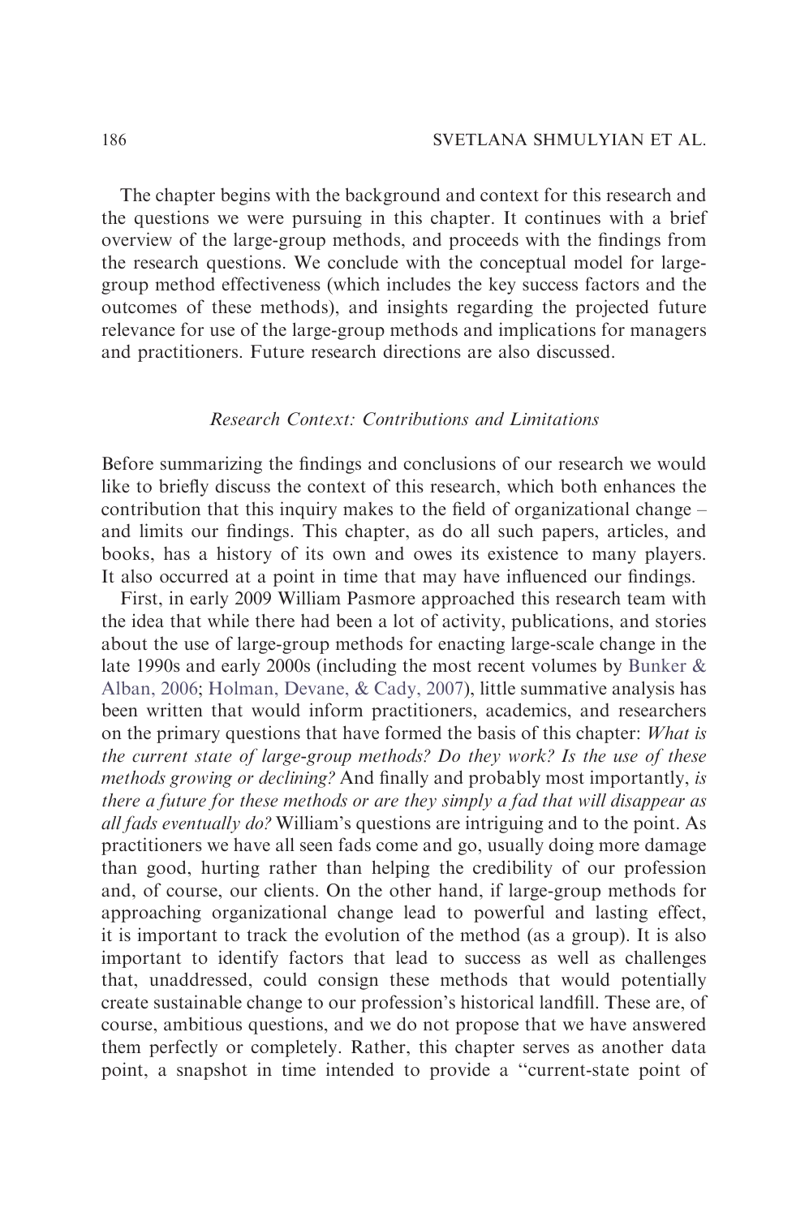The chapter begins with the background and context for this research and the questions we were pursuing in this chapter. It continues with a brief overview of the large-group methods, and proceeds with the findings from the research questions. We conclude with the conceptual model for large-group method effectiveness (which includes the key success factors and the outcomes of these methods), and insights regarding the projected future relevance for use of the large-group methods and implications for managers and practitioners. Future research directions are also discussed.

### *Research Context: Contributions and Limitations*

Before summarizing the findings and conclusions of our research we would like to briefly discuss the context of this research, which both enhances the contribution that this inquiry makes to the field of organizational change – and limits our findings. This chapter, as do all such papers, articles, and books, has a history of its own and owes its existence to many players. It also occurred at a point in time that may have influenced our findings.

First, in early 2009 William Pasmore approached this research team with the idea that while there had been a lot of activity, publications, and stories about the use of large-group methods for enacting large-scale change in the late 1990s and early 2000s (including the most recent volumes by Bunker & Alban, 2006; Holman, Devane, & Cady, 2007), little summative analysis has been written that would inform practitioners, academics, and researchers on the primary questions that have formed the basis of this chapter: *What is the current state of large-group methods? Do they work? Is the use of these methods growing or declining?* And finally and probably most importantly, *is there a future for these methods or are they simply a fad that will disappear as all fads eventually do?* William's questions are intriguing and to the point. As practitioners we have all seen fads come and go, usually doing more damage than good, hurting rather than helping the credibility of our profession and, of course, our clients. On the other hand, if large-group methods for approaching organizational change lead to powerful and lasting effect, it is important to track the evolution of the method (as a group). It is also important to identify factors that lead to success as well as challenges that, unaddressed, could consign these methods that would potentially create sustainable change to our profession's historical landfill. These are, of course, ambitious questions, and we do not propose that we have answered them perfectly or completely. Rather, this chapter serves as another data point, a snapshot in time intended to provide a "current-state point of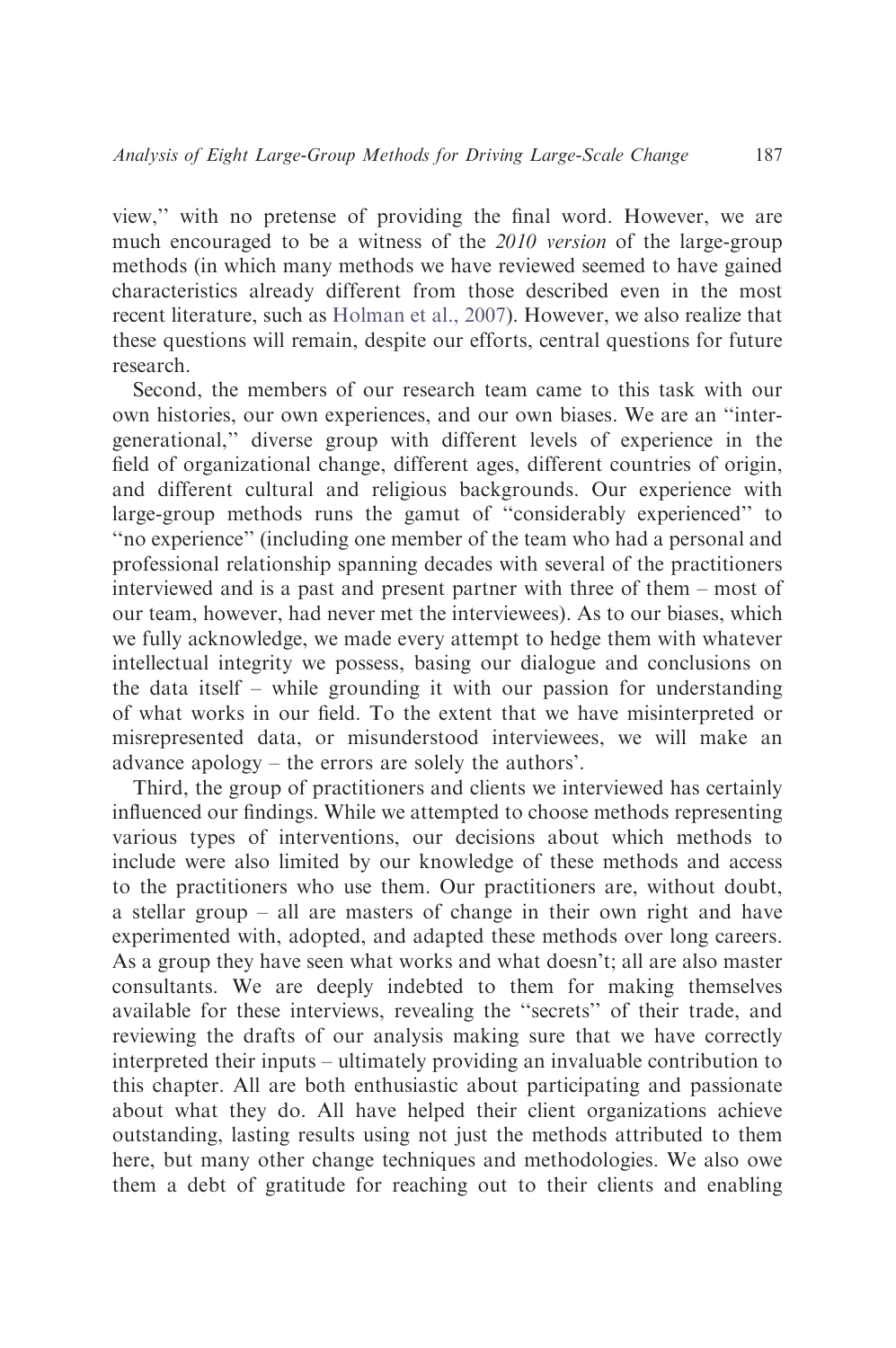view,'' with no pretense of providing the final word. However, we are much encouraged to be a witness of the *2010 version* of the large-group methods (in which many methods we have reviewed seemed to have gained characteristics already different from those described even in the most recent literature, such as Holman et al., 2007). However, we also realize that these questions will remain, despite our efforts, central questions for future research.

Second, the members of our research team came to this task with our own histories, our own experiences, and our own biases. We are an ''intergenerational,'' diverse group with different levels of experience in the field of organizational change, different ages, different countries of origin, and different cultural and religious backgrounds. Our experience with large-group methods runs the gamut of ''considerably experienced'' to ''no experience'' (including one member of the team who had a personal and professional relationship spanning decades with several of the practitioners interviewed and is a past and present partner with three of them – most of our team, however, had never met the interviewees). As to our biases, which we fully acknowledge, we made every attempt to hedge them with whatever intellectual integrity we possess, basing our dialogue and conclusions on the data itself – while grounding it with our passion for understanding of what works in our field. To the extent that we have misinterpreted or misrepresented data, or misunderstood interviewees, we will make an advance apology – the errors are solely the authors'.

Third, the group of practitioners and clients we interviewed has certainly influenced our findings. While we attempted to choose methods representing various types of interventions, our decisions about which methods to include were also limited by our knowledge of these methods and access to the practitioners who use them. Our practitioners are, without doubt, a stellar group – all are masters of change in their own right and have experimented with, adopted, and adapted these methods over long careers. As a group they have seen what works and what doesn't; all are also master consultants. We are deeply indebted to them for making themselves available for these interviews, revealing the ''secrets'' of their trade, and reviewing the drafts of our analysis making sure that we have correctly interpreted their inputs – ultimately providing an invaluable contribution to this chapter. All are both enthusiastic about participating and passionate about what they do. All have helped their client organizations achieve outstanding, lasting results using not just the methods attributed to them here, but many other change techniques and methodologies. We also owe them a debt of gratitude for reaching out to their clients and enabling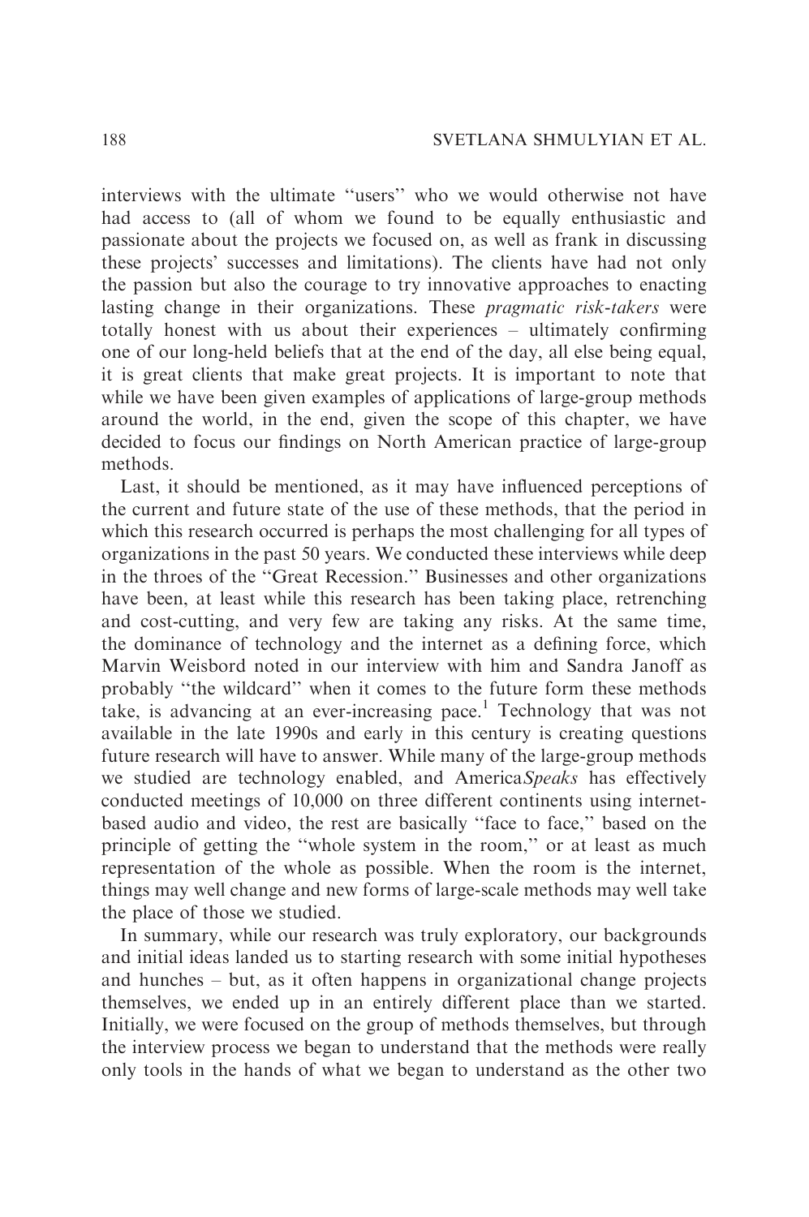interviews with the ultimate "users" who we would otherwise not have had access to (all of whom we found to be equally enthusiastic and passionate about the projects we focused on, as well as frank in discussing these projects' successes and limitations). The clients have had not only the passion but also the courage to try innovative approaches to enacting lasting change in their organizations. These *pragmatic risk-takers* were totally honest with us about their experiences – ultimately confirming one of our long-held beliefs that at the end of the day, all else being equal, it is great clients that make great projects. It is important to note that while we have been given examples of applications of large-group methods around the world, in the end, given the scope of this chapter, we have decided to focus our findings on North American practice of large-group methods.

Last, it should be mentioned, as it may have influenced perceptions of the current and future state of the use of these methods, that the period in which this research occurred is perhaps the most challenging for all types of organizations in the past 50 years. We conducted these interviews while deep in the throes of the "Great Recession." Businesses and other organizations have been, at least while this research has been taking place, retrenching and cost-cutting, and very few are taking any risks. At the same time, the dominance of technology and the internet as a defining force, which Marvin Weisbord noted in our interview with him and Sandra Janoff as probably "the wildcard" when it comes to the future form these methods take, is advancing at an ever-increasing pace.[1] Technology that was not available in the late 1990s and early in this century is creating questions future research will have to answer. While many of the large-group methods we studied are technology enabled, and America*Speaks* has effectively conducted meetings of 10,000 on three different continents using internet-based audio and video, the rest are basically "face to face," based on the principle of getting the "whole system in the room," or at least as much representation of the whole as possible. When the room is the internet, things may well change and new forms of large-scale methods may well take the place of those we studied.

In summary, while our research was truly exploratory, our backgrounds and initial ideas landed us to starting research with some initial hypotheses and hunches – but, as it often happens in organizational change projects themselves, we ended up in an entirely different place than we started. Initially, we were focused on the group of methods themselves, but through the interview process we began to understand that the methods were really only tools in the hands of what we began to understand as the other two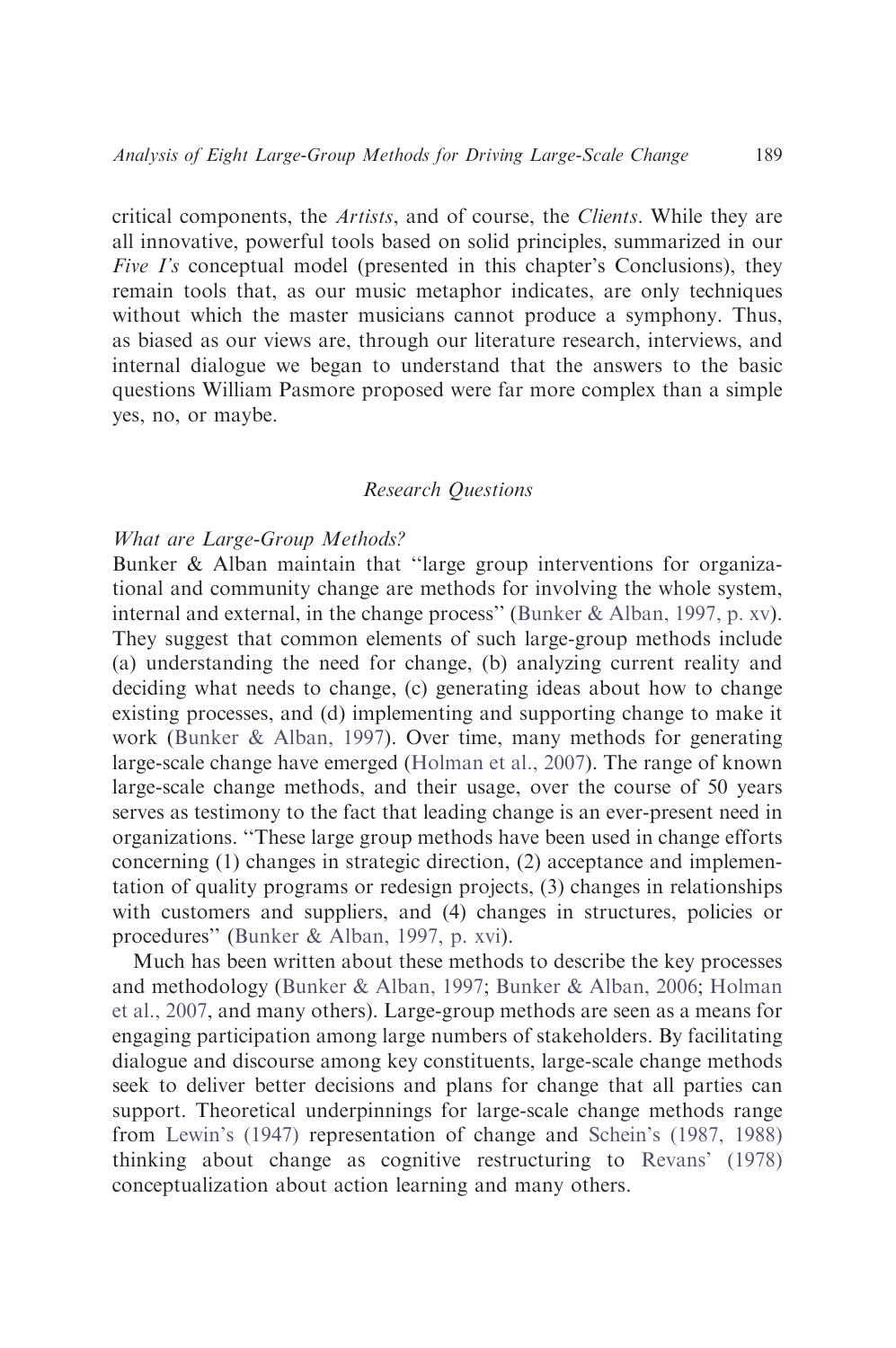critical components, the *Artists*, and of course, the *Clients*. While they are all innovative, powerful tools based on solid principles, summarized in our *Five I's* conceptual model (presented in this chapter's Conclusions), they remain tools that, as our music metaphor indicates, are only techniques without which the master musicians cannot produce a symphony. Thus, as biased as our views are, through our literature research, interviews, and internal dialogue we began to understand that the answers to the basic questions William Pasmore proposed were far more complex than a simple yes, no, or maybe.

## *Research Questions*

### *What are Large-Group Methods?*

Bunker & Alban maintain that ''large group interventions for organizational and community change are methods for involving the whole system, internal and external, in the change process'' (Bunker & Alban, 1997, p. xv). They suggest that common elements of such large-group methods include (a) understanding the need for change, (b) analyzing current reality and deciding what needs to change, (c) generating ideas about how to change existing processes, and (d) implementing and supporting change to make it work (Bunker & Alban, 1997). Over time, many methods for generating large-scale change have emerged (Holman et al., 2007). The range of known large-scale change methods, and their usage, over the course of 50 years serves as testimony to the fact that leading change is an ever-present need in organizations. ''These large group methods have been used in change efforts concerning (1) changes in strategic direction, (2) acceptance and implementation of quality programs or redesign projects, (3) changes in relationships with customers and suppliers, and (4) changes in structures, policies or procedures'' (Bunker & Alban, 1997, p. xvi).

Much has been written about these methods to describe the key processes and methodology (Bunker & Alban, 1997; Bunker & Alban, 2006; Holman et al., 2007, and many others). Large-group methods are seen as a means for engaging participation among large numbers of stakeholders. By facilitating dialogue and discourse among key constituents, large-scale change methods seek to deliver better decisions and plans for change that all parties can support. Theoretical underpinnings for large-scale change methods range from Lewin's (1947) representation of change and Schein's (1987, 1988) thinking about change as cognitive restructuring to Revans' (1978) conceptualization about action learning and many others.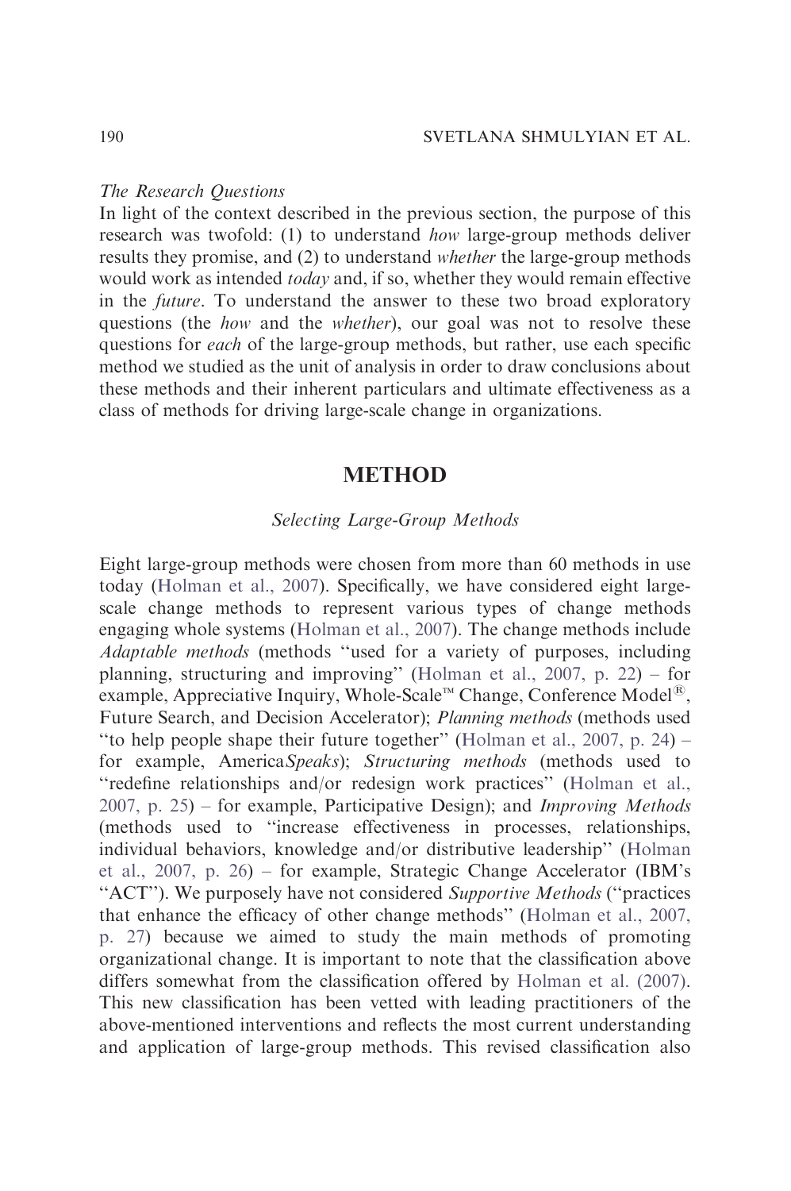*The Research Questions*

In light of the context described in the previous section, the purpose of this research was twofold: (1) to understand *how* large-group methods deliver results they promise, and (2) to understand *whether* the large-group methods would work as intended *today* and, if so, whether they would remain effective in the *future*. To understand the answer to these two broad exploratory questions (the *how* and the *whether*), our goal was not to resolve these questions for *each* of the large-group methods, but rather, use each specific method we studied as the unit of analysis in order to draw conclusions about these methods and their inherent particulars and ultimate effectiveness as a class of methods for driving large-scale change in organizations.

## METHOD

### *Selecting Large-Group Methods*

Eight large-group methods were chosen from more than 60 methods in use today (Holman et al., 2007). Specifically, we have considered eight large-scale change methods to represent various types of change methods engaging whole systems (Holman et al., 2007). The change methods include *Adaptable methods* (methods "used for a variety of purposes, including planning, structuring and improving" (Holman et al., 2007, p. 22) – for example, Appreciative Inquiry, Whole-Scale™ Change, Conference Model®, Future Search, and Decision Accelerator); *Planning methods* (methods used "to help people shape their future together" (Holman et al., 2007, p. 24) – for example, America*Speaks*); *Structuring methods* (methods used to "redefine relationships and/or redesign work practices" (Holman et al., 2007, p. 25) – for example, Participative Design); and *Improving Methods* (methods used to "increase effectiveness in processes, relationships, individual behaviors, knowledge and/or distributive leadership" (Holman et al., 2007, p. 26) – for example, Strategic Change Accelerator (IBM's "ACT"). We purposely have not considered *Supportive Methods* ("practices that enhance the efficacy of other change methods" (Holman et al., 2007, p. 27) because we aimed to study the main methods of promoting organizational change. It is important to note that the classification above differs somewhat from the classification offered by Holman et al. (2007). This new classification has been vetted with leading practitioners of the above-mentioned interventions and reflects the most current understanding and application of large-group methods. This revised classification also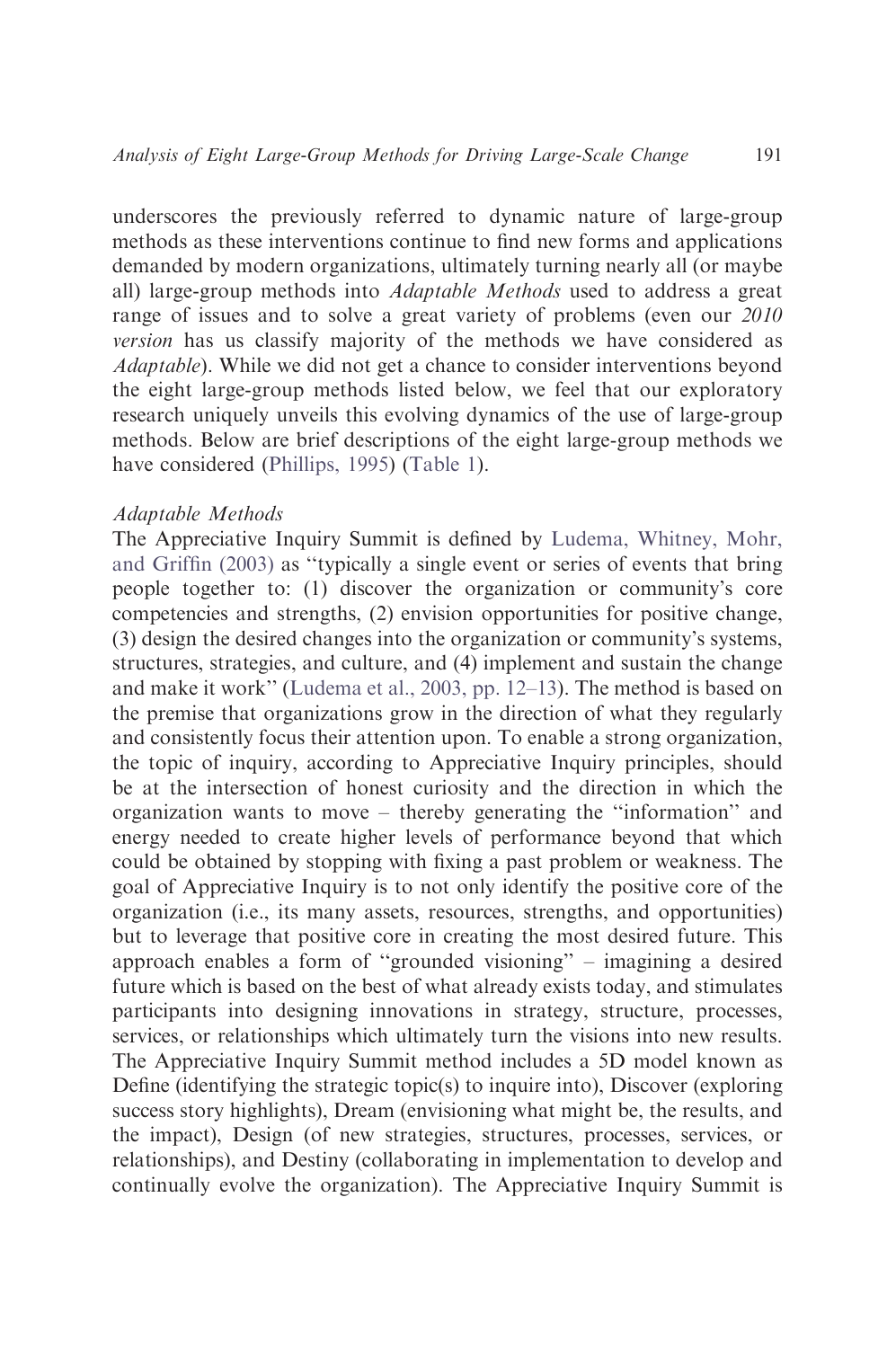underscores the previously referred to dynamic nature of large-group methods as these interventions continue to find new forms and applications demanded by modern organizations, ultimately turning nearly all (or maybe all) large-group methods into *Adaptable Methods* used to address a great range of issues and to solve a great variety of problems (even our *2010 version* has us classify majority of the methods we have considered as *Adaptable*). While we did not get a chance to consider interventions beyond the eight large-group methods listed below, we feel that our exploratory research uniquely unveils this evolving dynamics of the use of large-group methods. Below are brief descriptions of the eight large-group methods we have considered (Phillips, 1995) (Table 1).

*Adaptable Methods*

The Appreciative Inquiry Summit is defined by Ludema, Whitney, Mohr, and Griffin (2003) as ''typically a single event or series of events that bring people together to: (1) discover the organization or community's core competencies and strengths, (2) envision opportunities for positive change, (3) design the desired changes into the organization or community's systems, structures, strategies, and culture, and (4) implement and sustain the change and make it work'' (Ludema et al., 2003, pp. 12–13). The method is based on the premise that organizations grow in the direction of what they regularly and consistently focus their attention upon. To enable a strong organization, the topic of inquiry, according to Appreciative Inquiry principles, should be at the intersection of honest curiosity and the direction in which the organization wants to move – thereby generating the ''information'' and energy needed to create higher levels of performance beyond that which could be obtained by stopping with fixing a past problem or weakness. The goal of Appreciative Inquiry is to not only identify the positive core of the organization (i.e., its many assets, resources, strengths, and opportunities) but to leverage that positive core in creating the most desired future. This approach enables a form of ''grounded visioning'' – imagining a desired future which is based on the best of what already exists today, and stimulates participants into designing innovations in strategy, structure, processes, services, or relationships which ultimately turn the visions into new results. The Appreciative Inquiry Summit method includes a 5D model known as Define (identifying the strategic topic(s) to inquire into), Discover (exploring success story highlights), Dream (envisioning what might be, the results, and the impact), Design (of new strategies, structures, processes, services, or relationships), and Destiny (collaborating in implementation to develop and continually evolve the organization). The Appreciative Inquiry Summit is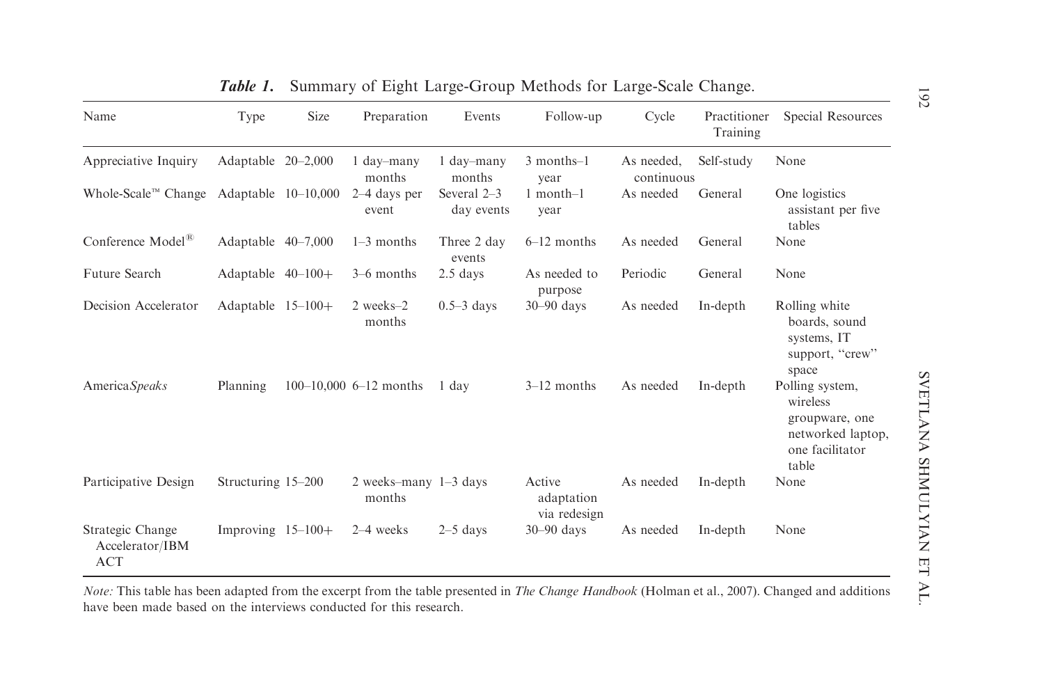***Table 1.*** Summary of Eight Large-Group Methods for Large-Scale Change.

| Name | Type | Size | Preparation | Events | Follow-up | Cycle | Practitioner Training | Special Resources |
|---|---|---|---|---|---|---|---|---|
| Appreciative Inquiry | Adaptable | 20–2,000 | 1 day–many months | 1 day–many months | 3 months–1 year | As needed, continuous | Self-study | None |
| Whole-Scale™ Change | Adaptable | 10–10,000 | 2–4 days per event | Several 2–3 day events | 1 month–1 year | As needed | General | One logistics assistant per five tables |
| Conference Model® | Adaptable | 40–7,000 | 1–3 months | Three 2 day events | 6–12 months | As needed | General | None |
| Future Search | Adaptable | 40–100+ | 3–6 months | 2.5 days | As needed to purpose | Periodic | General | None |
| Decision Accelerator | Adaptable | 15–100+ | 2 weeks–2 months | 0.5–3 days | 30–90 days | As needed | In-depth | Rolling white boards, sound systems, IT support, "crew" space |
| America*Speaks* | Planning | 100–10,000 | 6–12 months | 1 day | 3–12 months | As needed | In-depth | Polling system, wireless groupware, one networked laptop, one facilitator table |
| Participative Design | Structuring | 15–200 | 2 weeks–many months | 1–3 days | Active adaptation via redesign | As needed | In-depth | None |
| Strategic Change Accelerator/IBM ACT | Improving | 15–100+ | 2–4 weeks | 2–5 days | 30–90 days | As needed | In-depth | None |

*Note:* This table has been adapted from the excerpt from the table presented in *The Change Handbook* (Holman et al., 2007). Changed and additions have been made based on the interviews conducted for this research.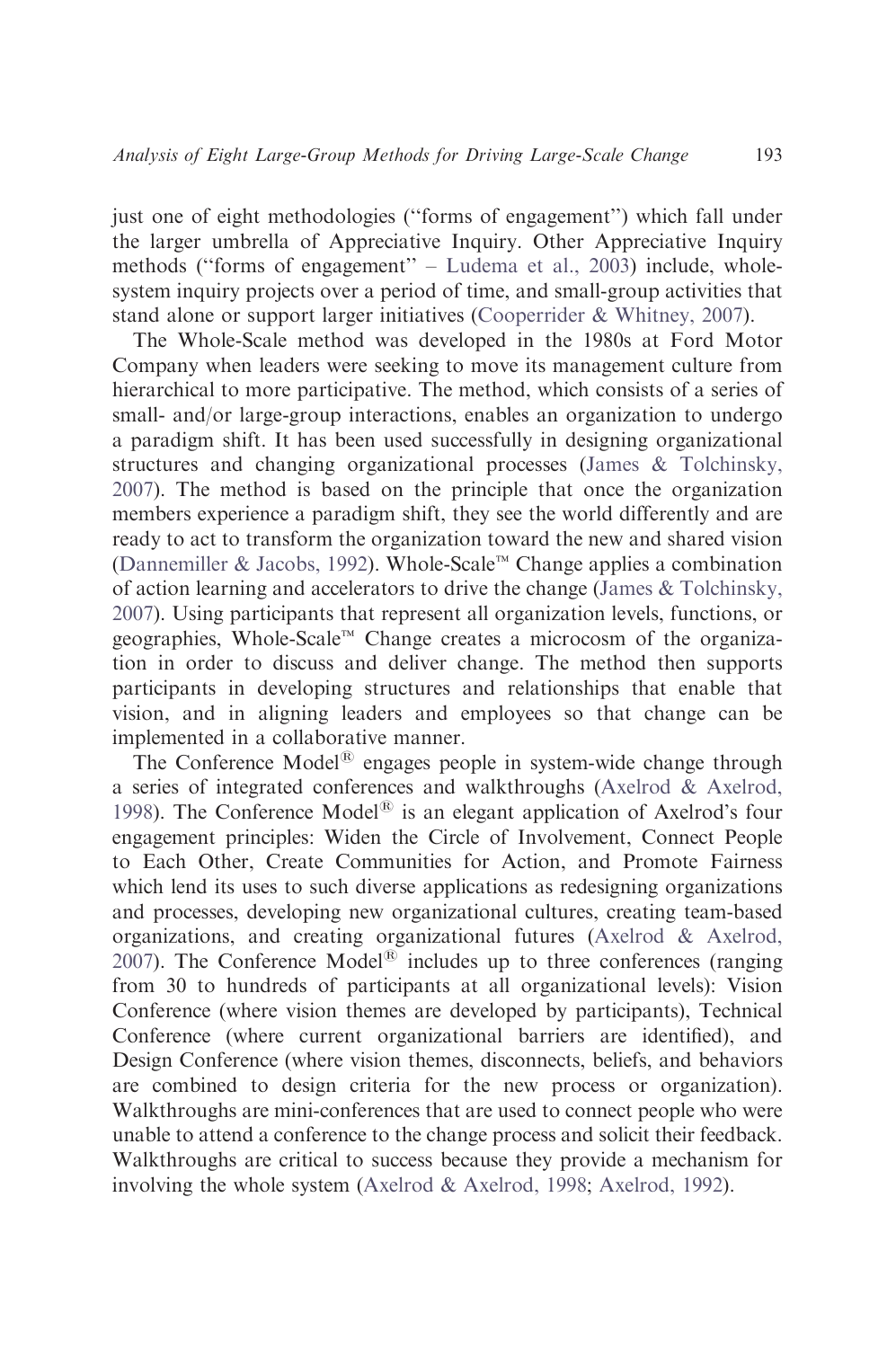just one of eight methodologies ("forms of engagement") which fall under the larger umbrella of Appreciative Inquiry. Other Appreciative Inquiry methods ("forms of engagement" – Ludema et al., 2003) include, whole-system inquiry projects over a period of time, and small-group activities that stand alone or support larger initiatives (Cooperrider & Whitney, 2007).

The Whole-Scale method was developed in the 1980s at Ford Motor Company when leaders were seeking to move its management culture from hierarchical to more participative. The method, which consists of a series of small- and/or large-group interactions, enables an organization to undergo a paradigm shift. It has been used successfully in designing organizational structures and changing organizational processes (James & Tolchinsky, 2007). The method is based on the principle that once the organization members experience a paradigm shift, they see the world differently and are ready to act to transform the organization toward the new and shared vision (Dannemiller & Jacobs, 1992). Whole-Scale™ Change applies a combination of action learning and accelerators to drive the change (James & Tolchinsky, 2007). Using participants that represent all organization levels, functions, or geographies, Whole-Scale™ Change creates a microcosm of the organization in order to discuss and deliver change. The method then supports participants in developing structures and relationships that enable that vision, and in aligning leaders and employees so that change can be implemented in a collaborative manner.

The Conference Model® engages people in system-wide change through a series of integrated conferences and walkthroughs (Axelrod & Axelrod, 1998). The Conference Model® is an elegant application of Axelrod's four engagement principles: Widen the Circle of Involvement, Connect People to Each Other, Create Communities for Action, and Promote Fairness which lend its uses to such diverse applications as redesigning organizations and processes, developing new organizational cultures, creating team-based organizations, and creating organizational futures (Axelrod & Axelrod, 2007). The Conference Model® includes up to three conferences (ranging from 30 to hundreds of participants at all organizational levels): Vision Conference (where vision themes are developed by participants), Technical Conference (where current organizational barriers are identified), and Design Conference (where vision themes, disconnects, beliefs, and behaviors are combined to design criteria for the new process or organization). Walkthroughs are mini-conferences that are used to connect people who were unable to attend a conference to the change process and solicit their feedback. Walkthroughs are critical to success because they provide a mechanism for involving the whole system (Axelrod & Axelrod, 1998; Axelrod, 1992).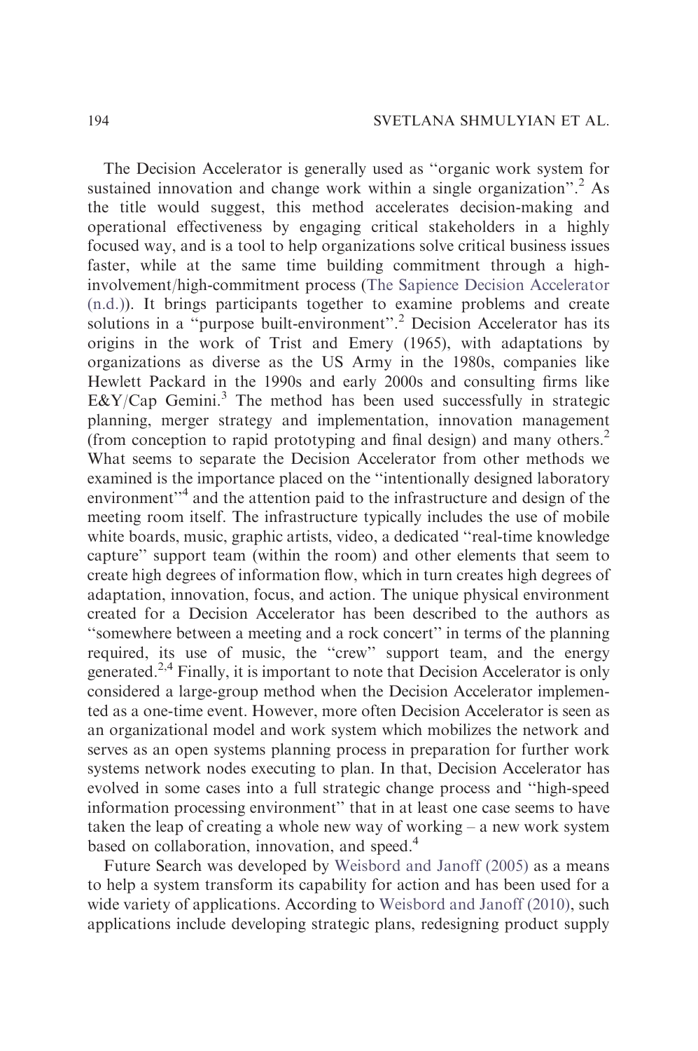The Decision Accelerator is generally used as "organic work system for sustained innovation and change work within a single organization".[2] As the title would suggest, this method accelerates decision-making and operational effectiveness by engaging critical stakeholders in a highly focused way, and is a tool to help organizations solve critical business issues faster, while at the same time building commitment through a high-involvement/high-commitment process (The Sapience Decision Accelerator (n.d.)). It brings participants together to examine problems and create solutions in a "purpose built-environment".[2] Decision Accelerator has its origins in the work of Trist and Emery (1965), with adaptations by organizations as diverse as the US Army in the 1980s, companies like Hewlett Packard in the 1990s and early 2000s and consulting firms like E&Y/Cap Gemini.[3] The method has been used successfully in strategic planning, merger strategy and implementation, innovation management (from conception to rapid prototyping and final design) and many others.[2] What seems to separate the Decision Accelerator from other methods we examined is the importance placed on the "intentionally designed laboratory environment"[4] and the attention paid to the infrastructure and design of the meeting room itself. The infrastructure typically includes the use of mobile white boards, music, graphic artists, video, a dedicated "real-time knowledge capture" support team (within the room) and other elements that seem to create high degrees of information flow, which in turn creates high degrees of adaptation, innovation, focus, and action. The unique physical environment created for a Decision Accelerator has been described to the authors as "somewhere between a meeting and a rock concert" in terms of the planning required, its use of music, the "crew" support team, and the energy generated.[2,4] Finally, it is important to note that Decision Accelerator is only considered a large-group method when the Decision Accelerator implemented as a one-time event. However, more often Decision Accelerator is seen as an organizational model and work system which mobilizes the network and serves as an open systems planning process in preparation for further work systems network nodes executing to plan. In that, Decision Accelerator has evolved in some cases into a full strategic change process and "high-speed information processing environment" that in at least one case seems to have taken the leap of creating a whole new way of working – a new work system based on collaboration, innovation, and speed.[4]

Future Search was developed by Weisbord and Janoff (2005) as a means to help a system transform its capability for action and has been used for a wide variety of applications. According to Weisbord and Janoff (2010), such applications include developing strategic plans, redesigning product supply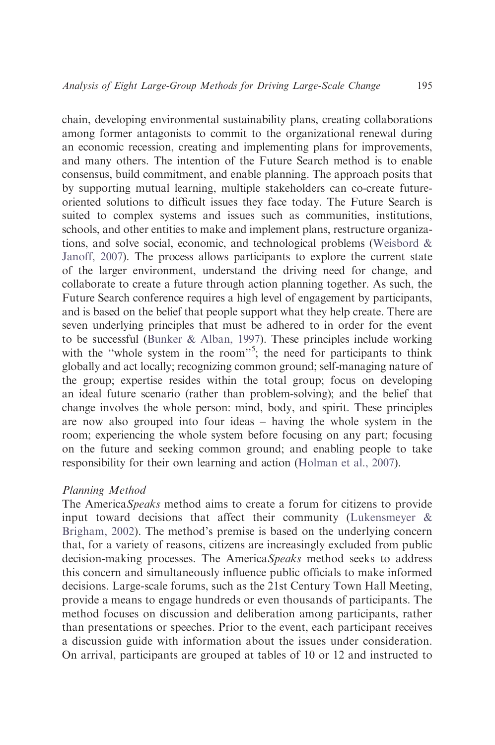chain, developing environmental sustainability plans, creating collaborations among former antagonists to commit to the organizational renewal during an economic recession, creating and implementing plans for improvements, and many others. The intention of the Future Search method is to enable consensus, build commitment, and enable planning. The approach posits that by supporting mutual learning, multiple stakeholders can co-create future-oriented solutions to difficult issues they face today. The Future Search is suited to complex systems and issues such as communities, institutions, schools, and other entities to make and implement plans, restructure organizations, and solve social, economic, and technological problems (Weisbord & Janoff, 2007). The process allows participants to explore the current state of the larger environment, understand the driving need for change, and collaborate to create a future through action planning together. As such, the Future Search conference requires a high level of engagement by participants, and is based on the belief that people support what they help create. There are seven underlying principles that must be adhered to in order for the event to be successful (Bunker & Alban, 1997). These principles include working with the "whole system in the room"[5]; the need for participants to think globally and act locally; recognizing common ground; self-managing nature of the group; expertise resides within the total group; focus on developing an ideal future scenario (rather than problem-solving); and the belief that change involves the whole person: mind, body, and spirit. These principles are now also grouped into four ideas – having the whole system in the room; experiencing the whole system before focusing on any part; focusing on the future and seeking common ground; and enabling people to take responsibility for their own learning and action (Holman et al., 2007).

*Planning Method*

The America*Speaks* method aims to create a forum for citizens to provide input toward decisions that affect their community (Lukensmeyer & Brigham, 2002). The method's premise is based on the underlying concern that, for a variety of reasons, citizens are increasingly excluded from public decision-making processes. The America*Speaks* method seeks to address this concern and simultaneously influence public officials to make informed decisions. Large-scale forums, such as the 21st Century Town Hall Meeting, provide a means to engage hundreds or even thousands of participants. The method focuses on discussion and deliberation among participants, rather than presentations or speeches. Prior to the event, each participant receives a discussion guide with information about the issues under consideration. On arrival, participants are grouped at tables of 10 or 12 and instructed to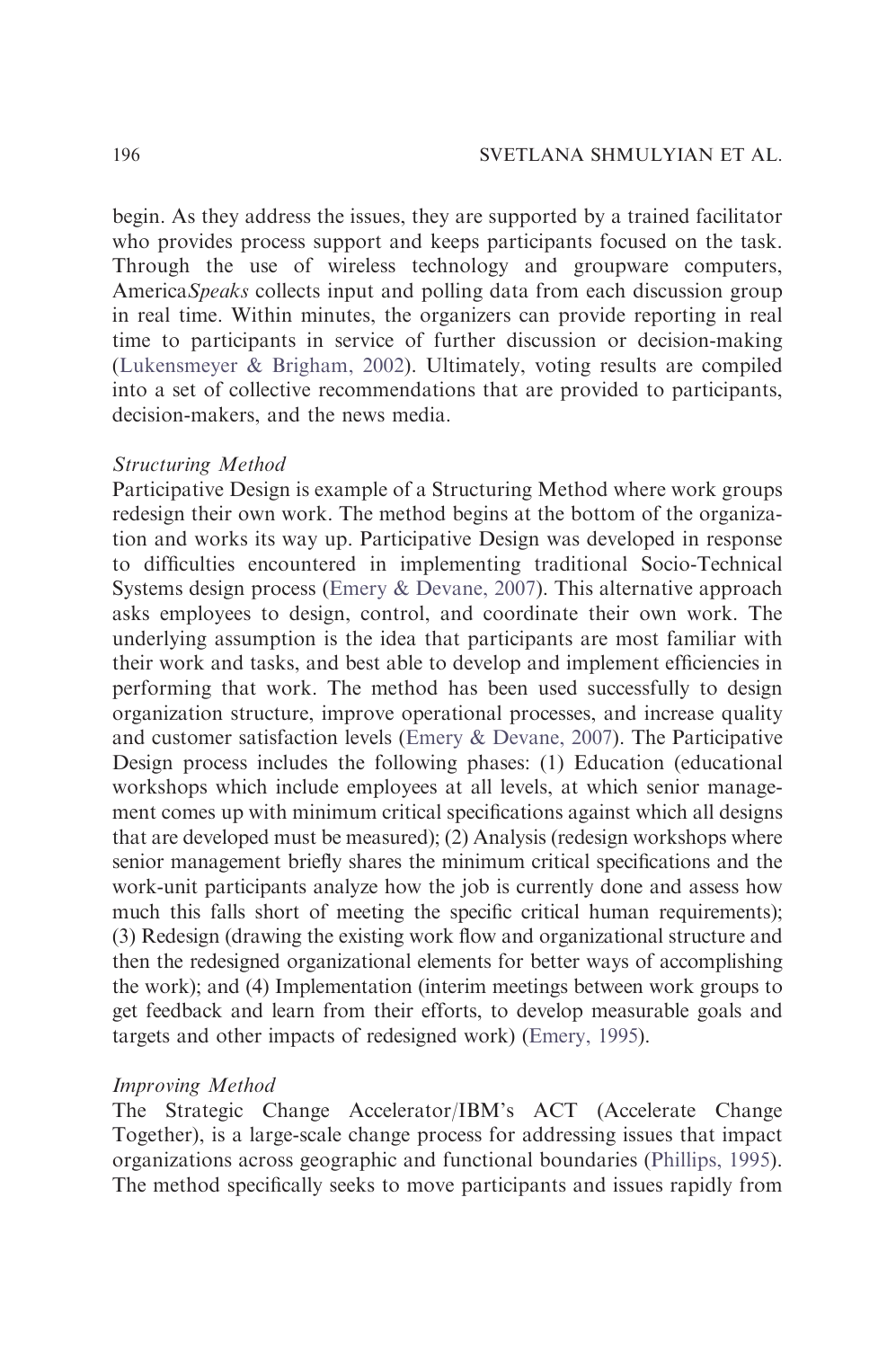begin. As they address the issues, they are supported by a trained facilitator who provides process support and keeps participants focused on the task. Through the use of wireless technology and groupware computers, America*Speaks* collects input and polling data from each discussion group in real time. Within minutes, the organizers can provide reporting in real time to participants in service of further discussion or decision-making (Lukensmeyer & Brigham, 2002). Ultimately, voting results are compiled into a set of collective recommendations that are provided to participants, decision-makers, and the news media.

*Structuring Method*

Participative Design is example of a Structuring Method where work groups redesign their own work. The method begins at the bottom of the organization and works its way up. Participative Design was developed in response to difficulties encountered in implementing traditional Socio-Technical Systems design process (Emery & Devane, 2007). This alternative approach asks employees to design, control, and coordinate their own work. The underlying assumption is the idea that participants are most familiar with their work and tasks, and best able to develop and implement efficiencies in performing that work. The method has been used successfully to design organization structure, improve operational processes, and increase quality and customer satisfaction levels (Emery & Devane, 2007). The Participative Design process includes the following phases: (1) Education (educational workshops which include employees at all levels, at which senior management comes up with minimum critical specifications against which all designs that are developed must be measured); (2) Analysis (redesign workshops where senior management briefly shares the minimum critical specifications and the work-unit participants analyze how the job is currently done and assess how much this falls short of meeting the specific critical human requirements); (3) Redesign (drawing the existing work flow and organizational structure and then the redesigned organizational elements for better ways of accomplishing the work); and (4) Implementation (interim meetings between work groups to get feedback and learn from their efforts, to develop measurable goals and targets and other impacts of redesigned work) (Emery, 1995).

*Improving Method*

The Strategic Change Accelerator/IBM's ACT (Accelerate Change Together), is a large-scale change process for addressing issues that impact organizations across geographic and functional boundaries (Phillips, 1995). The method specifically seeks to move participants and issues rapidly from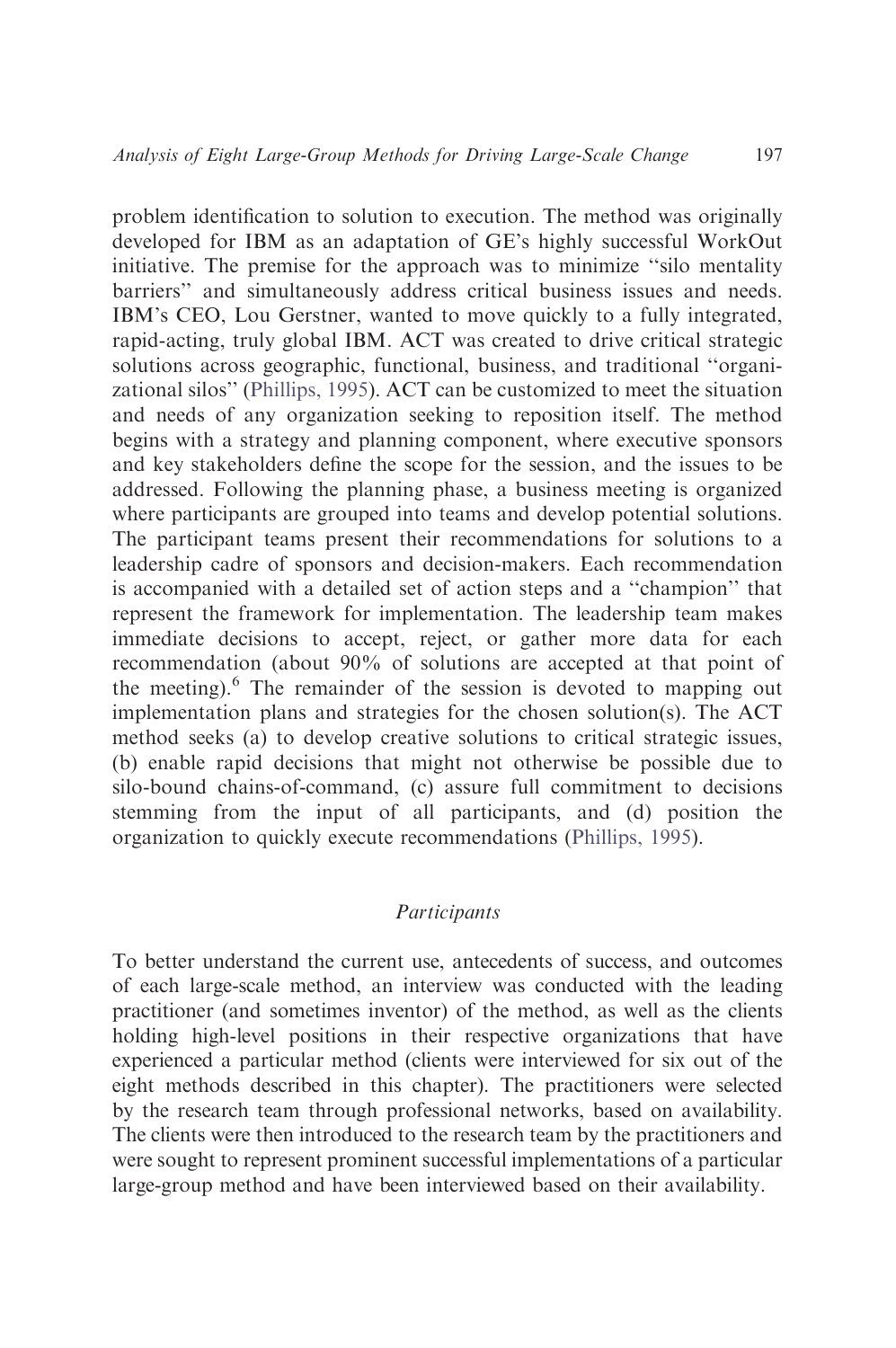problem identification to solution to execution. The method was originally developed for IBM as an adaptation of GE's highly successful WorkOut initiative. The premise for the approach was to minimize "silo mentality barriers" and simultaneously address critical business issues and needs. IBM's CEO, Lou Gerstner, wanted to move quickly to a fully integrated, rapid-acting, truly global IBM. ACT was created to drive critical strategic solutions across geographic, functional, business, and traditional "organizational silos" (Phillips, 1995). ACT can be customized to meet the situation and needs of any organization seeking to reposition itself. The method begins with a strategy and planning component, where executive sponsors and key stakeholders define the scope for the session, and the issues to be addressed. Following the planning phase, a business meeting is organized where participants are grouped into teams and develop potential solutions. The participant teams present their recommendations for solutions to a leadership cadre of sponsors and decision-makers. Each recommendation is accompanied with a detailed set of action steps and a "champion" that represent the framework for implementation. The leadership team makes immediate decisions to accept, reject, or gather more data for each recommendation (about 90% of solutions are accepted at that point of the meeting).[6] The remainder of the session is devoted to mapping out implementation plans and strategies for the chosen solution(s). The ACT method seeks (a) to develop creative solutions to critical strategic issues, (b) enable rapid decisions that might not otherwise be possible due to silo-bound chains-of-command, (c) assure full commitment to decisions stemming from the input of all participants, and (d) position the organization to quickly execute recommendations (Phillips, 1995).

### *Participants*

To better understand the current use, antecedents of success, and outcomes of each large-scale method, an interview was conducted with the leading practitioner (and sometimes inventor) of the method, as well as the clients holding high-level positions in their respective organizations that have experienced a particular method (clients were interviewed for six out of the eight methods described in this chapter). The practitioners were selected by the research team through professional networks, based on availability. The clients were then introduced to the research team by the practitioners and were sought to represent prominent successful implementations of a particular large-group method and have been interviewed based on their availability.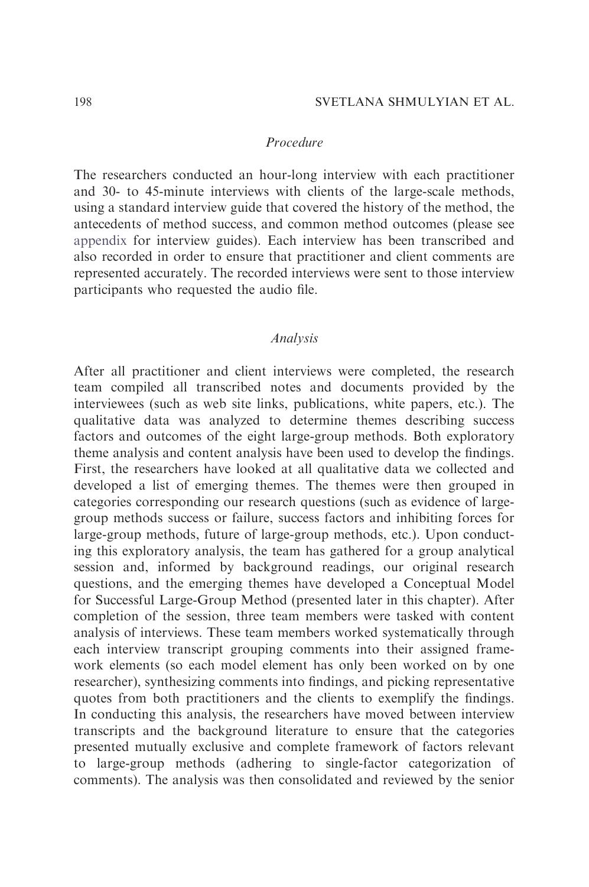### *Procedure*

The researchers conducted an hour-long interview with each practitioner and 30- to 45-minute interviews with clients of the large-scale methods, using a standard interview guide that covered the history of the method, the antecedents of method success, and common method outcomes (please see appendix for interview guides). Each interview has been transcribed and also recorded in order to ensure that practitioner and client comments are represented accurately. The recorded interviews were sent to those interview participants who requested the audio file.

### *Analysis*

After all practitioner and client interviews were completed, the research team compiled all transcribed notes and documents provided by the interviewees (such as web site links, publications, white papers, etc.). The qualitative data was analyzed to determine themes describing success factors and outcomes of the eight large-group methods. Both exploratory theme analysis and content analysis have been used to develop the findings. First, the researchers have looked at all qualitative data we collected and developed a list of emerging themes. The themes were then grouped in categories corresponding our research questions (such as evidence of large-group methods success or failure, success factors and inhibiting forces for large-group methods, future of large-group methods, etc.). Upon conducting this exploratory analysis, the team has gathered for a group analytical session and, informed by background readings, our original research questions, and the emerging themes have developed a Conceptual Model for Successful Large-Group Method (presented later in this chapter). After completion of the session, three team members were tasked with content analysis of interviews. These team members worked systematically through each interview transcript grouping comments into their assigned framework elements (so each model element has only been worked on by one researcher), synthesizing comments into findings, and picking representative quotes from both practitioners and the clients to exemplify the findings. In conducting this analysis, the researchers have moved between interview transcripts and the background literature to ensure that the categories presented mutually exclusive and complete framework of factors relevant to large-group methods (adhering to single-factor categorization of comments). The analysis was then consolidated and reviewed by the senior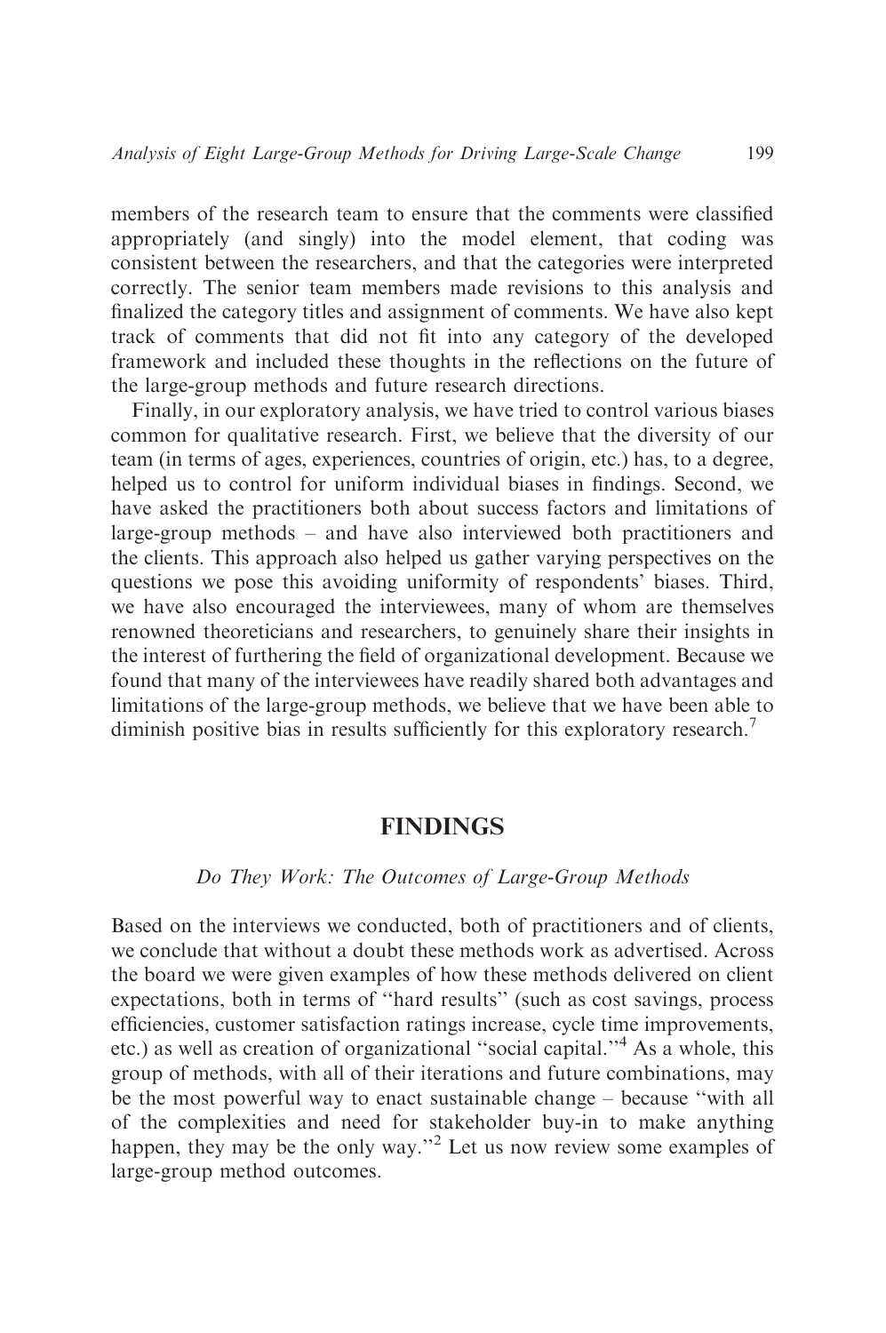members of the research team to ensure that the comments were classified appropriately (and singly) into the model element, that coding was consistent between the researchers, and that the categories were interpreted correctly. The senior team members made revisions to this analysis and finalized the category titles and assignment of comments. We have also kept track of comments that did not fit into any category of the developed framework and included these thoughts in the reflections on the future of the large-group methods and future research directions.

Finally, in our exploratory analysis, we have tried to control various biases common for qualitative research. First, we believe that the diversity of our team (in terms of ages, experiences, countries of origin, etc.) has, to a degree, helped us to control for uniform individual biases in findings. Second, we have asked the practitioners both about success factors and limitations of large-group methods – and have also interviewed both practitioners and the clients. This approach also helped us gather varying perspectives on the questions we pose this avoiding uniformity of respondents' biases. Third, we have also encouraged the interviewees, many of whom are themselves renowned theoreticians and researchers, to genuinely share their insights in the interest of furthering the field of organizational development. Because we found that many of the interviewees have readily shared both advantages and limitations of the large-group methods, we believe that we have been able to diminish positive bias in results sufficiently for this exploratory research.[7]

## FINDINGS

### *Do They Work: The Outcomes of Large-Group Methods*

Based on the interviews we conducted, both of practitioners and of clients, we conclude that without a doubt these methods work as advertised. Across the board we were given examples of how these methods delivered on client expectations, both in terms of ''hard results'' (such as cost savings, process efficiencies, customer satisfaction ratings increase, cycle time improvements, etc.) as well as creation of organizational ''social capital.''[4] As a whole, this group of methods, with all of their iterations and future combinations, may be the most powerful way to enact sustainable change – because ''with all of the complexities and need for stakeholder buy-in to make anything happen, they may be the only way.''[2] Let us now review some examples of large-group method outcomes.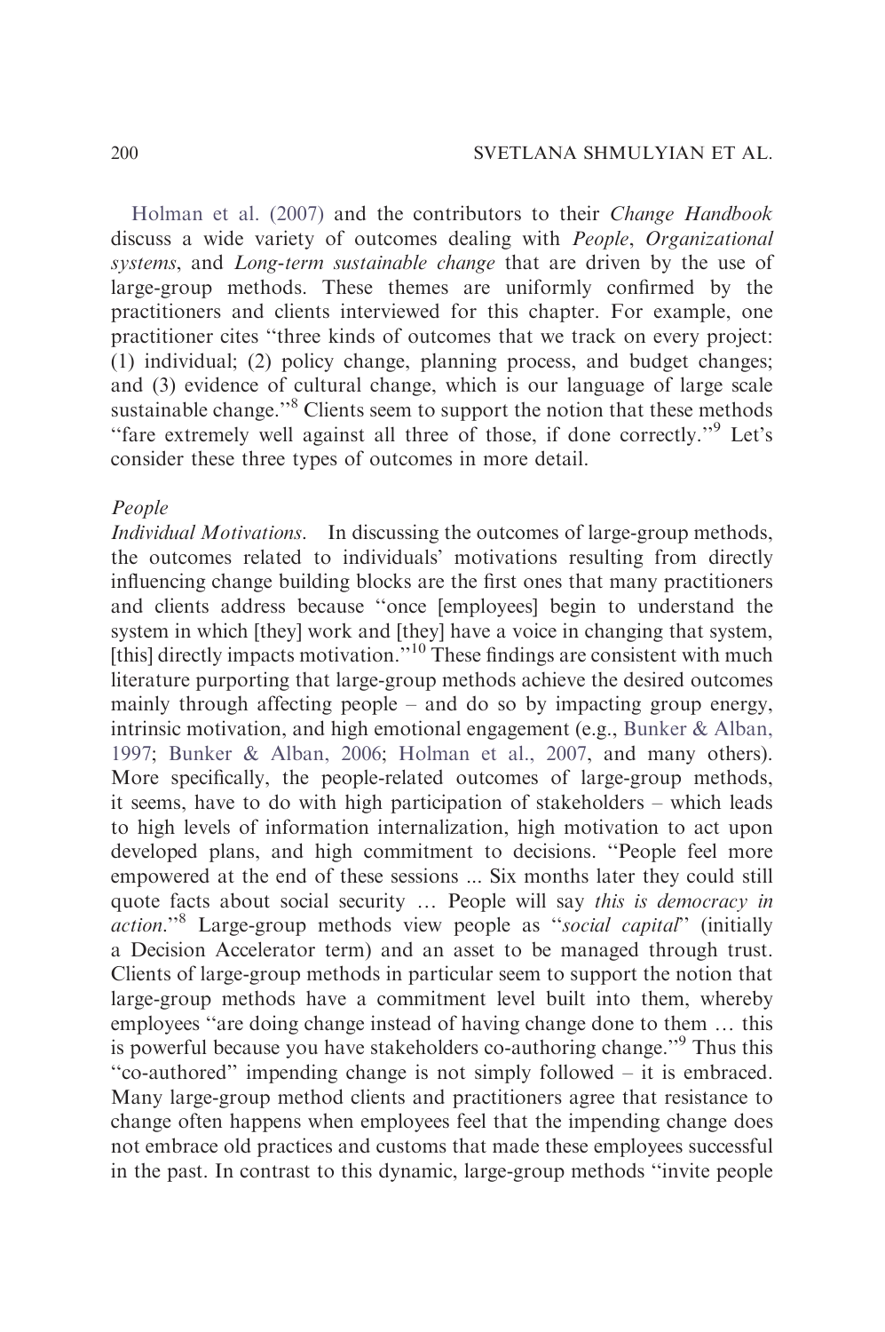Holman et al. (2007) and the contributors to their *Change Handbook* discuss a wide variety of outcomes dealing with *People*, *Organizational systems*, and *Long-term sustainable change* that are driven by the use of large-group methods. These themes are uniformly confirmed by the practitioners and clients interviewed for this chapter. For example, one practitioner cites "three kinds of outcomes that we track on every project: (1) individual; (2) policy change, planning process, and budget changes; and (3) evidence of cultural change, which is our language of large scale sustainable change."[8] Clients seem to support the notion that these methods "fare extremely well against all three of those, if done correctly."[9] Let's consider these three types of outcomes in more detail.

*People*

*Individual Motivations*. In discussing the outcomes of large-group methods, the outcomes related to individuals' motivations resulting from directly influencing change building blocks are the first ones that many practitioners and clients address because "once [employees] begin to understand the system in which [they] work and [they] have a voice in changing that system, [this] directly impacts motivation."[10] These findings are consistent with much literature purporting that large-group methods achieve the desired outcomes mainly through affecting people – and do so by impacting group energy, intrinsic motivation, and high emotional engagement (e.g., Bunker & Alban, 1997; Bunker & Alban, 2006; Holman et al., 2007, and many others). More specifically, the people-related outcomes of large-group methods, it seems, have to do with high participation of stakeholders – which leads to high levels of information internalization, high motivation to act upon developed plans, and high commitment to decisions. "People feel more empowered at the end of these sessions ... Six months later they could still quote facts about social security … People will say *this is democracy in action*."[8] Large-group methods view people as "*social capital*" (initially a Decision Accelerator term) and an asset to be managed through trust. Clients of large-group methods in particular seem to support the notion that large-group methods have a commitment level built into them, whereby employees "are doing change instead of having change done to them … this is powerful because you have stakeholders co-authoring change."[9] Thus this "co-authored" impending change is not simply followed – it is embraced. Many large-group method clients and practitioners agree that resistance to change often happens when employees feel that the impending change does not embrace old practices and customs that made these employees successful in the past. In contrast to this dynamic, large-group methods "invite people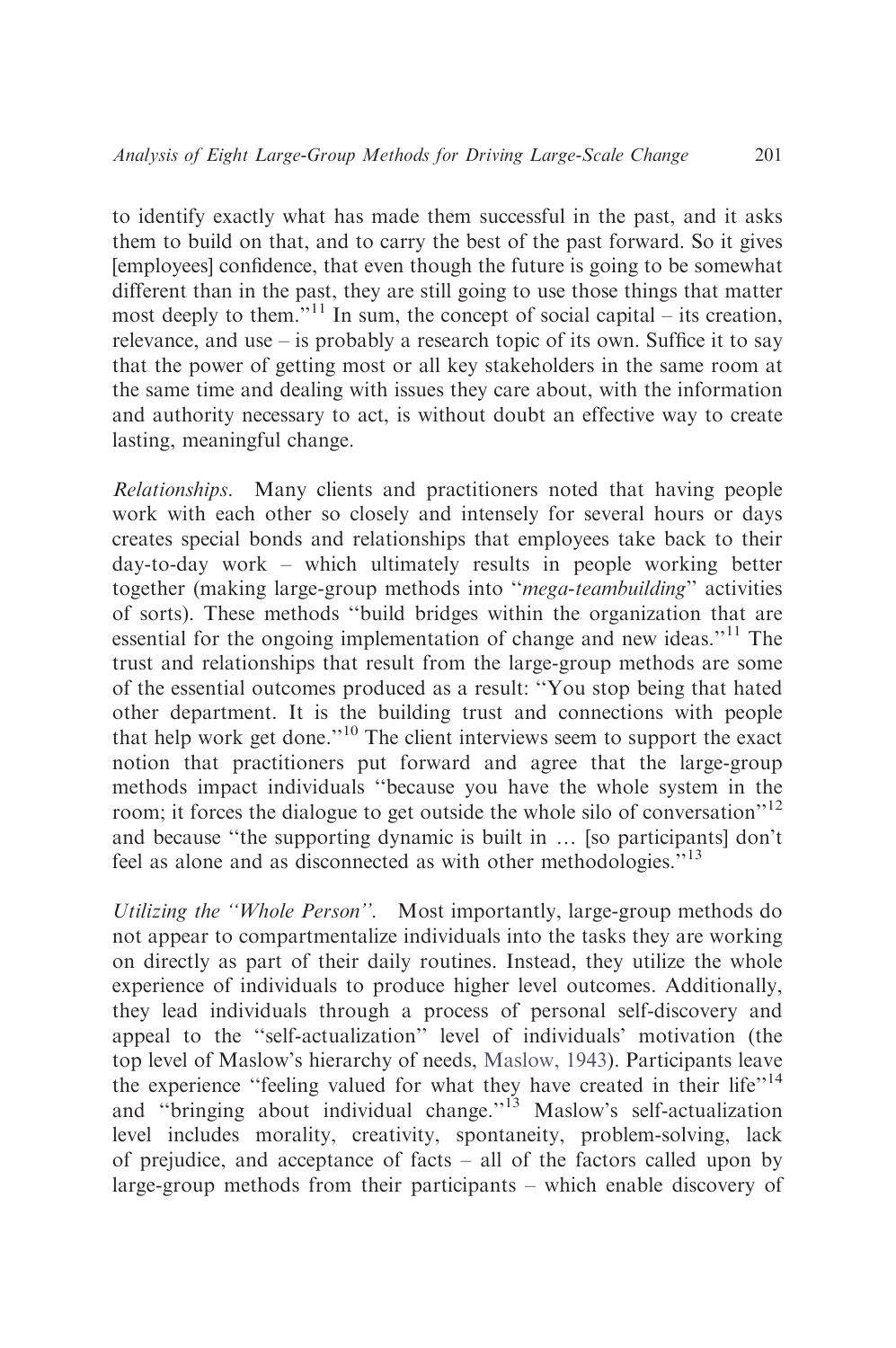to identify exactly what has made them successful in the past, and it asks them to build on that, and to carry the best of the past forward. So it gives [employees] confidence, that even though the future is going to be somewhat different than in the past, they are still going to use those things that matter most deeply to them."[11] In sum, the concept of social capital – its creation, relevance, and use – is probably a research topic of its own. Suffice it to say that the power of getting most or all key stakeholders in the same room at the same time and dealing with issues they care about, with the information and authority necessary to act, is without doubt an effective way to create lasting, meaningful change.

*Relationships*. Many clients and practitioners noted that having people work with each other so closely and intensely for several hours or days creates special bonds and relationships that employees take back to their day-to-day work – which ultimately results in people working better together (making large-group methods into "*mega-teambuilding*" activities of sorts). These methods "build bridges within the organization that are essential for the ongoing implementation of change and new ideas."[11] The trust and relationships that result from the large-group methods are some of the essential outcomes produced as a result: "You stop being that hated other department. It is the building trust and connections with people that help work get done."[10] The client interviews seem to support the exact notion that practitioners put forward and agree that the large-group methods impact individuals "because you have the whole system in the room; it forces the dialogue to get outside the whole silo of conversation"[12] and because "the supporting dynamic is built in … [so participants] don't feel as alone and as disconnected as with other methodologies."[13]

*Utilizing the "Whole Person"*. Most importantly, large-group methods do not appear to compartmentalize individuals into the tasks they are working on directly as part of their daily routines. Instead, they utilize the whole experience of individuals to produce higher level outcomes. Additionally, they lead individuals through a process of personal self-discovery and appeal to the "self-actualization" level of individuals' motivation (the top level of Maslow's hierarchy of needs, Maslow, 1943). Participants leave the experience "feeling valued for what they have created in their life"[14] and "bringing about individual change."[13] Maslow's self-actualization level includes morality, creativity, spontaneity, problem-solving, lack of prejudice, and acceptance of facts – all of the factors called upon by large-group methods from their participants – which enable discovery of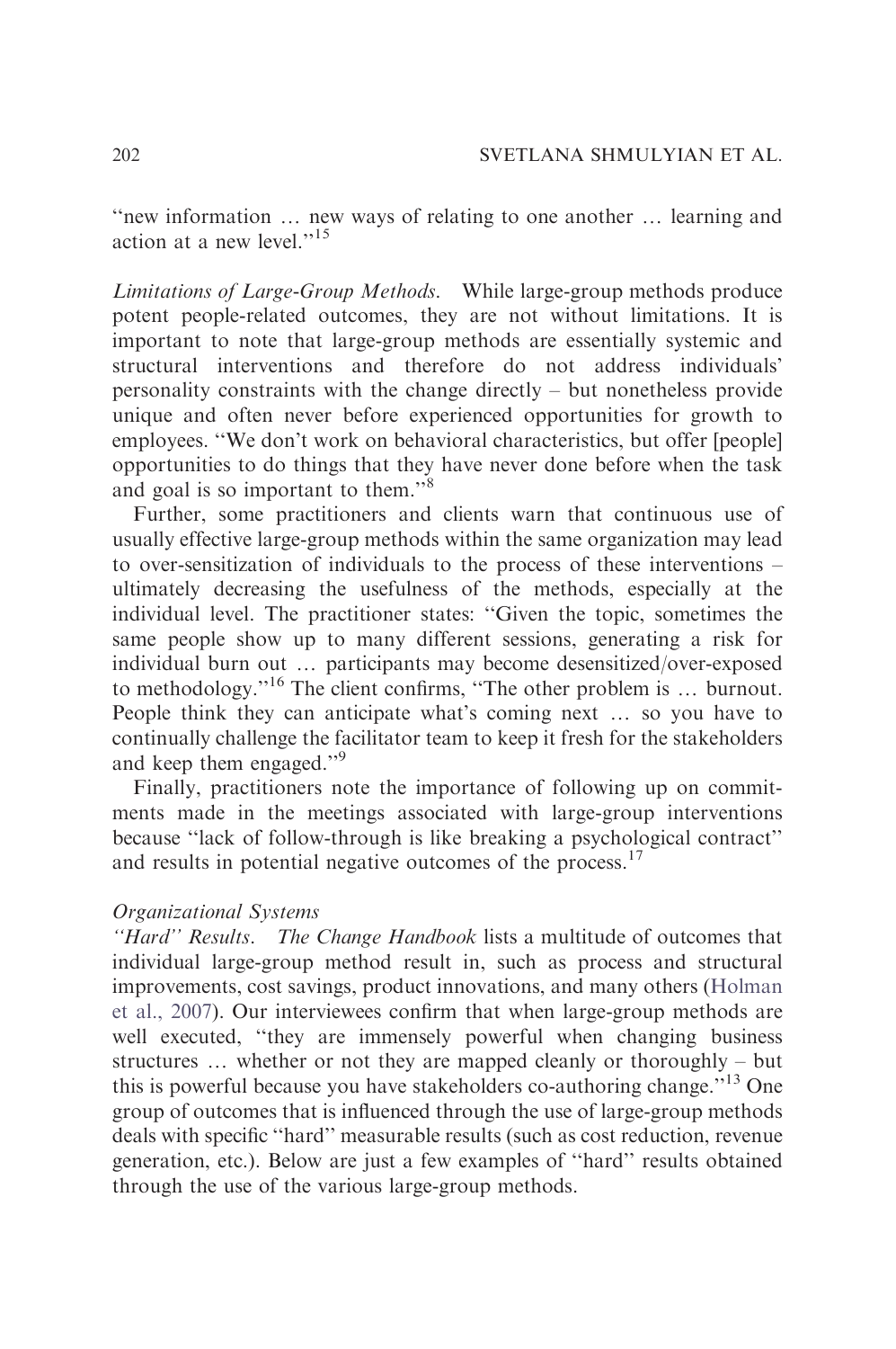"new information … new ways of relating to one another … learning and action at a new level."[15]

*Limitations of Large-Group Methods.* While large-group methods produce potent people-related outcomes, they are not without limitations. It is important to note that large-group methods are essentially systemic and structural interventions and therefore do not address individuals' personality constraints with the change directly – but nonetheless provide unique and often never before experienced opportunities for growth to employees. "We don't work on behavioral characteristics, but offer [people] opportunities to do things that they have never done before when the task and goal is so important to them."[8]

Further, some practitioners and clients warn that continuous use of usually effective large-group methods within the same organization may lead to over-sensitization of individuals to the process of these interventions – ultimately decreasing the usefulness of the methods, especially at the individual level. The practitioner states: "Given the topic, sometimes the same people show up to many different sessions, generating a risk for individual burn out … participants may become desensitized/over-exposed to methodology."[16] The client confirms, "The other problem is … burnout. People think they can anticipate what's coming next … so you have to continually challenge the facilitator team to keep it fresh for the stakeholders and keep them engaged."[9]

Finally, practitioners note the importance of following up on commitments made in the meetings associated with large-group interventions because "lack of follow-through is like breaking a psychological contract" and results in potential negative outcomes of the process.[17]

*Organizational Systems*

*"Hard" Results.* *The Change Handbook* lists a multitude of outcomes that individual large-group method result in, such as process and structural improvements, cost savings, product innovations, and many others (Holman et al., 2007). Our interviewees confirm that when large-group methods are well executed, "they are immensely powerful when changing business structures … whether or not they are mapped cleanly or thoroughly – but this is powerful because you have stakeholders co-authoring change."[13] One group of outcomes that is influenced through the use of large-group methods deals with specific "hard" measurable results (such as cost reduction, revenue generation, etc.). Below are just a few examples of "hard" results obtained through the use of the various large-group methods.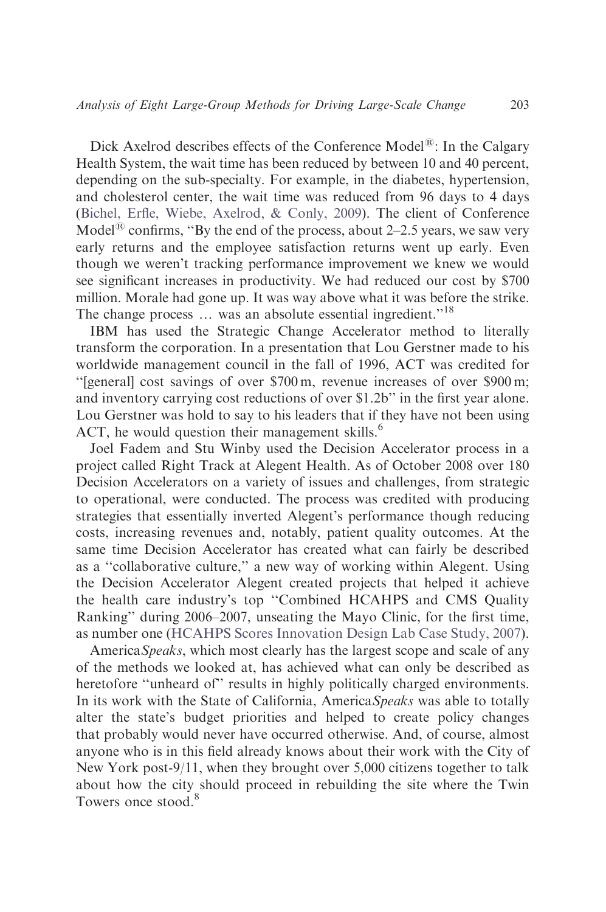Dick Axelrod describes effects of the Conference Model®: In the Calgary Health System, the wait time has been reduced by between 10 and 40 percent, depending on the sub-specialty. For example, in the diabetes, hypertension, and cholesterol center, the wait time was reduced from 96 days to 4 days (Bichel, Erfle, Wiebe, Axelrod, & Conly, 2009). The client of Conference Model® confirms, ''By the end of the process, about 2–2.5 years, we saw very early returns and the employee satisfaction returns went up early. Even though we weren't tracking performance improvement we knew we would see significant increases in productivity. We had reduced our cost by $700 million. Morale had gone up. It was way above what it was before the strike. The change process … was an absolute essential ingredient.''[18]

IBM has used the Strategic Change Accelerator method to literally transform the corporation. In a presentation that Lou Gerstner made to his worldwide management council in the fall of 1996, ACT was credited for ''[general] cost savings of over $700 m, revenue increases of over $900 m; and inventory carrying cost reductions of over $1.2b'' in the first year alone. Lou Gerstner was hold to say to his leaders that if they have not been using ACT, he would question their management skills.[6]

Joel Fadem and Stu Winby used the Decision Accelerator process in a project called Right Track at Alegent Health. As of October 2008 over 180 Decision Accelerators on a variety of issues and challenges, from strategic to operational, were conducted. The process was credited with producing strategies that essentially inverted Alegent's performance though reducing costs, increasing revenues and, notably, patient quality outcomes. At the same time Decision Accelerator has created what can fairly be described as a ''collaborative culture,'' a new way of working within Alegent. Using the Decision Accelerator Alegent created projects that helped it achieve the health care industry's top ''Combined HCAHPS and CMS Quality Ranking'' during 2006–2007, unseating the Mayo Clinic, for the first time, as number one (HCAHPS Scores Innovation Design Lab Case Study, 2007).

America*Speaks*, which most clearly has the largest scope and scale of any of the methods we looked at, has achieved what can only be described as heretofore ''unheard of'' results in highly politically charged environments. In its work with the State of California, America*Speaks* was able to totally alter the state's budget priorities and helped to create policy changes that probably would never have occurred otherwise. And, of course, almost anyone who is in this field already knows about their work with the City of New York post-9/11, when they brought over 5,000 citizens together to talk about how the city should proceed in rebuilding the site where the Twin Towers once stood.[8]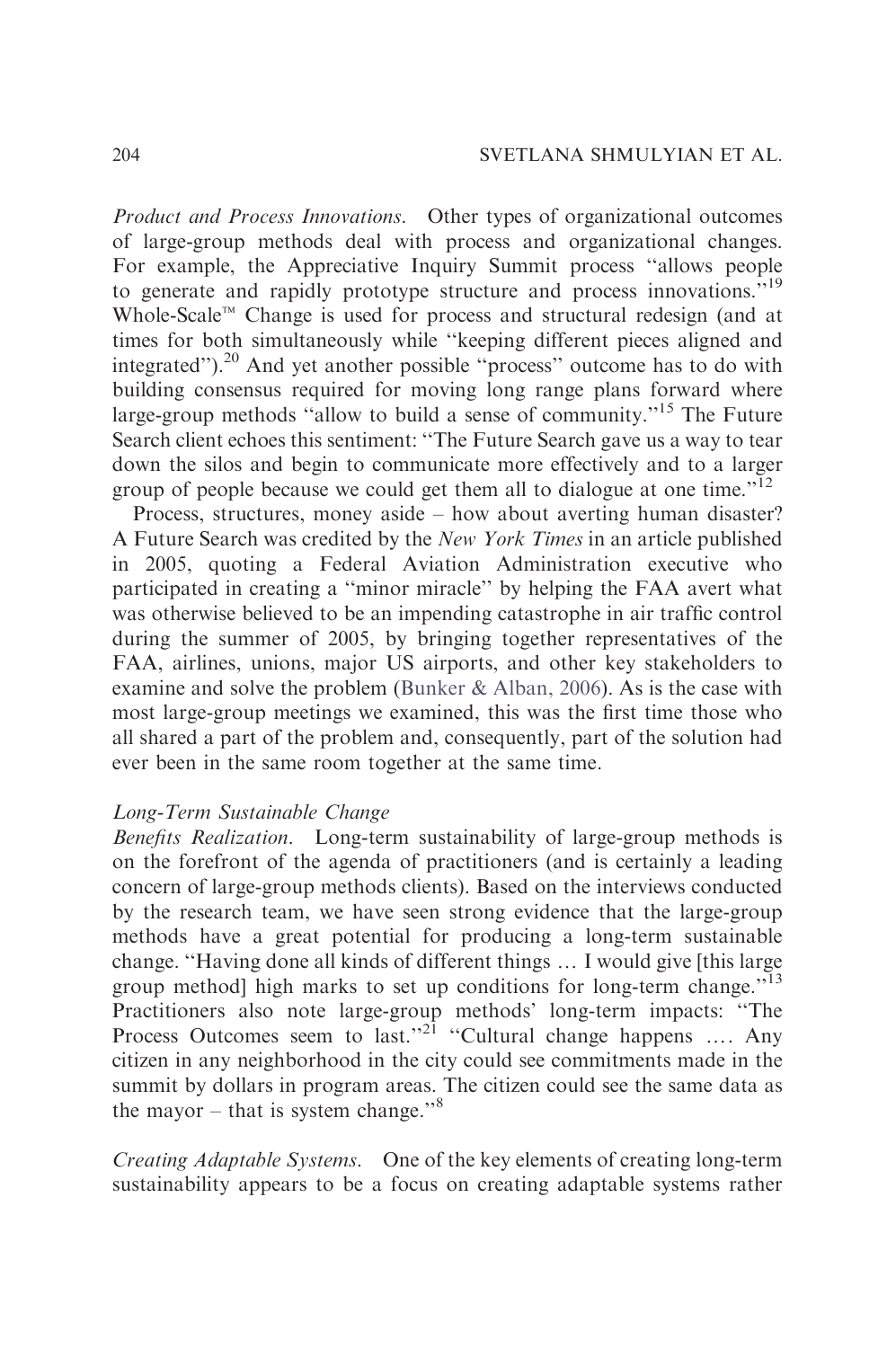*Product and Process Innovations*. Other types of organizational outcomes of large-group methods deal with process and organizational changes. For example, the Appreciative Inquiry Summit process "allows people to generate and rapidly prototype structure and process innovations."[19] Whole-Scale™ Change is used for process and structural redesign (and at times for both simultaneously while "keeping different pieces aligned and integrated").[20] And yet another possible "process" outcome has to do with building consensus required for moving long range plans forward where large-group methods "allow to build a sense of community."[15] The Future Search client echoes this sentiment: "The Future Search gave us a way to tear down the silos and begin to communicate more effectively and to a larger group of people because we could get them all to dialogue at one time."[12]

Process, structures, money aside – how about averting human disaster? A Future Search was credited by the *New York Times* in an article published in 2005, quoting a Federal Aviation Administration executive who participated in creating a "minor miracle" by helping the FAA avert what was otherwise believed to be an impending catastrophe in air traffic control during the summer of 2005, by bringing together representatives of the FAA, airlines, unions, major US airports, and other key stakeholders to examine and solve the problem (Bunker & Alban, 2006). As is the case with most large-group meetings we examined, this was the first time those who all shared a part of the problem and, consequently, part of the solution had ever been in the same room together at the same time.

*Long-Term Sustainable Change*

*Benefits Realization*. Long-term sustainability of large-group methods is on the forefront of the agenda of practitioners (and is certainly a leading concern of large-group methods clients). Based on the interviews conducted by the research team, we have seen strong evidence that the large-group methods have a great potential for producing a long-term sustainable change. "Having done all kinds of different things … I would give [this large group method] high marks to set up conditions for long-term change."[13] Practitioners also note large-group methods' long-term impacts: "The Process Outcomes seem to last."[21] "Cultural change happens …. Any citizen in any neighborhood in the city could see commitments made in the summit by dollars in program areas. The citizen could see the same data as the mayor – that is system change."[8]

*Creating Adaptable Systems*. One of the key elements of creating long-term sustainability appears to be a focus on creating adaptable systems rather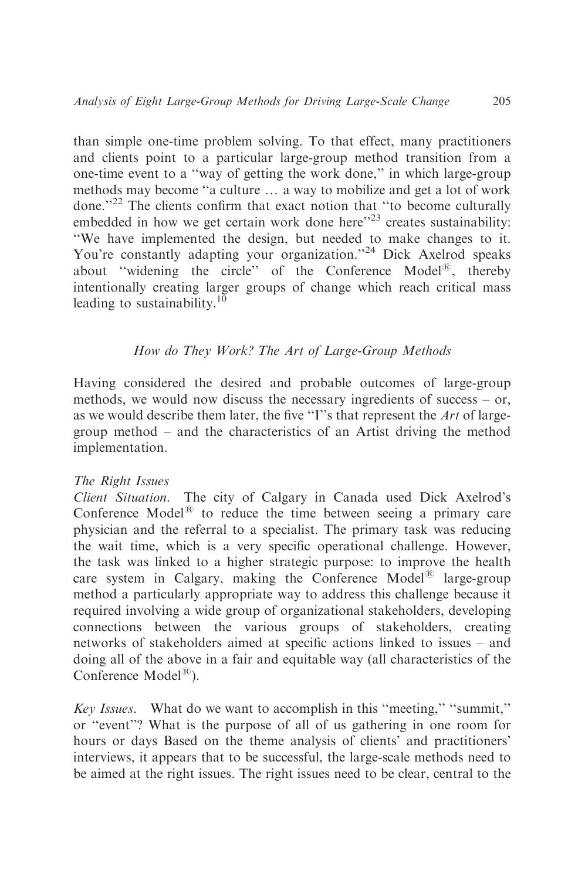than simple one-time problem solving. To that effect, many practitioners and clients point to a particular large-group method transition from a one-time event to a "way of getting the work done," in which large-group methods may become "a culture … a way to mobilize and get a lot of work done."[22] The clients confirm that exact notion that "to become culturally embedded in how we get certain work done here"[23] creates sustainability: "We have implemented the design, but needed to make changes to it. You're constantly adapting your organization."[24] Dick Axelrod speaks about "widening the circle" of the Conference Model®, thereby intentionally creating larger groups of change which reach critical mass leading to sustainability.[10]

### *How do They Work? The Art of Large-Group Methods*

Having considered the desired and probable outcomes of large-group methods, we would now discuss the necessary ingredients of success – or, as we would describe them later, the five "I"s that represent the *Art* of large-group method – and the characteristics of an Artist driving the method implementation.

#### *The Right Issues*

*Client Situation.* The city of Calgary in Canada used Dick Axelrod's Conference Model® to reduce the time between seeing a primary care physician and the referral to a specialist. The primary task was reducing the wait time, which is a very specific operational challenge. However, the task was linked to a higher strategic purpose: to improve the health care system in Calgary, making the Conference Model® large-group method a particularly appropriate way to address this challenge because it required involving a wide group of organizational stakeholders, developing connections between the various groups of stakeholders, creating networks of stakeholders aimed at specific actions linked to issues – and doing all of the above in a fair and equitable way (all characteristics of the Conference Model®).

*Key Issues.* What do we want to accomplish in this "meeting," "summit," or "event"? What is the purpose of all of us gathering in one room for hours or days Based on the theme analysis of clients' and practitioners' interviews, it appears that to be successful, the large-scale methods need to be aimed at the right issues. The right issues need to be clear, central to the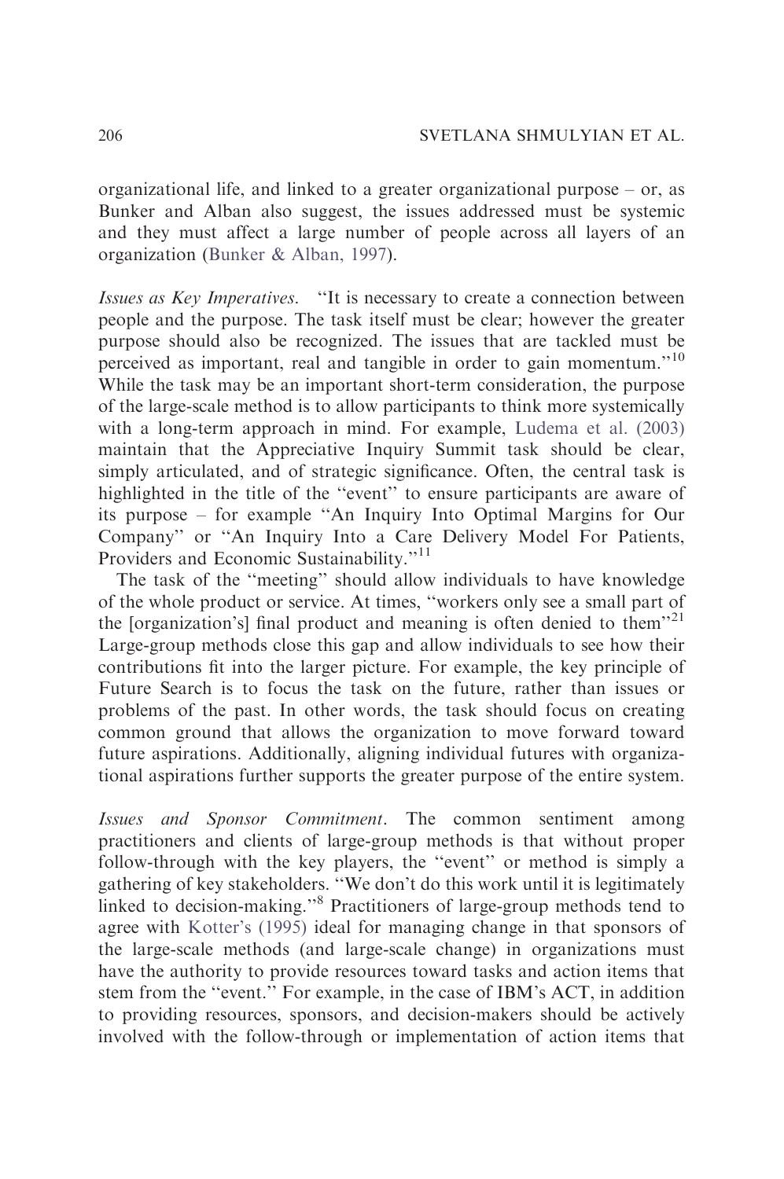organizational life, and linked to a greater organizational purpose – or, as Bunker and Alban also suggest, the issues addressed must be systemic and they must affect a large number of people across all layers of an organization (Bunker & Alban, 1997).

*Issues as Key Imperatives*. "It is necessary to create a connection between people and the purpose. The task itself must be clear; however the greater purpose should also be recognized. The issues that are tackled must be perceived as important, real and tangible in order to gain momentum."[10] While the task may be an important short-term consideration, the purpose of the large-scale method is to allow participants to think more systemically with a long-term approach in mind. For example, Ludema et al. (2003) maintain that the Appreciative Inquiry Summit task should be clear, simply articulated, and of strategic significance. Often, the central task is highlighted in the title of the "event" to ensure participants are aware of its purpose – for example "An Inquiry Into Optimal Margins for Our Company" or "An Inquiry Into a Care Delivery Model For Patients, Providers and Economic Sustainability."[11]

The task of the "meeting" should allow individuals to have knowledge of the whole product or service. At times, "workers only see a small part of the [organization's] final product and meaning is often denied to them"[21] Large-group methods close this gap and allow individuals to see how their contributions fit into the larger picture. For example, the key principle of Future Search is to focus the task on the future, rather than issues or problems of the past. In other words, the task should focus on creating common ground that allows the organization to move forward toward future aspirations. Additionally, aligning individual futures with organizational aspirations further supports the greater purpose of the entire system.

*Issues and Sponsor Commitment*. The common sentiment among practitioners and clients of large-group methods is that without proper follow-through with the key players, the "event" or method is simply a gathering of key stakeholders. "We don't do this work until it is legitimately linked to decision-making."[8] Practitioners of large-group methods tend to agree with Kotter's (1995) ideal for managing change in that sponsors of the large-scale methods (and large-scale change) in organizations must have the authority to provide resources toward tasks and action items that stem from the "event." For example, in the case of IBM's ACT, in addition to providing resources, sponsors, and decision-makers should be actively involved with the follow-through or implementation of action items that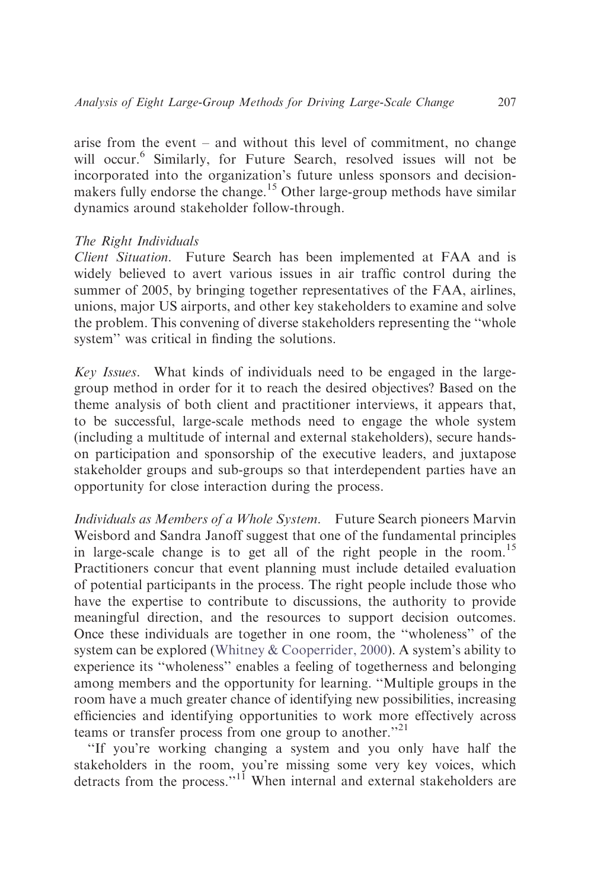arise from the event – and without this level of commitment, no change will occur.[6] Similarly, for Future Search, resolved issues will not be incorporated into the organization's future unless sponsors and decision-makers fully endorse the change.[15] Other large-group methods have similar dynamics around stakeholder follow-through.

*The Right Individuals*

*Client Situation*. Future Search has been implemented at FAA and is widely believed to avert various issues in air traffic control during the summer of 2005, by bringing together representatives of the FAA, airlines, unions, major US airports, and other key stakeholders to examine and solve the problem. This convening of diverse stakeholders representing the "whole system" was critical in finding the solutions.

*Key Issues*. What kinds of individuals need to be engaged in the large-group method in order for it to reach the desired objectives? Based on the theme analysis of both client and practitioner interviews, it appears that, to be successful, large-scale methods need to engage the whole system (including a multitude of internal and external stakeholders), secure hands-on participation and sponsorship of the executive leaders, and juxtapose stakeholder groups and sub-groups so that interdependent parties have an opportunity for close interaction during the process.

*Individuals as Members of a Whole System*. Future Search pioneers Marvin Weisbord and Sandra Janoff suggest that one of the fundamental principles in large-scale change is to get all of the right people in the room.[15] Practitioners concur that event planning must include detailed evaluation of potential participants in the process. The right people include those who have the expertise to contribute to discussions, the authority to provide meaningful direction, and the resources to support decision outcomes. Once these individuals are together in one room, the "wholeness" of the system can be explored (Whitney & Cooperrider, 2000). A system's ability to experience its "wholeness" enables a feeling of togetherness and belonging among members and the opportunity for learning. "Multiple groups in the room have a much greater chance of identifying new possibilities, increasing efficiencies and identifying opportunities to work more effectively across teams or transfer process from one group to another."[21]

"If you're working changing a system and you only have half the stakeholders in the room, you're missing some very key voices, which detracts from the process."[11] When internal and external stakeholders are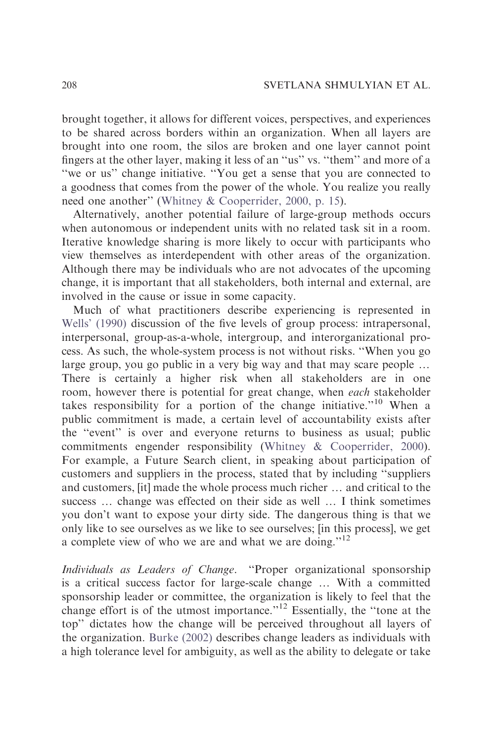brought together, it allows for different voices, perspectives, and experiences to be shared across borders within an organization. When all layers are brought into one room, the silos are broken and one layer cannot point fingers at the other layer, making it less of an ''us'' vs. ''them'' and more of a ''we or us'' change initiative. ''You get a sense that you are connected to a goodness that comes from the power of the whole. You realize you really need one another'' (Whitney & Cooperrider, 2000, p. 15).

Alternatively, another potential failure of large-group methods occurs when autonomous or independent units with no related task sit in a room. Iterative knowledge sharing is more likely to occur with participants who view themselves as interdependent with other areas of the organization. Although there may be individuals who are not advocates of the upcoming change, it is important that all stakeholders, both internal and external, are involved in the cause or issue in some capacity.

Much of what practitioners describe experiencing is represented in Wells' (1990) discussion of the five levels of group process: intrapersonal, interpersonal, group-as-a-whole, intergroup, and interorganizational process. As such, the whole-system process is not without risks. ''When you go large group, you go public in a very big way and that may scare people … There is certainly a higher risk when all stakeholders are in one room, however there is potential for great change, when *each* stakeholder takes responsibility for a portion of the change initiative.''[10] When a public commitment is made, a certain level of accountability exists after the ''event'' is over and everyone returns to business as usual; public commitments engender responsibility (Whitney & Cooperrider, 2000). For example, a Future Search client, in speaking about participation of customers and suppliers in the process, stated that by including ''suppliers and customers, [it] made the whole process much richer … and critical to the success … change was effected on their side as well … I think sometimes you don't want to expose your dirty side. The dangerous thing is that we only like to see ourselves as we like to see ourselves; [in this process], we get a complete view of who we are and what we are doing.''[12]

*Individuals as Leaders of Change*. ''Proper organizational sponsorship is a critical success factor for large-scale change … With a committed sponsorship leader or committee, the organization is likely to feel that the change effort is of the utmost importance.''[12] Essentially, the ''tone at the top'' dictates how the change will be perceived throughout all layers of the organization. Burke (2002) describes change leaders as individuals with a high tolerance level for ambiguity, as well as the ability to delegate or take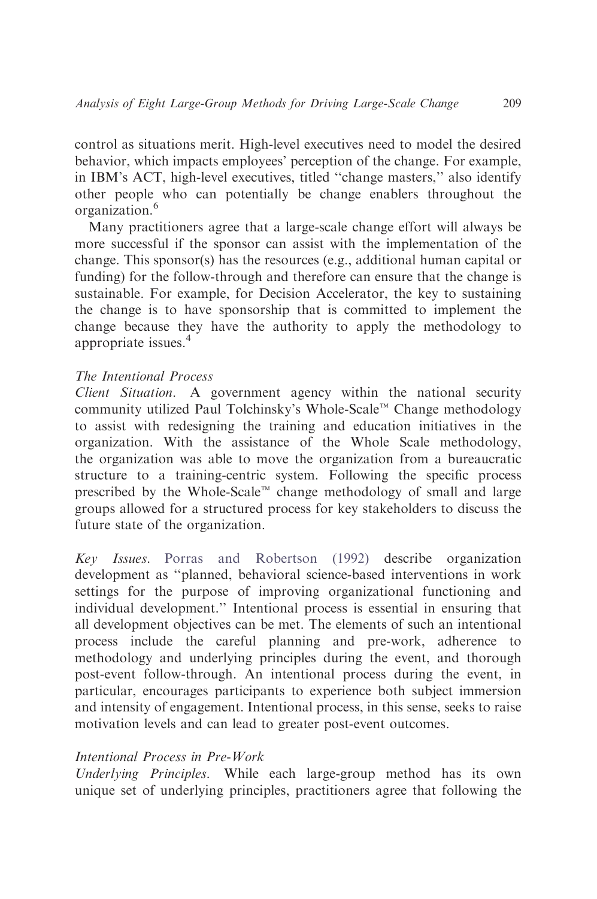control as situations merit. High-level executives need to model the desired behavior, which impacts employees' perception of the change. For example, in IBM's ACT, high-level executives, titled ''change masters,'' also identify other people who can potentially be change enablers throughout the organization.[6]

Many practitioners agree that a large-scale change effort will always be more successful if the sponsor can assist with the implementation of the change. This sponsor(s) has the resources (e.g., additional human capital or funding) for the follow-through and therefore can ensure that the change is sustainable. For example, for Decision Accelerator, the key to sustaining the change is to have sponsorship that is committed to implement the change because they have the authority to apply the methodology to appropriate issues.[4]

*The Intentional Process*

*Client Situation*. A government agency within the national security community utilized Paul Tolchinsky's Whole-Scale™ Change methodology to assist with redesigning the training and education initiatives in the organization. With the assistance of the Whole Scale methodology, the organization was able to move the organization from a bureaucratic structure to a training-centric system. Following the specific process prescribed by the Whole-Scale™ change methodology of small and large groups allowed for a structured process for key stakeholders to discuss the future state of the organization.

*Key Issues*. Porras and Robertson (1992) describe organization development as ''planned, behavioral science-based interventions in work settings for the purpose of improving organizational functioning and individual development.'' Intentional process is essential in ensuring that all development objectives can be met. The elements of such an intentional process include the careful planning and pre-work, adherence to methodology and underlying principles during the event, and thorough post-event follow-through. An intentional process during the event, in particular, encourages participants to experience both subject immersion and intensity of engagement. Intentional process, in this sense, seeks to raise motivation levels and can lead to greater post-event outcomes.

*Intentional Process in Pre-Work*

*Underlying Principles*. While each large-group method has its own unique set of underlying principles, practitioners agree that following the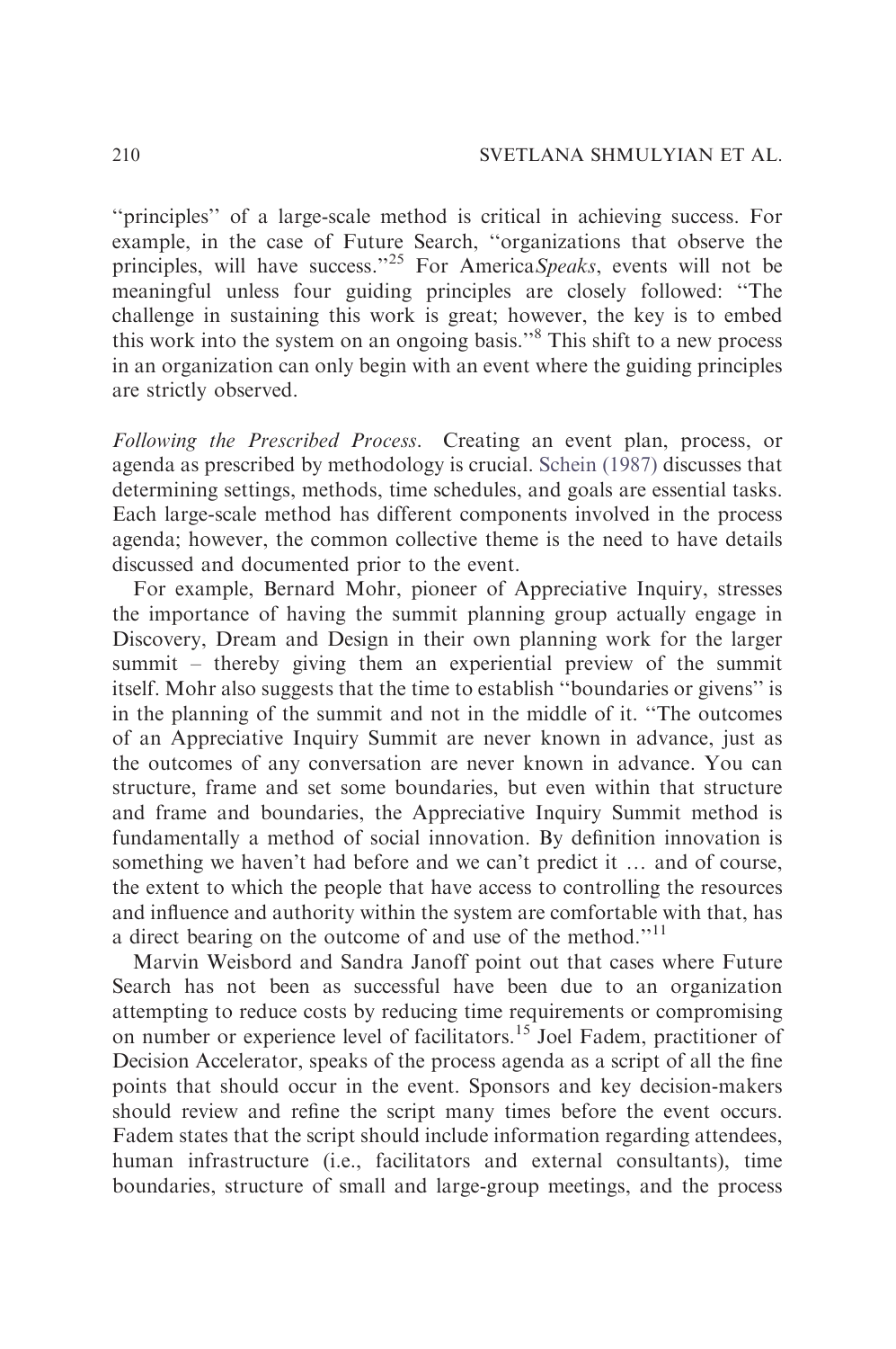''principles'' of a large-scale method is critical in achieving success. For example, in the case of Future Search, ''organizations that observe the principles, will have success.''[25] For America*Speaks*, events will not be meaningful unless four guiding principles are closely followed: ''The challenge in sustaining this work is great; however, the key is to embed this work into the system on an ongoing basis.''[8] This shift to a new process in an organization can only begin with an event where the guiding principles are strictly observed.

*Following the Prescribed Process.* Creating an event plan, process, or agenda as prescribed by methodology is crucial. Schein (1987) discusses that determining settings, methods, time schedules, and goals are essential tasks. Each large-scale method has different components involved in the process agenda; however, the common collective theme is the need to have details discussed and documented prior to the event.

For example, Bernard Mohr, pioneer of Appreciative Inquiry, stresses the importance of having the summit planning group actually engage in Discovery, Dream and Design in their own planning work for the larger summit – thereby giving them an experiential preview of the summit itself. Mohr also suggests that the time to establish ''boundaries or givens'' is in the planning of the summit and not in the middle of it. ''The outcomes of an Appreciative Inquiry Summit are never known in advance, just as the outcomes of any conversation are never known in advance. You can structure, frame and set some boundaries, but even within that structure and frame and boundaries, the Appreciative Inquiry Summit method is fundamentally a method of social innovation. By definition innovation is something we haven't had before and we can't predict it … and of course, the extent to which the people that have access to controlling the resources and influence and authority within the system are comfortable with that, has a direct bearing on the outcome of and use of the method.''[11]

Marvin Weisbord and Sandra Janoff point out that cases where Future Search has not been as successful have been due to an organization attempting to reduce costs by reducing time requirements or compromising on number or experience level of facilitators.[15] Joel Fadem, practitioner of Decision Accelerator, speaks of the process agenda as a script of all the fine points that should occur in the event. Sponsors and key decision-makers should review and refine the script many times before the event occurs. Fadem states that the script should include information regarding attendees, human infrastructure (i.e., facilitators and external consultants), time boundaries, structure of small and large-group meetings, and the process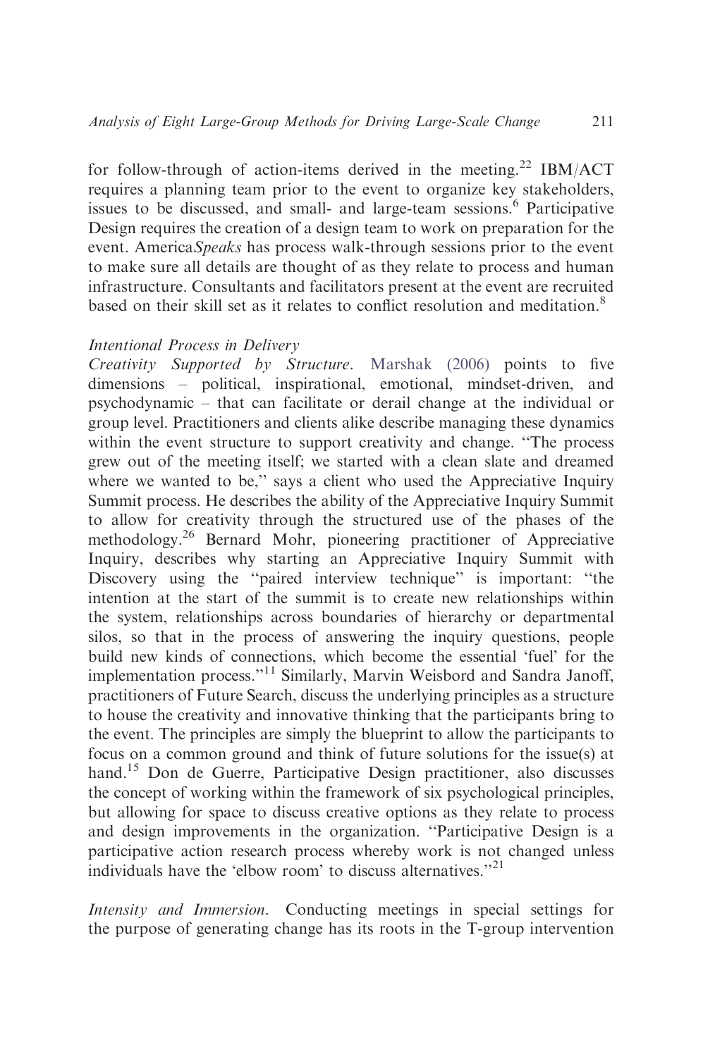for follow-through of action-items derived in the meeting.[22] IBM/ACT requires a planning team prior to the event to organize key stakeholders, issues to be discussed, and small- and large-team sessions.[6] Participative Design requires the creation of a design team to work on preparation for the event. America*Speaks* has process walk-through sessions prior to the event to make sure all details are thought of as they relate to process and human infrastructure. Consultants and facilitators present at the event are recruited based on their skill set as it relates to conflict resolution and meditation.[8]

*Intentional Process in Delivery*

*Creativity Supported by Structure*. Marshak (2006) points to five dimensions – political, inspirational, emotional, mindset-driven, and psychodynamic – that can facilitate or derail change at the individual or group level. Practitioners and clients alike describe managing these dynamics within the event structure to support creativity and change. "The process grew out of the meeting itself; we started with a clean slate and dreamed where we wanted to be," says a client who used the Appreciative Inquiry Summit process. He describes the ability of the Appreciative Inquiry Summit to allow for creativity through the structured use of the phases of the methodology.[26] Bernard Mohr, pioneering practitioner of Appreciative Inquiry, describes why starting an Appreciative Inquiry Summit with Discovery using the "paired interview technique" is important: "the intention at the start of the summit is to create new relationships within the system, relationships across boundaries of hierarchy or departmental silos, so that in the process of answering the inquiry questions, people build new kinds of connections, which become the essential 'fuel' for the implementation process."[11] Similarly, Marvin Weisbord and Sandra Janoff, practitioners of Future Search, discuss the underlying principles as a structure to house the creativity and innovative thinking that the participants bring to the event. The principles are simply the blueprint to allow the participants to focus on a common ground and think of future solutions for the issue(s) at hand.[15] Don de Guerre, Participative Design practitioner, also discusses the concept of working within the framework of six psychological principles, but allowing for space to discuss creative options as they relate to process and design improvements in the organization. "Participative Design is a participative action research process whereby work is not changed unless individuals have the 'elbow room' to discuss alternatives."[21]

*Intensity and Immersion*. Conducting meetings in special settings for the purpose of generating change has its roots in the T-group intervention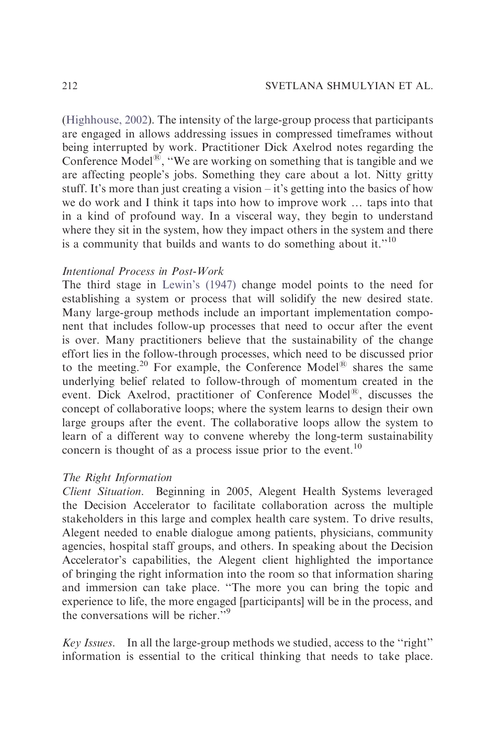(Highhouse, 2002). The intensity of the large-group process that participants are engaged in allows addressing issues in compressed timeframes without being interrupted by work. Practitioner Dick Axelrod notes regarding the Conference Model®, "We are working on something that is tangible and we are affecting people's jobs. Something they care about a lot. Nitty gritty stuff. It's more than just creating a vision – it's getting into the basics of how we do work and I think it taps into how to improve work … taps into that in a kind of profound way. In a visceral way, they begin to understand where they sit in the system, how they impact others in the system and there is a community that builds and wants to do something about it."[10]

*Intentional Process in Post-Work*

The third stage in Lewin's (1947) change model points to the need for establishing a system or process that will solidify the new desired state. Many large-group methods include an important implementation component that includes follow-up processes that need to occur after the event is over. Many practitioners believe that the sustainability of the change effort lies in the follow-through processes, which need to be discussed prior to the meeting.[20] For example, the Conference Model® shares the same underlying belief related to follow-through of momentum created in the event. Dick Axelrod, practitioner of Conference Model®, discusses the concept of collaborative loops; where the system learns to design their own large groups after the event. The collaborative loops allow the system to learn of a different way to convene whereby the long-term sustainability concern is thought of as a process issue prior to the event.[10]

*The Right Information*

*Client Situation.* Beginning in 2005, Alegent Health Systems leveraged the Decision Accelerator to facilitate collaboration across the multiple stakeholders in this large and complex health care system. To drive results, Alegent needed to enable dialogue among patients, physicians, community agencies, hospital staff groups, and others. In speaking about the Decision Accelerator's capabilities, the Alegent client highlighted the importance of bringing the right information into the room so that information sharing and immersion can take place. "The more you can bring the topic and experience to life, the more engaged [participants] will be in the process, and the conversations will be richer."[9]

*Key Issues.* In all the large-group methods we studied, access to the "right" information is essential to the critical thinking that needs to take place.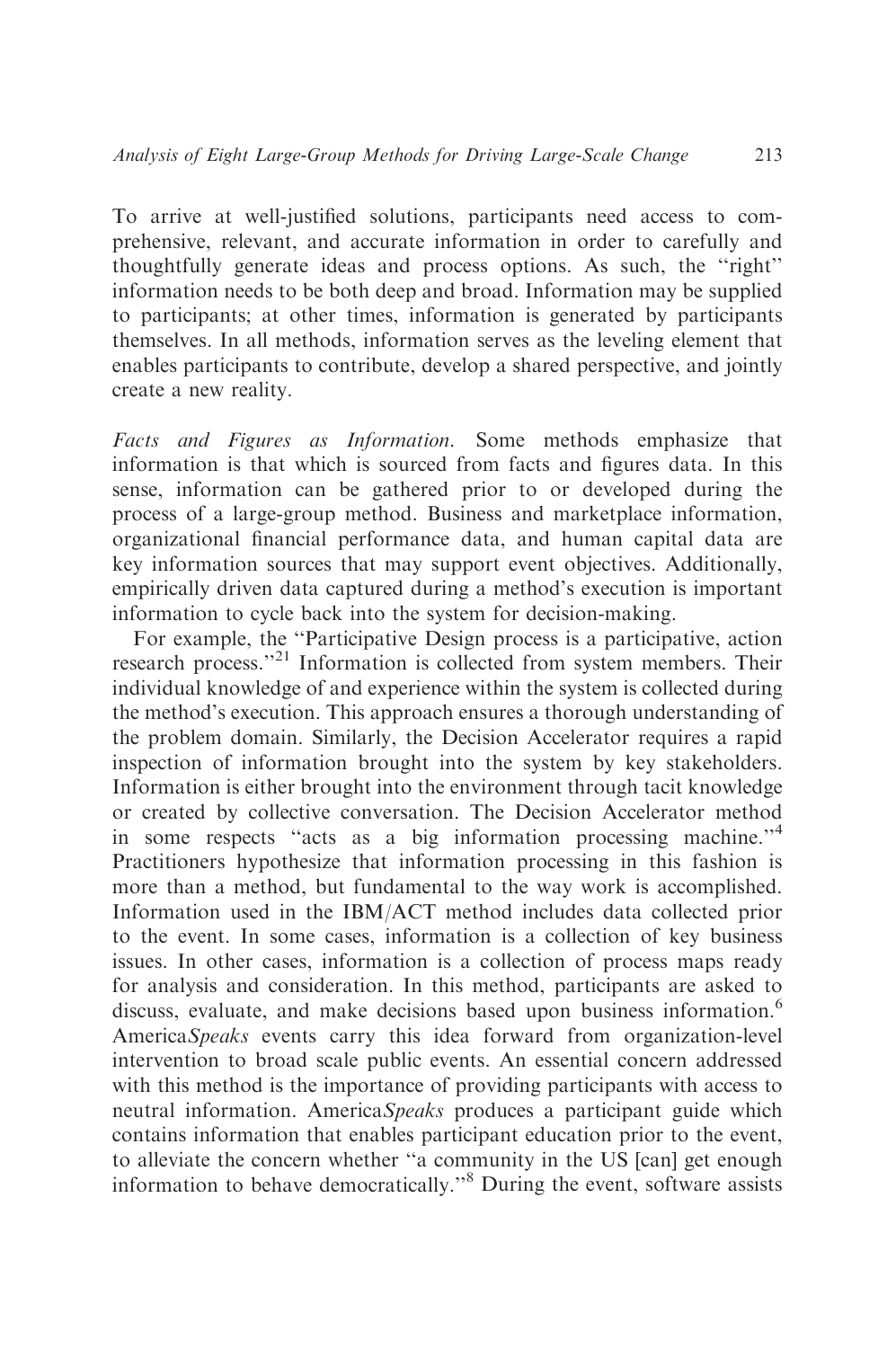To arrive at well-justified solutions, participants need access to comprehensive, relevant, and accurate information in order to carefully and thoughtfully generate ideas and process options. As such, the "right" information needs to be both deep and broad. Information may be supplied to participants; at other times, information is generated by participants themselves. In all methods, information serves as the leveling element that enables participants to contribute, develop a shared perspective, and jointly create a new reality.

*Facts and Figures as Information*. Some methods emphasize that information is that which is sourced from facts and figures data. In this sense, information can be gathered prior to or developed during the process of a large-group method. Business and marketplace information, organizational financial performance data, and human capital data are key information sources that may support event objectives. Additionally, empirically driven data captured during a method's execution is important information to cycle back into the system for decision-making.

For example, the "Participative Design process is a participative, action research process."[21] Information is collected from system members. Their individual knowledge of and experience within the system is collected during the method's execution. This approach ensures a thorough understanding of the problem domain. Similarly, the Decision Accelerator requires a rapid inspection of information brought into the system by key stakeholders. Information is either brought into the environment through tacit knowledge or created by collective conversation. The Decision Accelerator method in some respects "acts as a big information processing machine."[4] Practitioners hypothesize that information processing in this fashion is more than a method, but fundamental to the way work is accomplished. Information used in the IBM/ACT method includes data collected prior to the event. In some cases, information is a collection of key business issues. In other cases, information is a collection of process maps ready for analysis and consideration. In this method, participants are asked to discuss, evaluate, and make decisions based upon business information.[6] America*Speaks* events carry this idea forward from organization-level intervention to broad scale public events. An essential concern addressed with this method is the importance of providing participants with access to neutral information. America*Speaks* produces a participant guide which contains information that enables participant education prior to the event, to alleviate the concern whether "a community in the US [can] get enough information to behave democratically."[8] During the event, software assists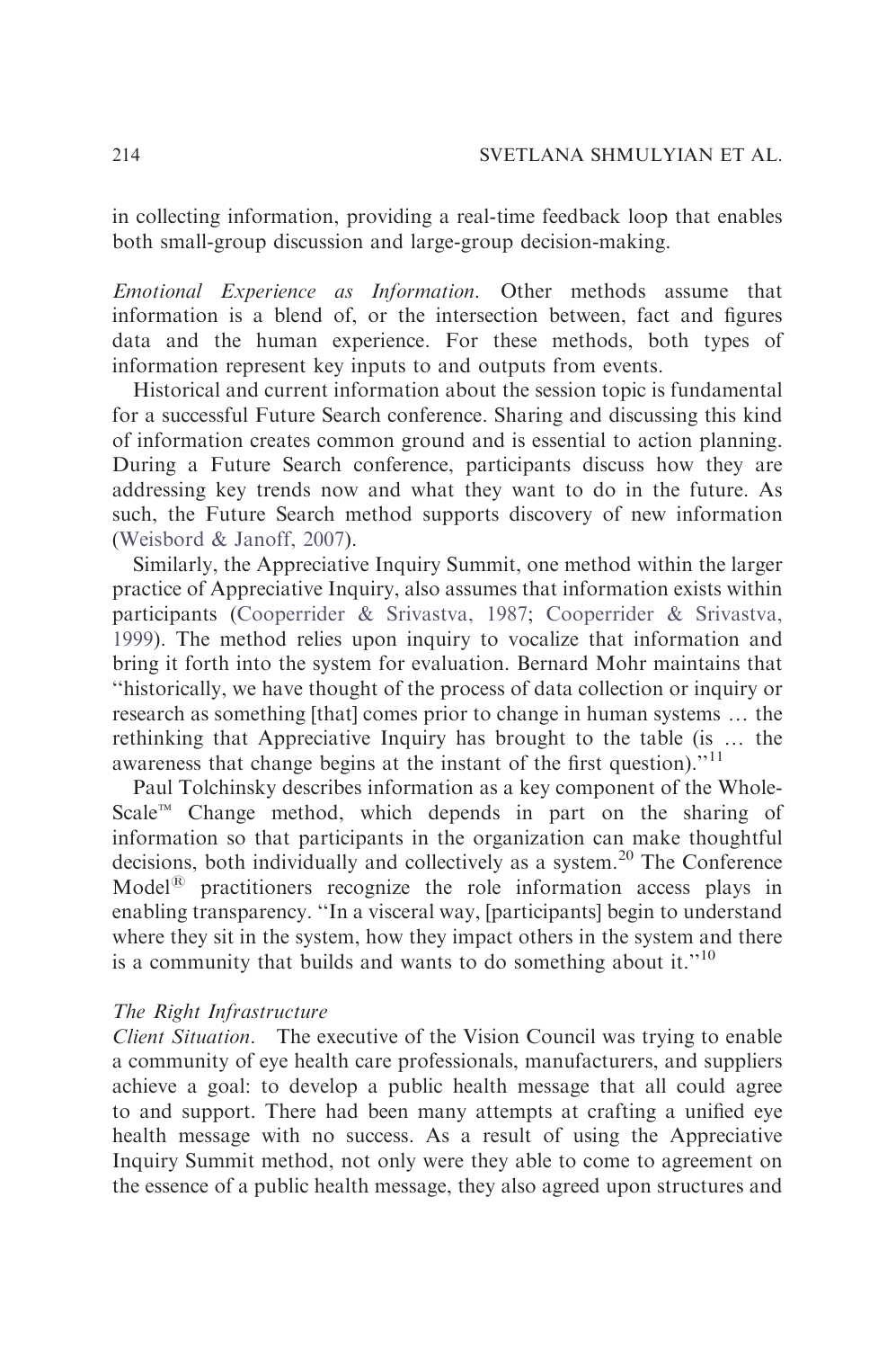in collecting information, providing a real-time feedback loop that enables both small-group discussion and large-group decision-making.

*Emotional Experience as Information*. Other methods assume that information is a blend of, or the intersection between, fact and figures data and the human experience. For these methods, both types of information represent key inputs to and outputs from events.

Historical and current information about the session topic is fundamental for a successful Future Search conference. Sharing and discussing this kind of information creates common ground and is essential to action planning. During a Future Search conference, participants discuss how they are addressing key trends now and what they want to do in the future. As such, the Future Search method supports discovery of new information (Weisbord & Janoff, 2007).

Similarly, the Appreciative Inquiry Summit, one method within the larger practice of Appreciative Inquiry, also assumes that information exists within participants (Cooperrider & Srivastva, 1987; Cooperrider & Srivastva, 1999). The method relies upon inquiry to vocalize that information and bring it forth into the system for evaluation. Bernard Mohr maintains that "historically, we have thought of the process of data collection or inquiry or research as something [that] comes prior to change in human systems … the rethinking that Appreciative Inquiry has brought to the table (is … the awareness that change begins at the instant of the first question)."[11]

Paul Tolchinsky describes information as a key component of the Whole-Scale™ Change method, which depends in part on the sharing of information so that participants in the organization can make thoughtful decisions, both individually and collectively as a system.[20] The Conference Model® practitioners recognize the role information access plays in enabling transparency. "In a visceral way, [participants] begin to understand where they sit in the system, how they impact others in the system and there is a community that builds and wants to do something about it."[10]

*The Right Infrastructure*

*Client Situation*. The executive of the Vision Council was trying to enable a community of eye health care professionals, manufacturers, and suppliers achieve a goal: to develop a public health message that all could agree to and support. There had been many attempts at crafting a unified eye health message with no success. As a result of using the Appreciative Inquiry Summit method, not only were they able to come to agreement on the essence of a public health message, they also agreed upon structures and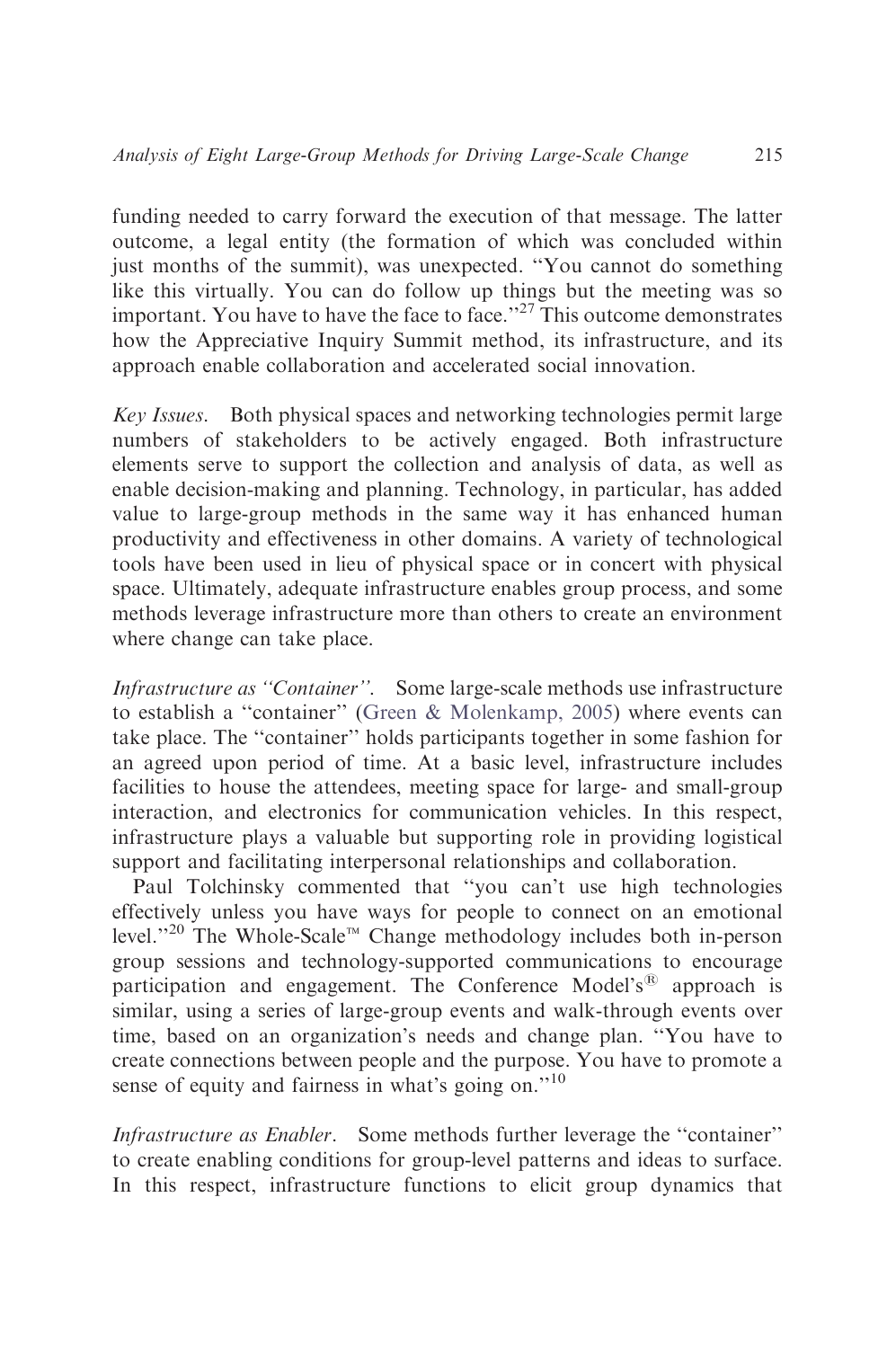funding needed to carry forward the execution of that message. The latter outcome, a legal entity (the formation of which was concluded within just months of the summit), was unexpected. "You cannot do something like this virtually. You can do follow up things but the meeting was so important. You have to have the face to face."[27] This outcome demonstrates how the Appreciative Inquiry Summit method, its infrastructure, and its approach enable collaboration and accelerated social innovation.

*Key Issues*. Both physical spaces and networking technologies permit large numbers of stakeholders to be actively engaged. Both infrastructure elements serve to support the collection and analysis of data, as well as enable decision-making and planning. Technology, in particular, has added value to large-group methods in the same way it has enhanced human productivity and effectiveness in other domains. A variety of technological tools have been used in lieu of physical space or in concert with physical space. Ultimately, adequate infrastructure enables group process, and some methods leverage infrastructure more than others to create an environment where change can take place.

*Infrastructure as "Container"*. Some large-scale methods use infrastructure to establish a "container" (Green & Molenkamp, 2005) where events can take place. The "container" holds participants together in some fashion for an agreed upon period of time. At a basic level, infrastructure includes facilities to house the attendees, meeting space for large- and small-group interaction, and electronics for communication vehicles. In this respect, infrastructure plays a valuable but supporting role in providing logistical support and facilitating interpersonal relationships and collaboration.

Paul Tolchinsky commented that "you can't use high technologies effectively unless you have ways for people to connect on an emotional level."[20] The Whole-Scale™ Change methodology includes both in-person group sessions and technology-supported communications to encourage participation and engagement. The Conference Model's® approach is similar, using a series of large-group events and walk-through events over time, based on an organization's needs and change plan. "You have to create connections between people and the purpose. You have to promote a sense of equity and fairness in what's going on."[10]

*Infrastructure as Enabler*. Some methods further leverage the "container" to create enabling conditions for group-level patterns and ideas to surface. In this respect, infrastructure functions to elicit group dynamics that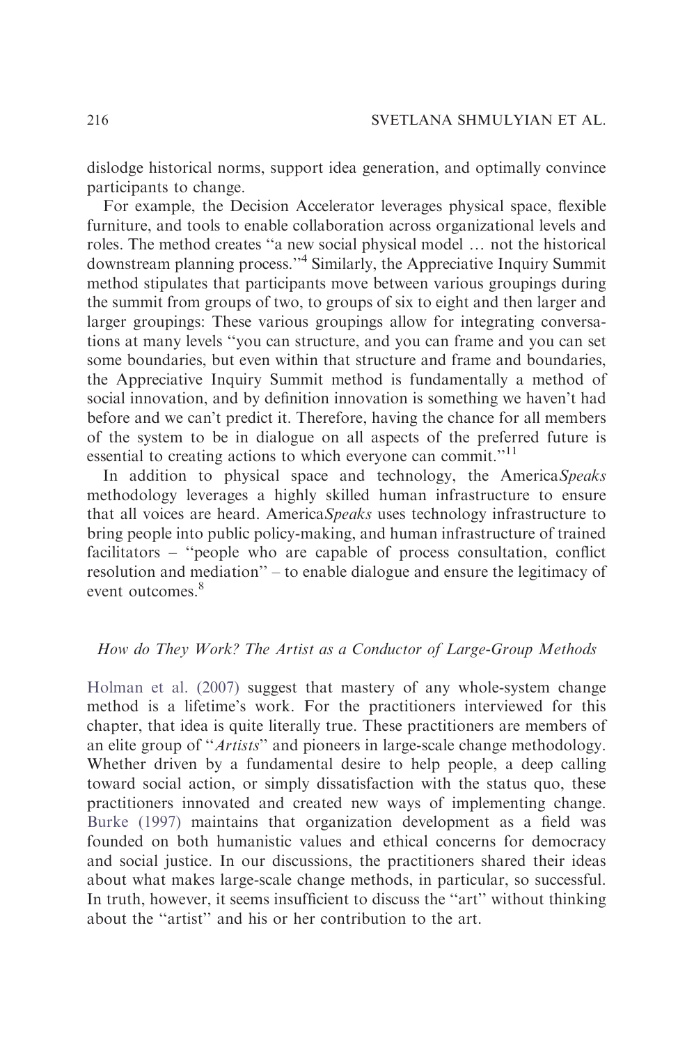dislodge historical norms, support idea generation, and optimally convince participants to change.

For example, the Decision Accelerator leverages physical space, flexible furniture, and tools to enable collaboration across organizational levels and roles. The method creates "a new social physical model … not the historical downstream planning process."[4] Similarly, the Appreciative Inquiry Summit method stipulates that participants move between various groupings during the summit from groups of two, to groups of six to eight and then larger and larger groupings: These various groupings allow for integrating conversations at many levels "you can structure, and you can frame and you can set some boundaries, but even within that structure and frame and boundaries, the Appreciative Inquiry Summit method is fundamentally a method of social innovation, and by definition innovation is something we haven't had before and we can't predict it. Therefore, having the chance for all members of the system to be in dialogue on all aspects of the preferred future is essential to creating actions to which everyone can commit."[11]

In addition to physical space and technology, the America*Speaks* methodology leverages a highly skilled human infrastructure to ensure that all voices are heard. America*Speaks* uses technology infrastructure to bring people into public policy-making, and human infrastructure of trained facilitators – "people who are capable of process consultation, conflict resolution and mediation" – to enable dialogue and ensure the legitimacy of event outcomes.[8]

### *How do They Work? The Artist as a Conductor of Large-Group Methods*

Holman et al. (2007) suggest that mastery of any whole-system change method is a lifetime's work. For the practitioners interviewed for this chapter, that idea is quite literally true. These practitioners are members of an elite group of "*Artists*" and pioneers in large-scale change methodology. Whether driven by a fundamental desire to help people, a deep calling toward social action, or simply dissatisfaction with the status quo, these practitioners innovated and created new ways of implementing change. Burke (1997) maintains that organization development as a field was founded on both humanistic values and ethical concerns for democracy and social justice. In our discussions, the practitioners shared their ideas about what makes large-scale change methods, in particular, so successful. In truth, however, it seems insufficient to discuss the "art" without thinking about the "artist" and his or her contribution to the art.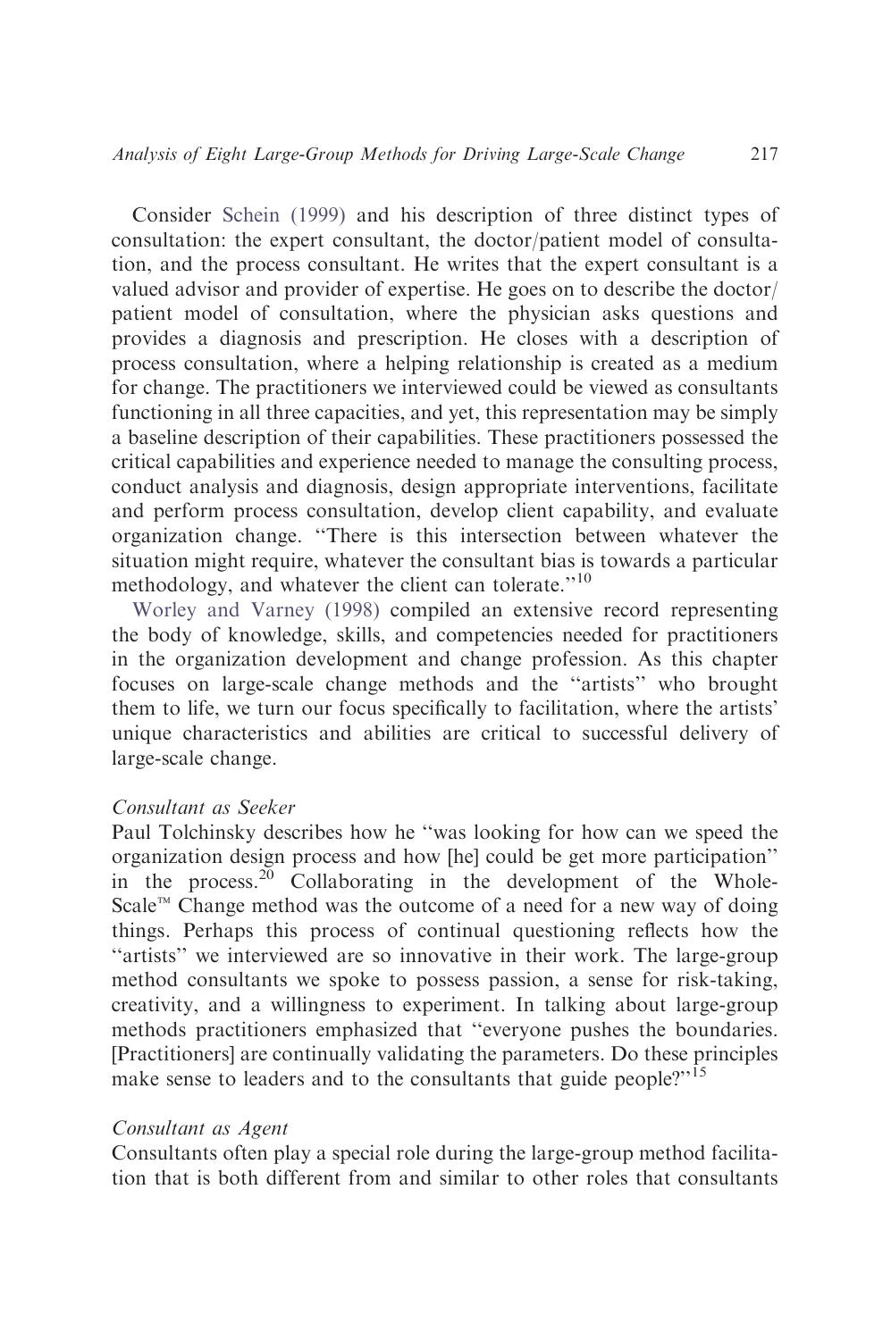Consider Schein (1999) and his description of three distinct types of consultation: the expert consultant, the doctor/patient model of consultation, and the process consultant. He writes that the expert consultant is a valued advisor and provider of expertise. He goes on to describe the doctor/patient model of consultation, where the physician asks questions and provides a diagnosis and prescription. He closes with a description of process consultation, where a helping relationship is created as a medium for change. The practitioners we interviewed could be viewed as consultants functioning in all three capacities, and yet, this representation may be simply a baseline description of their capabilities. These practitioners possessed the critical capabilities and experience needed to manage the consulting process, conduct analysis and diagnosis, design appropriate interventions, facilitate and perform process consultation, develop client capability, and evaluate organization change. ''There is this intersection between whatever the situation might require, whatever the consultant bias is towards a particular methodology, and whatever the client can tolerate.''[10]

Worley and Varney (1998) compiled an extensive record representing the body of knowledge, skills, and competencies needed for practitioners in the organization development and change profession. As this chapter focuses on large-scale change methods and the ''artists'' who brought them to life, we turn our focus specifically to facilitation, where the artists' unique characteristics and abilities are critical to successful delivery of large-scale change.

*Consultant as Seeker*

Paul Tolchinsky describes how he ''was looking for how can we speed the organization design process and how [he] could be get more participation'' in the process.[20] Collaborating in the development of the Whole-Scale™ Change method was the outcome of a need for a new way of doing things. Perhaps this process of continual questioning reflects how the ''artists'' we interviewed are so innovative in their work. The large-group method consultants we spoke to possess passion, a sense for risk-taking, creativity, and a willingness to experiment. In talking about large-group methods practitioners emphasized that ''everyone pushes the boundaries. [Practitioners] are continually validating the parameters. Do these principles make sense to leaders and to the consultants that guide people?''[15]

*Consultant as Agent*

Consultants often play a special role during the large-group method facilitation that is both different from and similar to other roles that consultants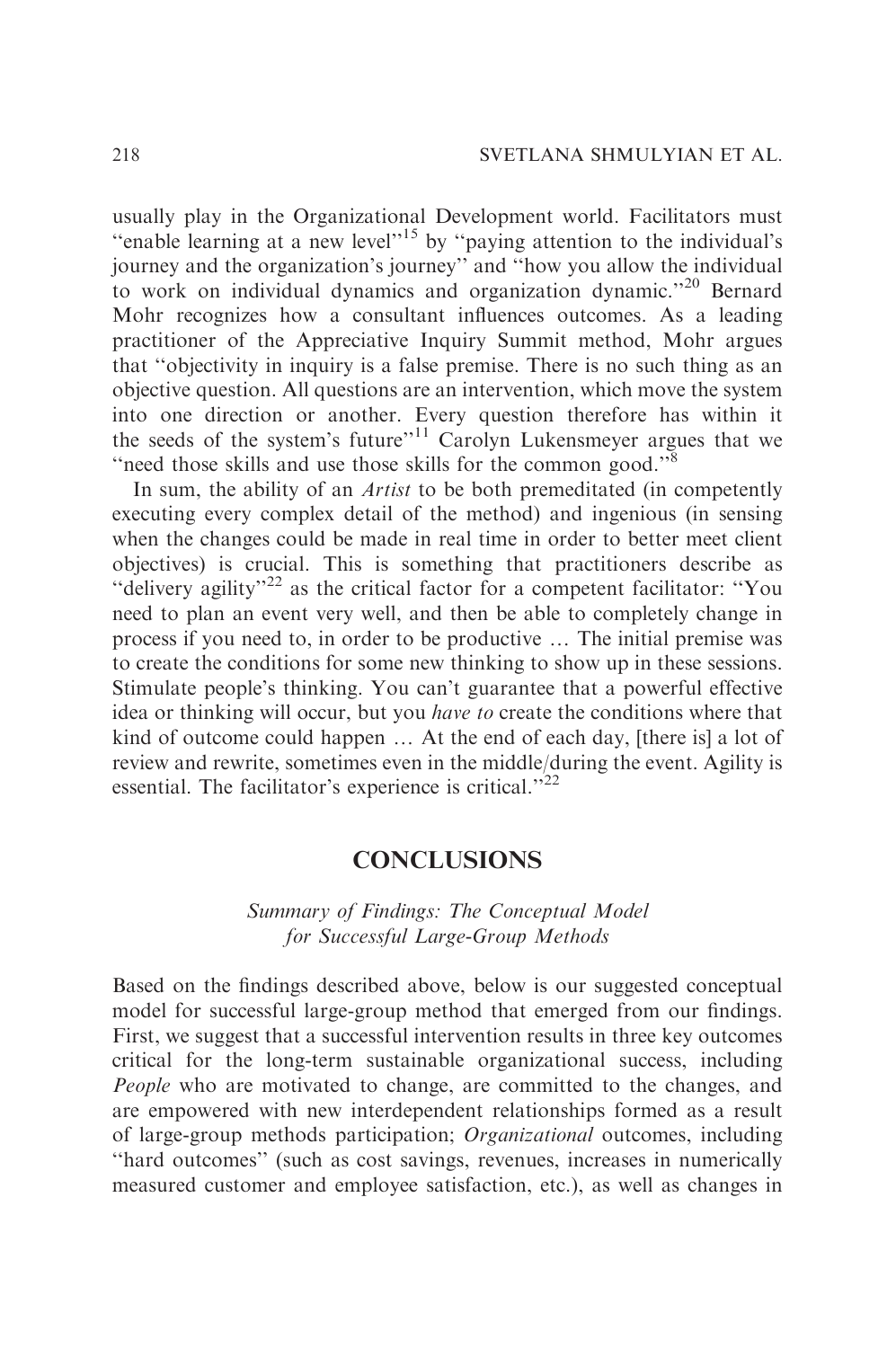usually play in the Organizational Development world. Facilitators must "enable learning at a new level"[15] by "paying attention to the individual's journey and the organization's journey" and "how you allow the individual to work on individual dynamics and organization dynamic."[20] Bernard Mohr recognizes how a consultant influences outcomes. As a leading practitioner of the Appreciative Inquiry Summit method, Mohr argues that "objectivity in inquiry is a false premise. There is no such thing as an objective question. All questions are an intervention, which move the system into one direction or another. Every question therefore has within it the seeds of the system's future"[11] Carolyn Lukensmeyer argues that we "need those skills and use those skills for the common good."[8]

In sum, the ability of an *Artist* to be both premeditated (in competently executing every complex detail of the method) and ingenious (in sensing when the changes could be made in real time in order to better meet client objectives) is crucial. This is something that practitioners describe as "delivery agility"[22] as the critical factor for a competent facilitator: "You need to plan an event very well, and then be able to completely change in process if you need to, in order to be productive … The initial premise was to create the conditions for some new thinking to show up in these sessions. Stimulate people's thinking. You can't guarantee that a powerful effective idea or thinking will occur, but you *have to* create the conditions where that kind of outcome could happen … At the end of each day, [there is] a lot of review and rewrite, sometimes even in the middle/during the event. Agility is essential. The facilitator's experience is critical."[22]

## CONCLUSIONS

### *Summary of Findings: The Conceptual Model for Successful Large-Group Methods*

Based on the findings described above, below is our suggested conceptual model for successful large-group method that emerged from our findings. First, we suggest that a successful intervention results in three key outcomes critical for the long-term sustainable organizational success, including *People* who are motivated to change, are committed to the changes, and are empowered with new interdependent relationships formed as a result of large-group methods participation; *Organizational* outcomes, including "hard outcomes" (such as cost savings, revenues, increases in numerically measured customer and employee satisfaction, etc.), as well as changes in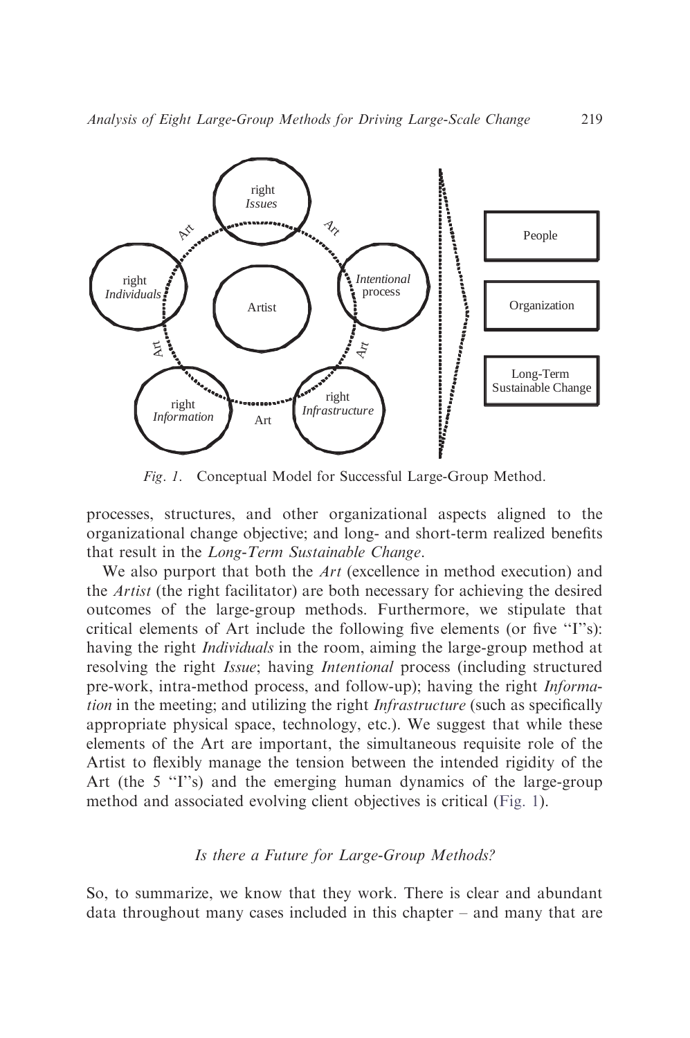Fig. 1. Conceptual Model for Successful Large-Group Method.

processes, structures, and other organizational aspects aligned to the organizational change objective; and long- and short-term realized benefits that result in the *Long-Term Sustainable Change*.

We also purport that both the *Art* (excellence in method execution) and the *Artist* (the right facilitator) are both necessary for achieving the desired outcomes of the large-group methods. Furthermore, we stipulate that critical elements of Art include the following five elements (or five "I"s): having the right *Individuals* in the room, aiming the large-group method at resolving the right *Issue*; having *Intentional* process (including structured pre-work, intra-method process, and follow-up); having the right *Information* in the meeting; and utilizing the right *Infrastructure* (such as specifically appropriate physical space, technology, etc.). We suggest that while these elements of the Art are important, the simultaneous requisite role of the Artist to flexibly manage the tension between the intended rigidity of the Art (the 5 "I"s) and the emerging human dynamics of the large-group method and associated evolving client objectives is critical (Fig. 1).

### *Is there a Future for Large-Group Methods?*

So, to summarize, we know that they work. There is clear and abundant data throughout many cases included in this chapter – and many that are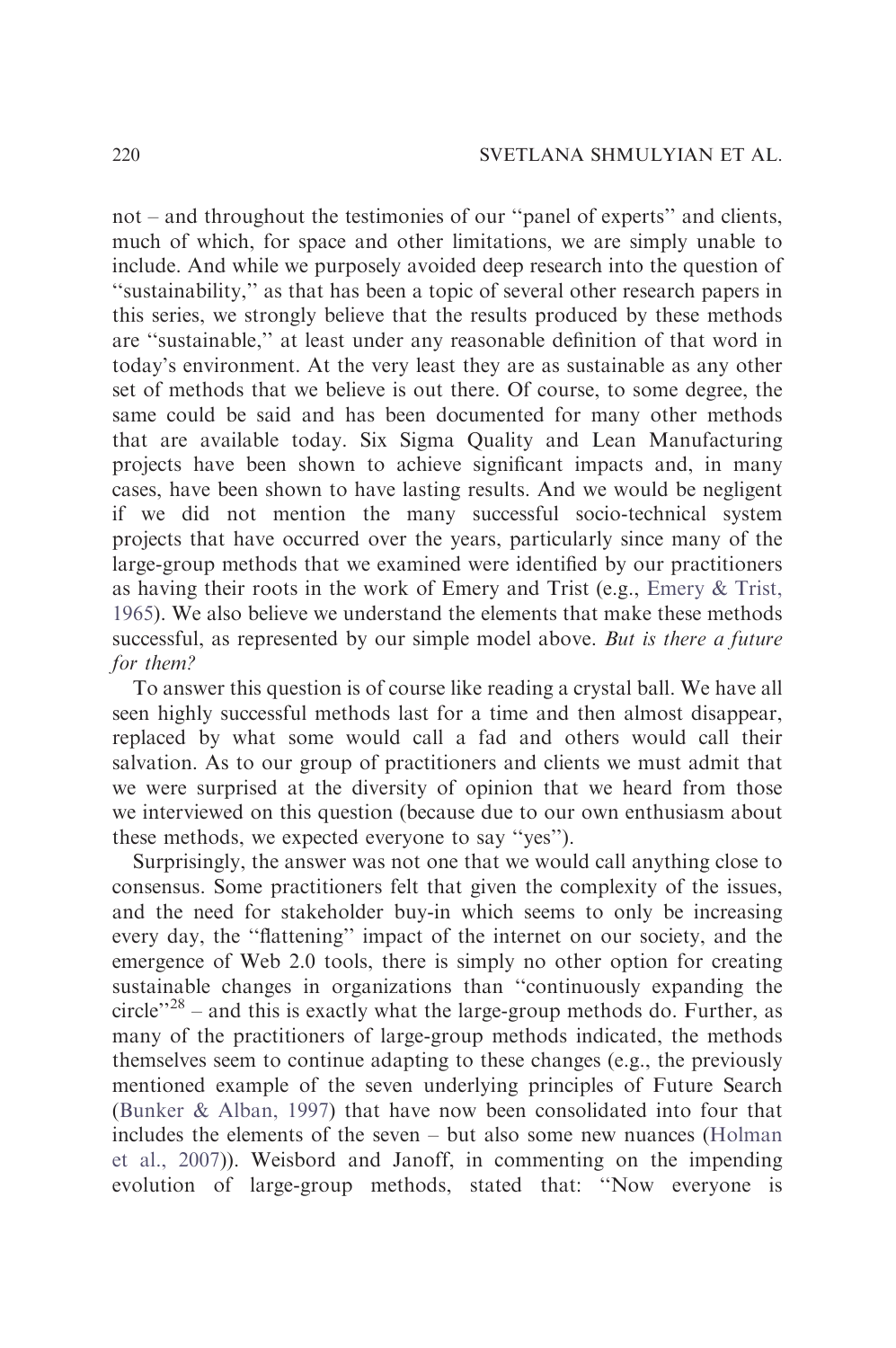not – and throughout the testimonies of our ''panel of experts'' and clients, much of which, for space and other limitations, we are simply unable to include. And while we purposely avoided deep research into the question of ''sustainability,'' as that has been a topic of several other research papers in this series, we strongly believe that the results produced by these methods are ''sustainable,'' at least under any reasonable definition of that word in today's environment. At the very least they are as sustainable as any other set of methods that we believe is out there. Of course, to some degree, the same could be said and has been documented for many other methods that are available today. Six Sigma Quality and Lean Manufacturing projects have been shown to achieve significant impacts and, in many cases, have been shown to have lasting results. And we would be negligent if we did not mention the many successful socio-technical system projects that have occurred over the years, particularly since many of the large-group methods that we examined were identified by our practitioners as having their roots in the work of Emery and Trist (e.g., Emery & Trist, 1965). We also believe we understand the elements that make these methods successful, as represented by our simple model above. *But is there a future for them?*

To answer this question is of course like reading a crystal ball. We have all seen highly successful methods last for a time and then almost disappear, replaced by what some would call a fad and others would call their salvation. As to our group of practitioners and clients we must admit that we were surprised at the diversity of opinion that we heard from those we interviewed on this question (because due to our own enthusiasm about these methods, we expected everyone to say ''yes'').

Surprisingly, the answer was not one that we would call anything close to consensus. Some practitioners felt that given the complexity of the issues, and the need for stakeholder buy-in which seems to only be increasing every day, the ''flattening'' impact of the internet on our society, and the emergence of Web 2.0 tools, there is simply no other option for creating sustainable changes in organizations than ''continuously expanding the circle''[28] – and this is exactly what the large-group methods do. Further, as many of the practitioners of large-group methods indicated, the methods themselves seem to continue adapting to these changes (e.g., the previously mentioned example of the seven underlying principles of Future Search (Bunker & Alban, 1997) that have now been consolidated into four that includes the elements of the seven – but also some new nuances (Holman et al., 2007)). Weisbord and Janoff, in commenting on the impending evolution of large-group methods, stated that: ''Now everyone is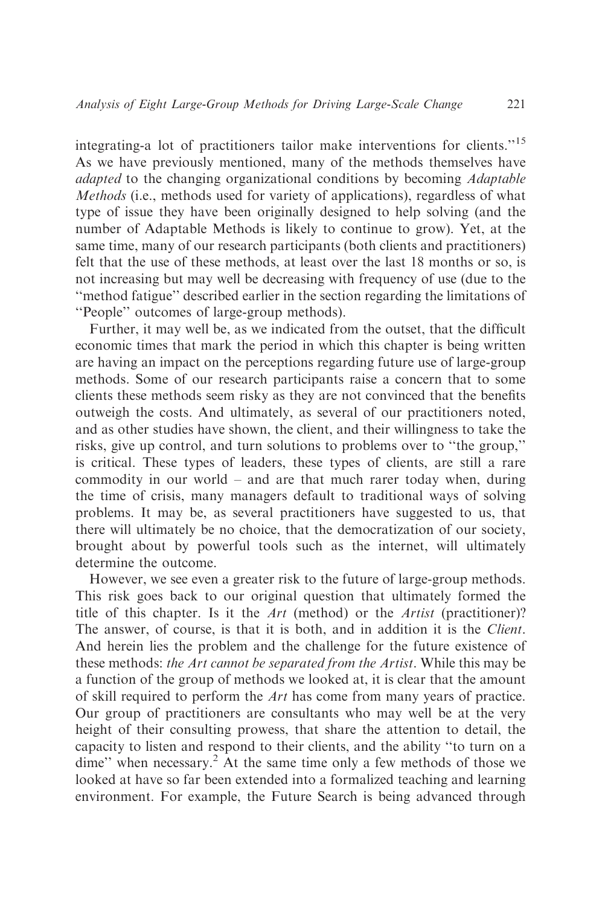integrating-a lot of practitioners tailor make interventions for clients.''[15] As we have previously mentioned, many of the methods themselves have *adapted* to the changing organizational conditions by becoming *Adaptable Methods* (i.e., methods used for variety of applications), regardless of what type of issue they have been originally designed to help solving (and the number of Adaptable Methods is likely to continue to grow). Yet, at the same time, many of our research participants (both clients and practitioners) felt that the use of these methods, at least over the last 18 months or so, is not increasing but may well be decreasing with frequency of use (due to the ''method fatigue'' described earlier in the section regarding the limitations of ''People'' outcomes of large-group methods).

Further, it may well be, as we indicated from the outset, that the difficult economic times that mark the period in which this chapter is being written are having an impact on the perceptions regarding future use of large-group methods. Some of our research participants raise a concern that to some clients these methods seem risky as they are not convinced that the benefits outweigh the costs. And ultimately, as several of our practitioners noted, and as other studies have shown, the client, and their willingness to take the risks, give up control, and turn solutions to problems over to ''the group,'' is critical. These types of leaders, these types of clients, are still a rare commodity in our world – and are that much rarer today when, during the time of crisis, many managers default to traditional ways of solving problems. It may be, as several practitioners have suggested to us, that there will ultimately be no choice, that the democratization of our society, brought about by powerful tools such as the internet, will ultimately determine the outcome.

However, we see even a greater risk to the future of large-group methods. This risk goes back to our original question that ultimately formed the title of this chapter. Is it the *Art* (method) or the *Artist* (practitioner)? The answer, of course, is that it is both, and in addition it is the *Client*. And herein lies the problem and the challenge for the future existence of these methods: *the Art cannot be separated from the Artist*. While this may be a function of the group of methods we looked at, it is clear that the amount of skill required to perform the *Art* has come from many years of practice. Our group of practitioners are consultants who may well be at the very height of their consulting prowess, that share the attention to detail, the capacity to listen and respond to their clients, and the ability ''to turn on a dime'' when necessary.[2] At the same time only a few methods of those we looked at have so far been extended into a formalized teaching and learning environment. For example, the Future Search is being advanced through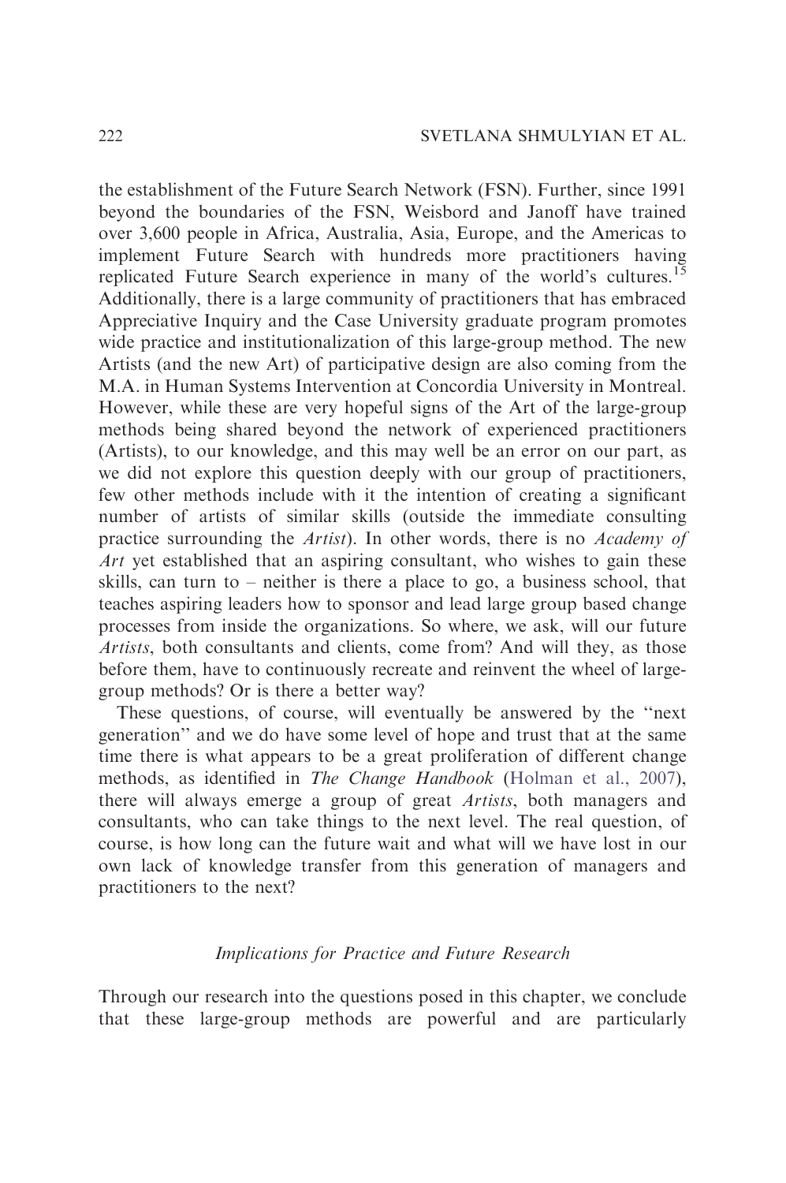the establishment of the Future Search Network (FSN). Further, since 1991 beyond the boundaries of the FSN, Weisbord and Janoff have trained over 3,600 people in Africa, Australia, Asia, Europe, and the Americas to implement Future Search with hundreds more practitioners having replicated Future Search experience in many of the world's cultures.[15] Additionally, there is a large community of practitioners that has embraced Appreciative Inquiry and the Case University graduate program promotes wide practice and institutionalization of this large-group method. The new Artists (and the new Art) of participative design are also coming from the M.A. in Human Systems Intervention at Concordia University in Montreal. However, while these are very hopeful signs of the Art of the large-group methods being shared beyond the network of experienced practitioners (Artists), to our knowledge, and this may well be an error on our part, as we did not explore this question deeply with our group of practitioners, few other methods include with it the intention of creating a significant number of artists of similar skills (outside the immediate consulting practice surrounding the *Artist*). In other words, there is no *Academy of Art* yet established that an aspiring consultant, who wishes to gain these skills, can turn to – neither is there a place to go, a business school, that teaches aspiring leaders how to sponsor and lead large group based change processes from inside the organizations. So where, we ask, will our future *Artists*, both consultants and clients, come from? And will they, as those before them, have to continuously recreate and reinvent the wheel of large-group methods? Or is there a better way?

These questions, of course, will eventually be answered by the "next generation" and we do have some level of hope and trust that at the same time there is what appears to be a great proliferation of different change methods, as identified in *The Change Handbook* (Holman et al., 2007), there will always emerge a group of great *Artists*, both managers and consultants, who can take things to the next level. The real question, of course, is how long can the future wait and what will we have lost in our own lack of knowledge transfer from this generation of managers and practitioners to the next?

### *Implications for Practice and Future Research*

Through our research into the questions posed in this chapter, we conclude that these large-group methods are powerful and are particularly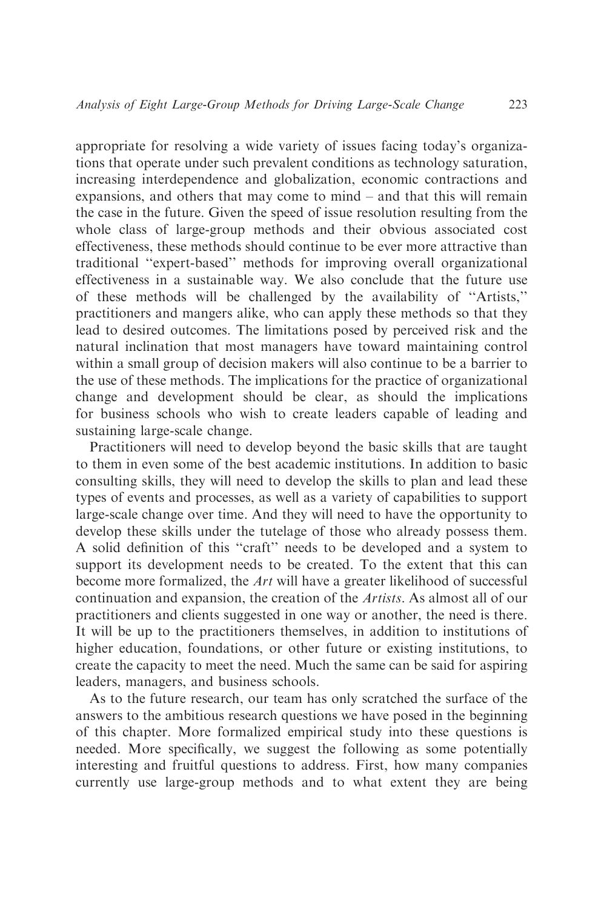appropriate for resolving a wide variety of issues facing today's organizations that operate under such prevalent conditions as technology saturation, increasing interdependence and globalization, economic contractions and expansions, and others that may come to mind – and that this will remain the case in the future. Given the speed of issue resolution resulting from the whole class of large-group methods and their obvious associated cost effectiveness, these methods should continue to be ever more attractive than traditional ''expert-based'' methods for improving overall organizational effectiveness in a sustainable way. We also conclude that the future use of these methods will be challenged by the availability of ''Artists,'' practitioners and mangers alike, who can apply these methods so that they lead to desired outcomes. The limitations posed by perceived risk and the natural inclination that most managers have toward maintaining control within a small group of decision makers will also continue to be a barrier to the use of these methods. The implications for the practice of organizational change and development should be clear, as should the implications for business schools who wish to create leaders capable of leading and sustaining large-scale change.

Practitioners will need to develop beyond the basic skills that are taught to them in even some of the best academic institutions. In addition to basic consulting skills, they will need to develop the skills to plan and lead these types of events and processes, as well as a variety of capabilities to support large-scale change over time. And they will need to have the opportunity to develop these skills under the tutelage of those who already possess them. A solid definition of this ''craft'' needs to be developed and a system to support its development needs to be created. To the extent that this can become more formalized, the *Art* will have a greater likelihood of successful continuation and expansion, the creation of the *Artists*. As almost all of our practitioners and clients suggested in one way or another, the need is there. It will be up to the practitioners themselves, in addition to institutions of higher education, foundations, or other future or existing institutions, to create the capacity to meet the need. Much the same can be said for aspiring leaders, managers, and business schools.

As to the future research, our team has only scratched the surface of the answers to the ambitious research questions we have posed in the beginning of this chapter. More formalized empirical study into these questions is needed. More specifically, we suggest the following as some potentially interesting and fruitful questions to address. First, how many companies currently use large-group methods and to what extent they are being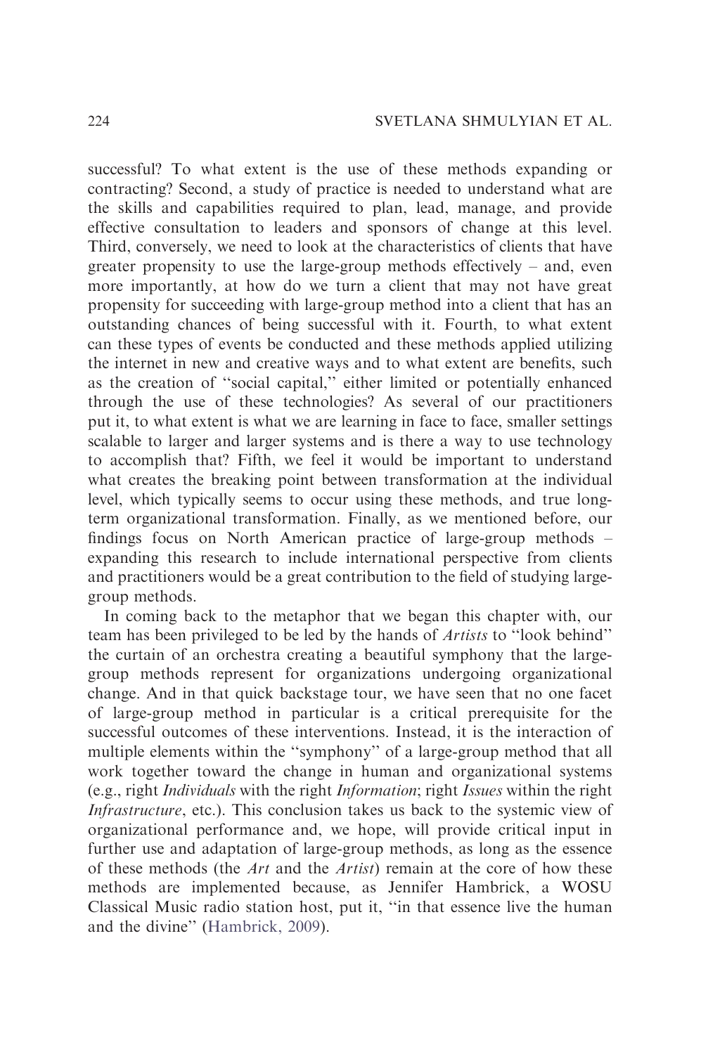successful? To what extent is the use of these methods expanding or contracting? Second, a study of practice is needed to understand what are the skills and capabilities required to plan, lead, manage, and provide effective consultation to leaders and sponsors of change at this level. Third, conversely, we need to look at the characteristics of clients that have greater propensity to use the large-group methods effectively – and, even more importantly, at how do we turn a client that may not have great propensity for succeeding with large-group method into a client that has an outstanding chances of being successful with it. Fourth, to what extent can these types of events be conducted and these methods applied utilizing the internet in new and creative ways and to what extent are benefits, such as the creation of ''social capital,'' either limited or potentially enhanced through the use of these technologies? As several of our practitioners put it, to what extent is what we are learning in face to face, smaller settings scalable to larger and larger systems and is there a way to use technology to accomplish that? Fifth, we feel it would be important to understand what creates the breaking point between transformation at the individual level, which typically seems to occur using these methods, and true long-term organizational transformation. Finally, as we mentioned before, our findings focus on North American practice of large-group methods – expanding this research to include international perspective from clients and practitioners would be a great contribution to the field of studying large-group methods.

In coming back to the metaphor that we began this chapter with, our team has been privileged to be led by the hands of *Artists* to ''look behind'' the curtain of an orchestra creating a beautiful symphony that the large-group methods represent for organizations undergoing organizational change. And in that quick backstage tour, we have seen that no one facet of large-group method in particular is a critical prerequisite for the successful outcomes of these interventions. Instead, it is the interaction of multiple elements within the ''symphony'' of a large-group method that all work together toward the change in human and organizational systems (e.g., right *Individuals* with the right *Information*; right *Issues* within the right *Infrastructure*, etc.). This conclusion takes us back to the systemic view of organizational performance and, we hope, will provide critical input in further use and adaptation of large-group methods, as long as the essence of these methods (the *Art* and the *Artist*) remain at the core of how these methods are implemented because, as Jennifer Hambrick, a WOSU Classical Music radio station host, put it, ''in that essence live the human and the divine'' (Hambrick, 2009).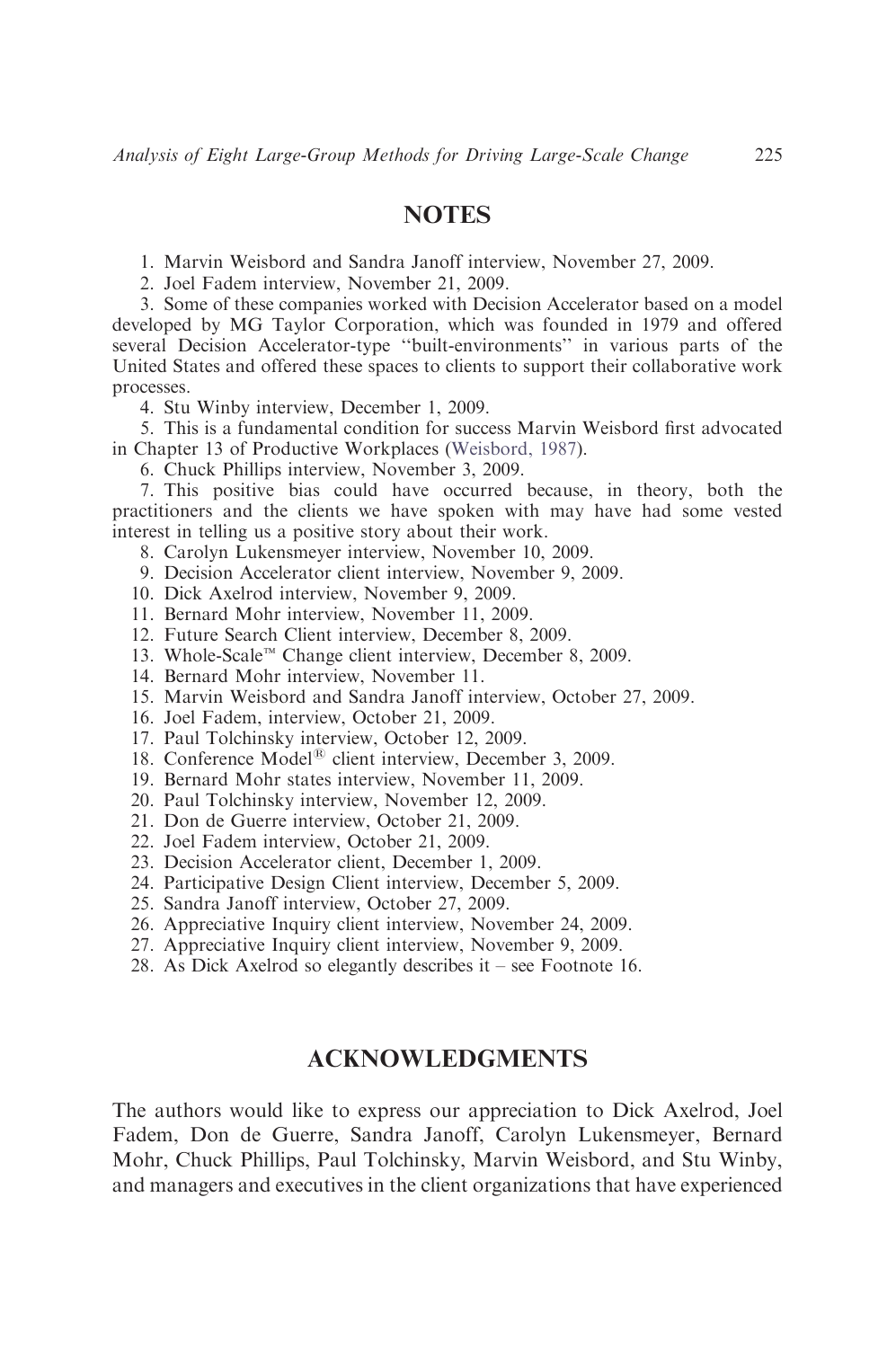## NOTES

1. Marvin Weisbord and Sandra Janoff interview, November 27, 2009.
2. Joel Fadem interview, November 21, 2009.
3. Some of these companies worked with Decision Accelerator based on a model developed by MG Taylor Corporation, which was founded in 1979 and offered several Decision Accelerator-type ''built-environments'' in various parts of the United States and offered these spaces to clients to support their collaborative work processes.
4. Stu Winby interview, December 1, 2009.
5. This is a fundamental condition for success Marvin Weisbord first advocated in Chapter 13 of Productive Workplaces (Weisbord, 1987).
6. Chuck Phillips interview, November 3, 2009.
7. This positive bias could have occurred because, in theory, both the practitioners and the clients we have spoken with may have had some vested interest in telling us a positive story about their work.
8. Carolyn Lukensmeyer interview, November 10, 2009.
9. Decision Accelerator client interview, November 9, 2009.
10. Dick Axelrod interview, November 9, 2009.
11. Bernard Mohr interview, November 11, 2009.
12. Future Search Client interview, December 8, 2009.
13. Whole-Scale™ Change client interview, December 8, 2009.
14. Bernard Mohr interview, November 11.
15. Marvin Weisbord and Sandra Janoff interview, October 27, 2009.
16. Joel Fadem, interview, October 21, 2009.
17. Paul Tolchinsky interview, October 12, 2009.
18. Conference Model® client interview, December 3, 2009.
19. Bernard Mohr states interview, November 11, 2009.
20. Paul Tolchinsky interview, November 12, 2009.
21. Don de Guerre interview, October 21, 2009.
22. Joel Fadem interview, October 21, 2009.
23. Decision Accelerator client, December 1, 2009.
24. Participative Design Client interview, December 5, 2009.
25. Sandra Janoff interview, October 27, 2009.
26. Appreciative Inquiry client interview, November 24, 2009.
27. Appreciative Inquiry client interview, November 9, 2009.
28. As Dick Axelrod so elegantly describes it – see Footnote 16.

## ACKNOWLEDGMENTS

The authors would like to express our appreciation to Dick Axelrod, Joel Fadem, Don de Guerre, Sandra Janoff, Carolyn Lukensmeyer, Bernard Mohr, Chuck Phillips, Paul Tolchinsky, Marvin Weisbord, and Stu Winby, and managers and executives in the client organizations that have experienced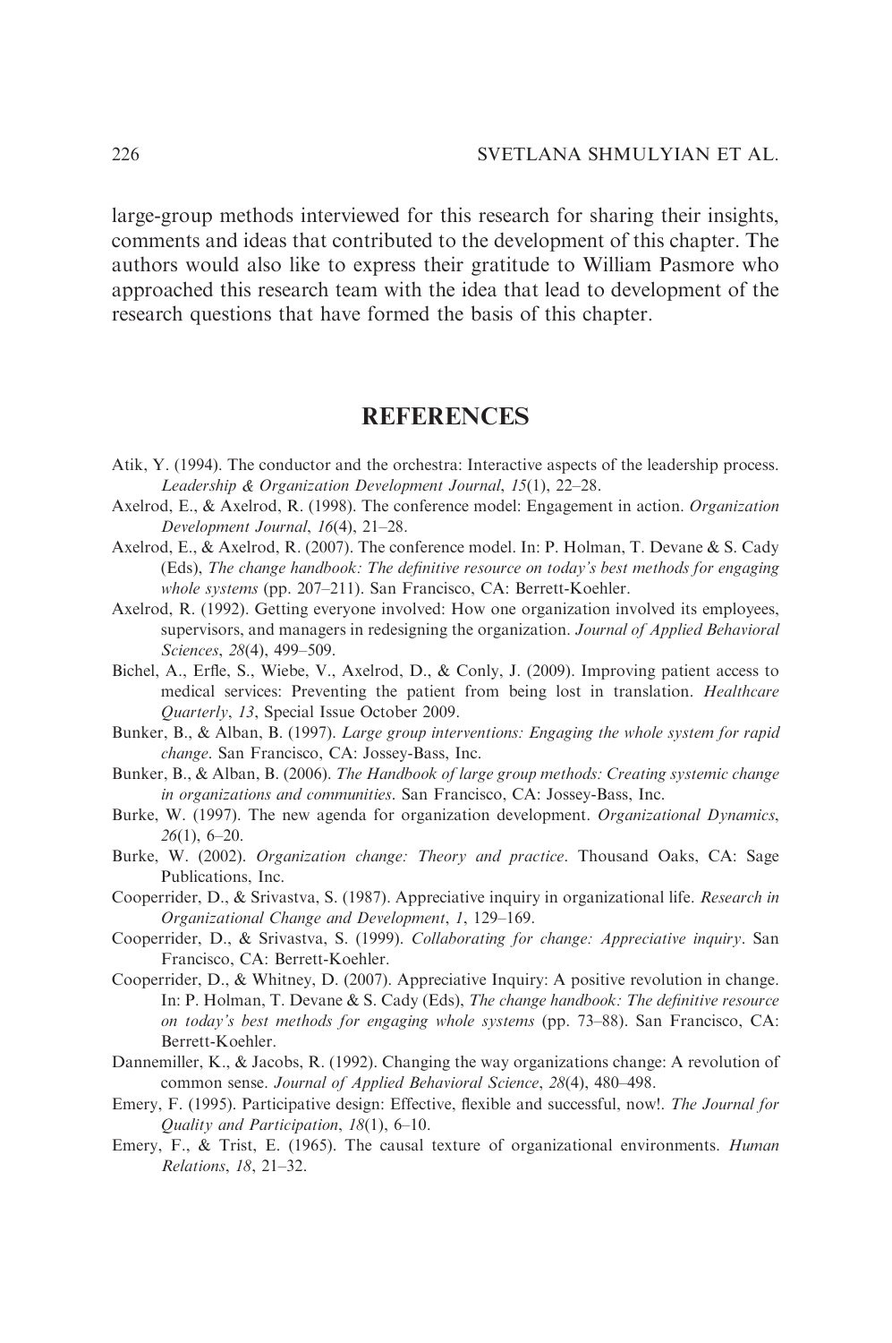large-group methods interviewed for this research for sharing their insights, comments and ideas that contributed to the development of this chapter. The authors would also like to express their gratitude to William Pasmore who approached this research team with the idea that lead to development of the research questions that have formed the basis of this chapter.

## REFERENCES

Atik, Y. (1994). The conductor and the orchestra: Interactive aspects of the leadership process. *Leadership & Organization Development Journal*, *15*(1), 22–28.

Axelrod, E., & Axelrod, R. (1998). The conference model: Engagement in action. *Organization Development Journal*, *16*(4), 21–28.

Axelrod, E., & Axelrod, R. (2007). The conference model. In: P. Holman, T. Devane & S. Cady (Eds), *The change handbook: The definitive resource on today's best methods for engaging whole systems* (pp. 207–211). San Francisco, CA: Berrett-Koehler.

Axelrod, R. (1992). Getting everyone involved: How one organization involved its employees, supervisors, and managers in redesigning the organization. *Journal of Applied Behavioral Sciences*, *28*(4), 499–509.

Bichel, A., Erfle, S., Wiebe, V., Axelrod, D., & Conly, J. (2009). Improving patient access to medical services: Preventing the patient from being lost in translation. *Healthcare Quarterly*, *13*, Special Issue October 2009.

Bunker, B., & Alban, B. (1997). *Large group interventions: Engaging the whole system for rapid change*. San Francisco, CA: Jossey-Bass, Inc.

Bunker, B., & Alban, B. (2006). *The Handbook of large group methods: Creating systemic change in organizations and communities*. San Francisco, CA: Jossey-Bass, Inc.

Burke, W. (1997). The new agenda for organization development. *Organizational Dynamics*, *26*(1), 6–20.

Burke, W. (2002). *Organization change: Theory and practice*. Thousand Oaks, CA: Sage Publications, Inc.

Cooperrider, D., & Srivastva, S. (1987). Appreciative inquiry in organizational life. *Research in Organizational Change and Development*, *1*, 129–169.

Cooperrider, D., & Srivastva, S. (1999). *Collaborating for change: Appreciative inquiry*. San Francisco, CA: Berrett-Koehler.

Cooperrider, D., & Whitney, D. (2007). Appreciative Inquiry: A positive revolution in change. In: P. Holman, T. Devane & S. Cady (Eds), *The change handbook: The definitive resource on today's best methods for engaging whole systems* (pp. 73–88). San Francisco, CA: Berrett-Koehler.

Dannemiller, K., & Jacobs, R. (1992). Changing the way organizations change: A revolution of common sense. *Journal of Applied Behavioral Science*, *28*(4), 480–498.

Emery, F. (1995). Participative design: Effective, flexible and successful, now!. *The Journal for Quality and Participation*, *18*(1), 6–10.

Emery, F., & Trist, E. (1965). The causal texture of organizational environments. *Human Relations*, *18*, 21–32.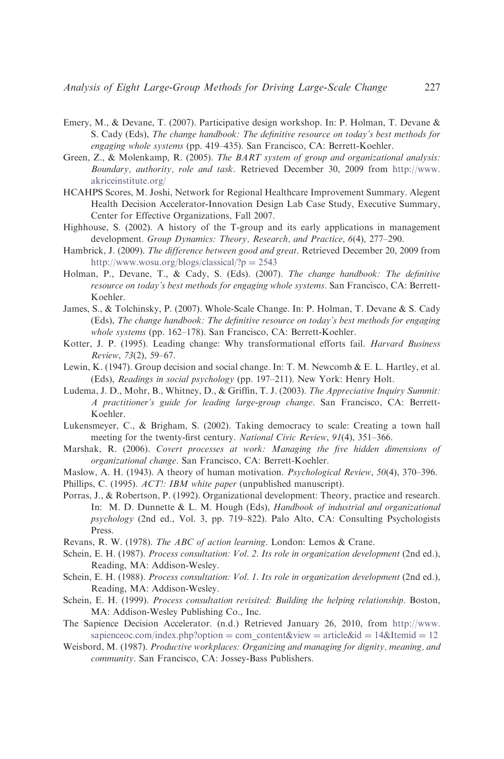Emery, M., & Devane, T. (2007). Participative design workshop. In: P. Holman, T. Devane & S. Cady (Eds), *The change handbook: The definitive resource on today's best methods for engaging whole systems* (pp. 419–435). San Francisco, CA: Berrett-Koehler.

Green, Z., & Molenkamp, R. (2005). *The BART system of group and organizational analysis: Boundary, authority, role and task*. Retrieved December 30, 2009 from http://www.akriceinstitute.org/

HCAHPS Scores, M. Joshi, Network for Regional Healthcare Improvement Summary. Alegent Health Decision Accelerator-Innovation Design Lab Case Study, Executive Summary, Center for Effective Organizations, Fall 2007.

Highhouse, S. (2002). A history of the T-group and its early applications in management development. *Group Dynamics: Theory, Research, and Practice*, *6*(4), 277–290.

Hambrick, J. (2009). *The difference between good and great*. Retrieved December 20, 2009 from http://www.wosu.org/blogs/classical/?p = 2543

Holman, P., Devane, T., & Cady, S. (Eds). (2007). *The change handbook: The definitive resource on today's best methods for engaging whole systems*. San Francisco, CA: Berrett-Koehler.

James, S., & Tolchinsky, P. (2007). Whole-Scale Change. In: P. Holman, T. Devane & S. Cady (Eds), *The change handbook: The definitive resource on today's best methods for engaging whole systems* (pp. 162–178). San Francisco, CA: Berrett-Koehler.

Kotter, J. P. (1995). Leading change: Why transformational efforts fail. *Harvard Business Review*, *73*(2), 59–67.

Lewin, K. (1947). Group decision and social change. In: T. M. Newcomb & E. L. Hartley, et al. (Eds), *Readings in social psychology* (pp. 197–211). New York: Henry Holt.

Ludema, J. D., Mohr, B., Whitney, D., & Griffin, T. J. (2003). *The Appreciative Inquiry Summit: A practitioner's guide for leading large-group change*. San Francisco, CA: Berrett-Koehler.

Lukensmeyer, C., & Brigham, S. (2002). Taking democracy to scale: Creating a town hall meeting for the twenty-first century. *National Civic Review*, *91*(4), 351–366.

Marshak, R. (2006). *Covert processes at work: Managing the five hidden dimensions of organizational change*. San Francisco, CA: Berrett-Koehler.

Maslow, A. H. (1943). A theory of human motivation. *Psychological Review*, *50*(4), 370–396.

Phillips, C. (1995). *ACT!: IBM white paper* (unpublished manuscript).

Porras, J., & Robertson, P. (1992). Organizational development: Theory, practice and research. In: M. D. Dunnette & L. M. Hough (Eds), *Handbook of industrial and organizational psychology* (2nd ed., Vol. 3, pp. 719–822). Palo Alto, CA: Consulting Psychologists Press.

Revans, R. W. (1978). *The ABC of action learning*. London: Lemos & Crane.

Schein, E. H. (1987). *Process consultation: Vol. 2. Its role in organization development* (2nd ed.), Reading, MA: Addison-Wesley.

Schein, E. H. (1988). *Process consultation: Vol. 1. Its role in organization development* (2nd ed.), Reading, MA: Addison-Wesley.

Schein, E. H. (1999). *Process consultation revisited: Building the helping relationship*. Boston, MA: Addison-Wesley Publishing Co., Inc.

The Sapience Decision Accelerator. (n.d.) Retrieved January 26, 2010, from http://www.sapienceoc.com/index.php?option = com_content&view = article&id = 14&Itemid = 12

Weisbord, M. (1987). *Productive workplaces: Organizing and managing for dignity, meaning, and community*. San Francisco, CA: Jossey-Bass Publishers.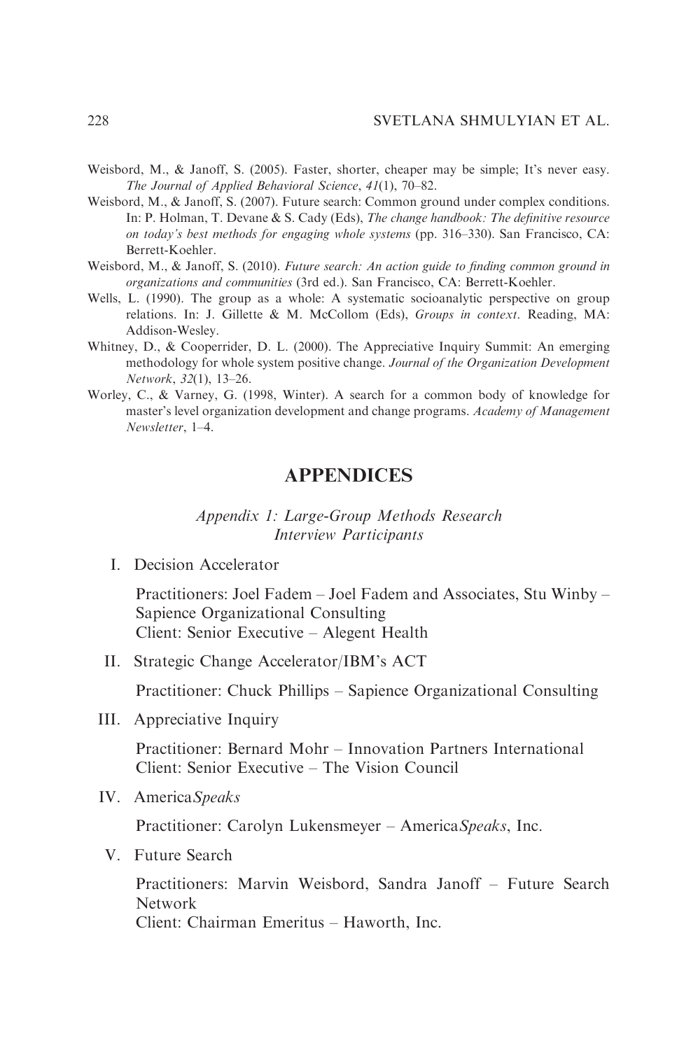Weisbord, M., & Janoff, S. (2005). Faster, shorter, cheaper may be simple; It's never easy. *The Journal of Applied Behavioral Science*, *41*(1), 70–82.

Weisbord, M., & Janoff, S. (2007). Future search: Common ground under complex conditions. In: P. Holman, T. Devane & S. Cady (Eds), *The change handbook: The definitive resource on today's best methods for engaging whole systems* (pp. 316–330). San Francisco, CA: Berrett-Koehler.

Weisbord, M., & Janoff, S. (2010). *Future search: An action guide to finding common ground in organizations and communities* (3rd ed.). San Francisco, CA: Berrett-Koehler.

Wells, L. (1990). The group as a whole: A systematic socioanalytic perspective on group relations. In: J. Gillette & M. McCollom (Eds), *Groups in context*. Reading, MA: Addison-Wesley.

Whitney, D., & Cooperrider, D. L. (2000). The Appreciative Inquiry Summit: An emerging methodology for whole system positive change. *Journal of the Organization Development Network*, *32*(1), 13–26.

Worley, C., & Varney, G. (1998, Winter). A search for a common body of knowledge for master's level organization development and change programs. *Academy of Management Newsletter*, 1–4.

# APPENDICES

### *Appendix 1: Large-Group Methods Research Interview Participants*

I. Decision Accelerator

Practitioners: Joel Fadem – Joel Fadem and Associates, Stu Winby – Sapience Organizational Consulting
Client: Senior Executive – Alegent Health

II. Strategic Change Accelerator/IBM's ACT

Practitioner: Chuck Phillips – Sapience Organizational Consulting

III. Appreciative Inquiry

Practitioner: Bernard Mohr – Innovation Partners International
Client: Senior Executive – The Vision Council

IV. America*Speaks*

Practitioner: Carolyn Lukensmeyer – America*Speaks*, Inc.

V. Future Search

Practitioners: Marvin Weisbord, Sandra Janoff – Future Search Network
Client: Chairman Emeritus – Haworth, Inc.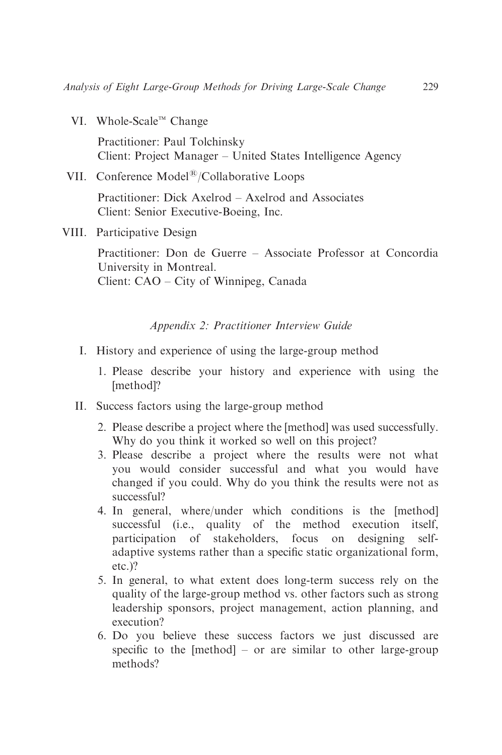VI. Whole-Scale™ Change

Practitioner: Paul Tolchinsky
Client: Project Manager – United States Intelligence Agency

VII. Conference Model®/Collaborative Loops

Practitioner: Dick Axelrod – Axelrod and Associates
Client: Senior Executive-Boeing, Inc.

VIII. Participative Design

Practitioner: Don de Guerre – Associate Professor at Concordia University in Montreal.
Client: CAO – City of Winnipeg, Canada

## *Appendix 2: Practitioner Interview Guide*

I. History and experience of using the large-group method

1. Please describe your history and experience with using the [method]?

II. Success factors using the large-group method

2. Please describe a project where the [method] was used successfully. Why do you think it worked so well on this project?
3. Please describe a project where the results were not what you would consider successful and what you would have changed if you could. Why do you think the results were not as successful?
4. In general, where/under which conditions is the [method] successful (i.e., quality of the method execution itself, participation of stakeholders, focus on designing self-adaptive systems rather than a specific static organizational form, etc.)?
5. In general, to what extent does long-term success rely on the quality of the large-group method vs. other factors such as strong leadership sponsors, project management, action planning, and execution?
6. Do you believe these success factors we just discussed are specific to the [method] – or are similar to other large-group methods?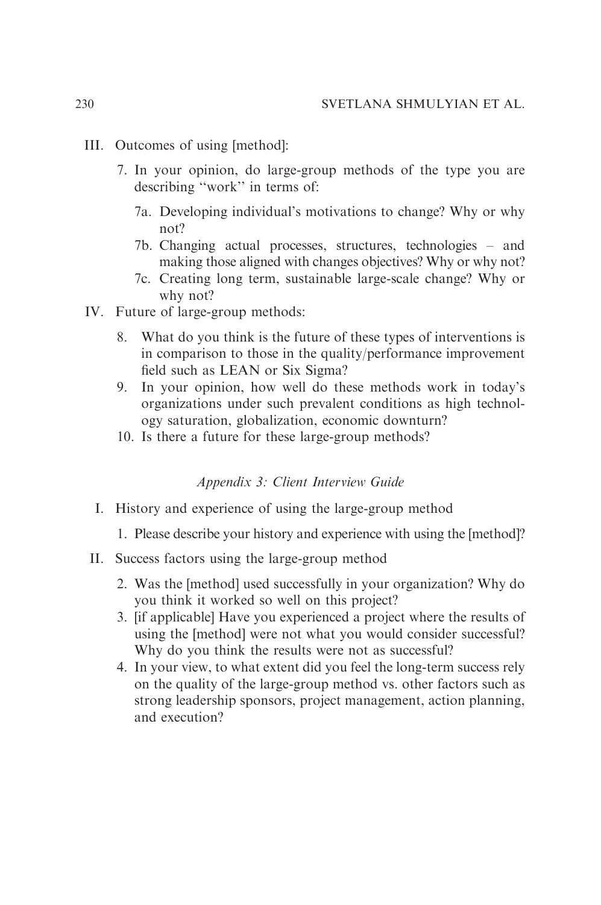III. Outcomes of using [method]:

   7. In your opinion, do large-group methods of the type you are describing ''work'' in terms of:

      7a. Developing individual's motivations to change? Why or why not?

      7b. Changing actual processes, structures, technologies – and making those aligned with changes objectives? Why or why not?

      7c. Creating long term, sustainable large-scale change? Why or why not?

IV. Future of large-group methods:

   8. What do you think is the future of these types of interventions is in comparison to those in the quality/performance improvement field such as LEAN or Six Sigma?
   9. In your opinion, how well do these methods work in today's organizations under such prevalent conditions as high technology saturation, globalization, economic downturn?
   10. Is there a future for these large-group methods?

### *Appendix 3: Client Interview Guide*

I. History and experience of using the large-group method

   1. Please describe your history and experience with using the [method]?

II. Success factors using the large-group method

   2. Was the [method] used successfully in your organization? Why do you think it worked so well on this project?
   3. [if applicable] Have you experienced a project where the results of using the [method] were not what you would consider successful? Why do you think the results were not as successful?
   4. In your view, to what extent did you feel the long-term success rely on the quality of the large-group method vs. other factors such as strong leadership sponsors, project management, action planning, and execution?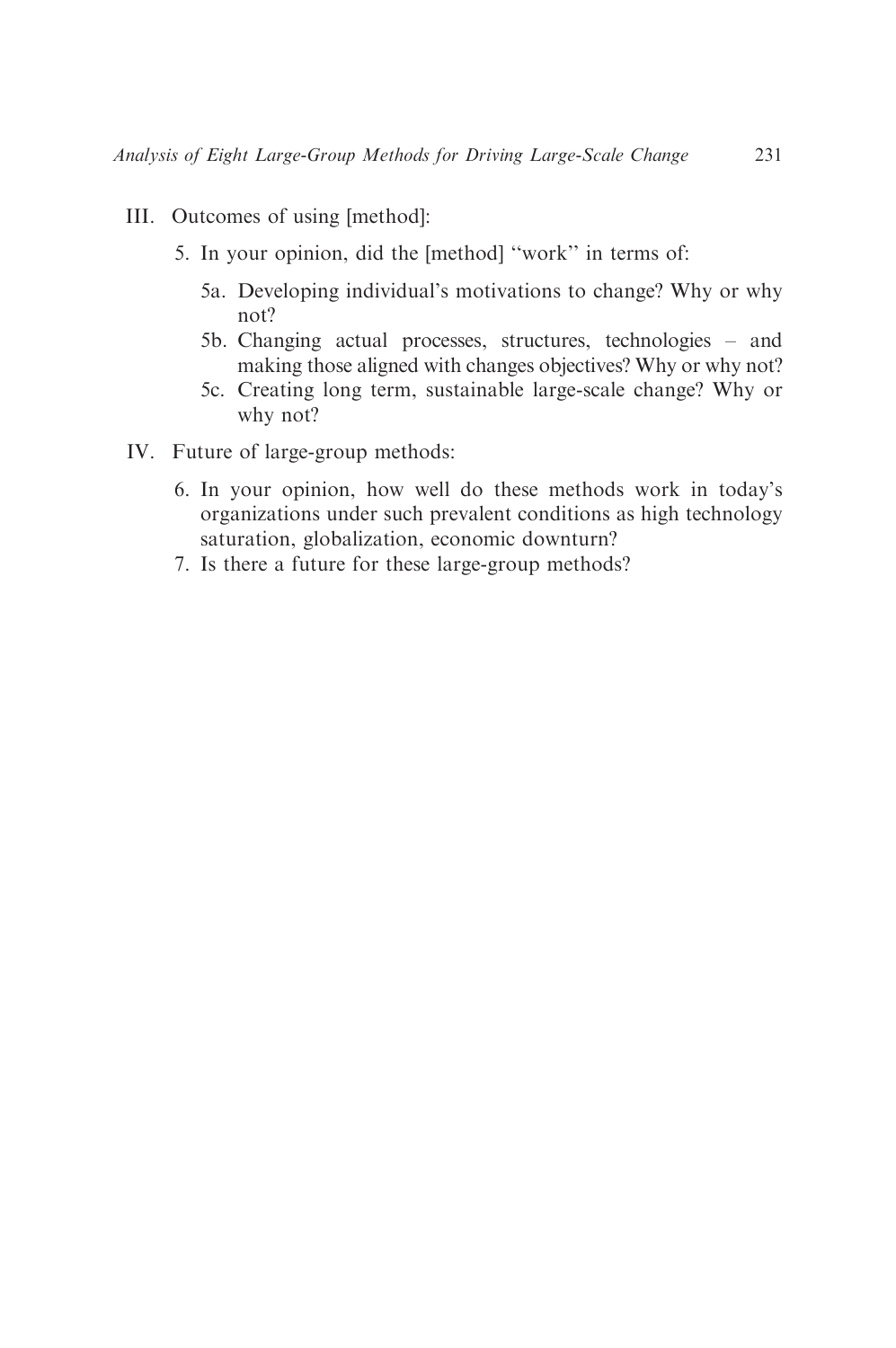III. Outcomes of using [method]:

5. In your opinion, did the [method] "work" in terms of:

   5a. Developing individual's motivations to change? Why or why not?

   5b. Changing actual processes, structures, technologies – and making those aligned with changes objectives? Why or why not?

   5c. Creating long term, sustainable large-scale change? Why or why not?

IV. Future of large-group methods:

6. In your opinion, how well do these methods work in today's organizations under such prevalent conditions as high technology saturation, globalization, economic downturn?
7. Is there a future for these large-group methods?